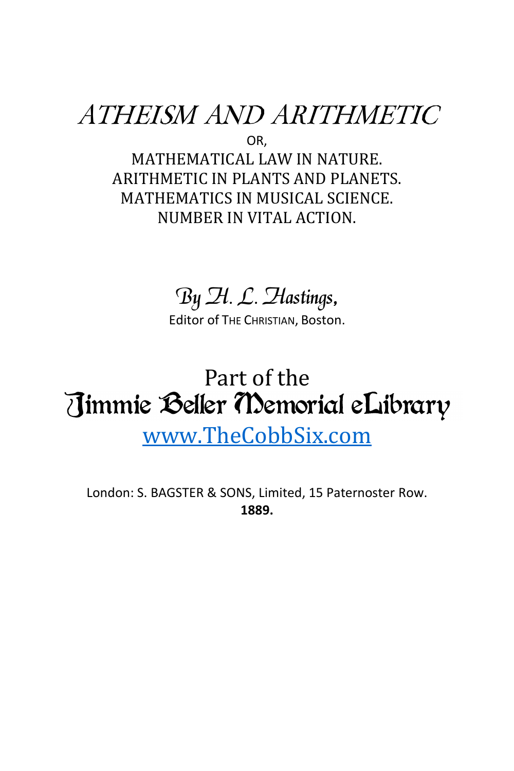# *ATHEISM AND ARITHMETIC*

OR,

MATHEMATICAL LAW IN NATURE.
ARITHMETIC IN PLANTS AND PLANETS.
MATHEMATICS IN MUSICAL SCIENCE.
NUMBER IN VITAL ACTION.

*By H. L. Hastings,*

Editor of THE CHRISTIAN, Boston.

Part of the
Jimmie Beller Memorial eLibrary
[www.TheCobbSix.com](http://www.TheCobbSix.com)

London: S. BAGSTER & SONS, Limited, 15 Paternoster Row.
**1889.**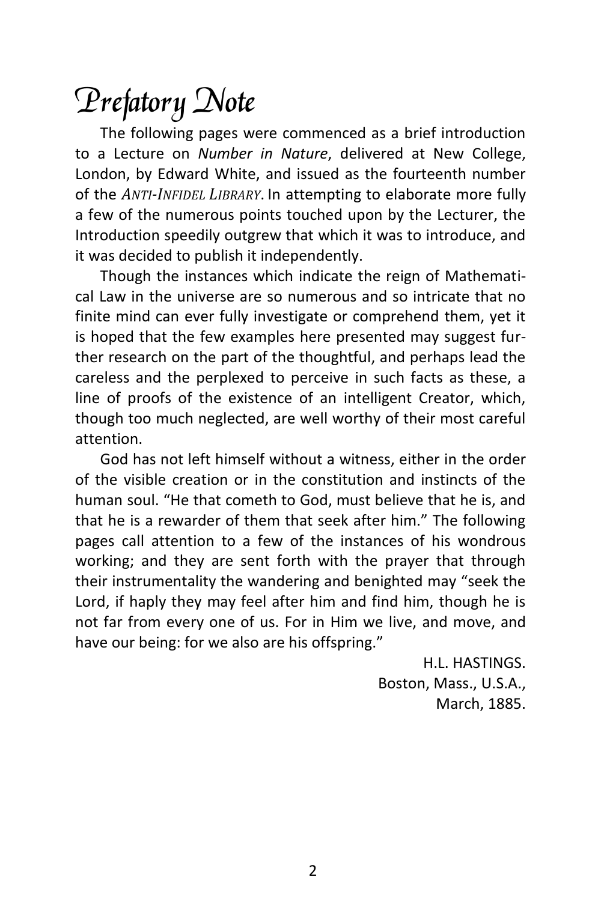# Prefatory Note

The following pages were commenced as a brief introduction to a Lecture on *Number in Nature*, delivered at New College, London, by Edward White, and issued as the fourteenth number of the *ANTI-INFIDEL LIBRARY*. In attempting to elaborate more fully a few of the numerous points touched upon by the Lecturer, the Introduction speedily outgrew that which it was to introduce, and it was decided to publish it independently.

Though the instances which indicate the reign of Mathematical Law in the universe are so numerous and so intricate that no finite mind can ever fully investigate or comprehend them, yet it is hoped that the few examples here presented may suggest further research on the part of the thoughtful, and perhaps lead the careless and the perplexed to perceive in such facts as these, a line of proofs of the existence of an intelligent Creator, which, though too much neglected, are well worthy of their most careful attention.

God has not left himself without a witness, either in the order of the visible creation or in the constitution and instincts of the human soul. "He that cometh to God, must believe that he is, and that he is a rewarder of them that seek after him." The following pages call attention to a few of the instances of his wondrous working; and they are sent forth with the prayer that through their instrumentality the wandering and benighted may "seek the Lord, if haply they may feel after him and find him, though he is not far from every one of us. For in Him we live, and move, and have our being: for we also are his offspring."

H.L. HASTINGS.
Boston, Mass., U.S.A.,
March, 1885.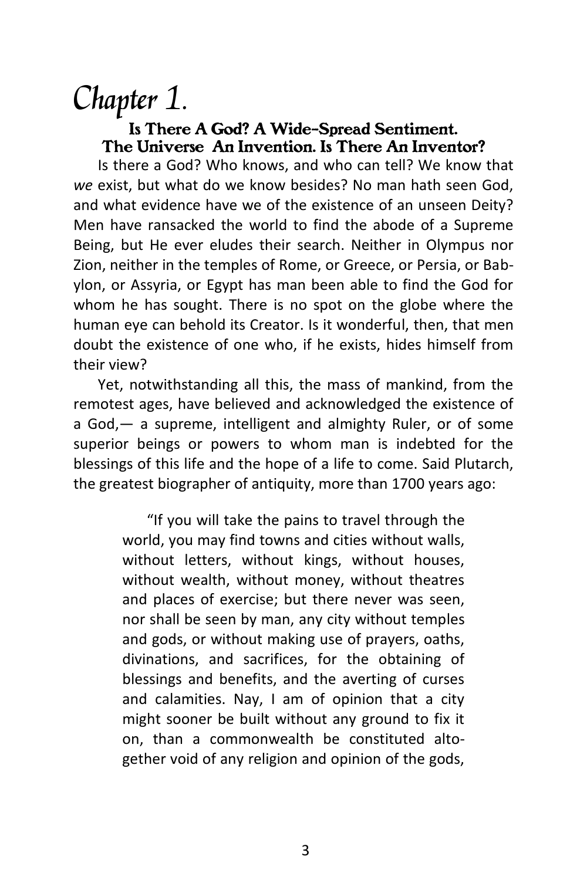# Chapter 1.

### Is There A God? A Wide-Spread Sentiment. The Universe An Invention. Is There An Inventor?

Is there a God? Who knows, and who can tell? We know that *we* exist, but what do we know besides? No man hath seen God, and what evidence have we of the existence of an unseen Deity? Men have ransacked the world to find the abode of a Supreme Being, but He ever eludes their search. Neither in Olympus nor Zion, neither in the temples of Rome, or Greece, or Persia, or Babylon, or Assyria, or Egypt has man been able to find the God for whom he has sought. There is no spot on the globe where the human eye can behold its Creator. Is it wonderful, then, that men doubt the existence of one who, if he exists, hides himself from their view?

Yet, notwithstanding all this, the mass of mankind, from the remotest ages, have believed and acknowledged the existence of a God,— a supreme, intelligent and almighty Ruler, or of some superior beings or powers to whom man is indebted for the blessings of this life and the hope of a life to come. Said Plutarch, the greatest biographer of antiquity, more than 1700 years ago:

> "If you will take the pains to travel through the world, you may find towns and cities without walls, without letters, without kings, without houses, without wealth, without money, without theatres and places of exercise; but there never was seen, nor shall be seen by man, any city without temples and gods, or without making use of prayers, oaths, divinations, and sacrifices, for the obtaining of blessings and benefits, and the averting of curses and calamities. Nay, I am of opinion that a city might sooner be built without any ground to fix it on, than a commonwealth be constituted altogether void of any religion and opinion of the gods,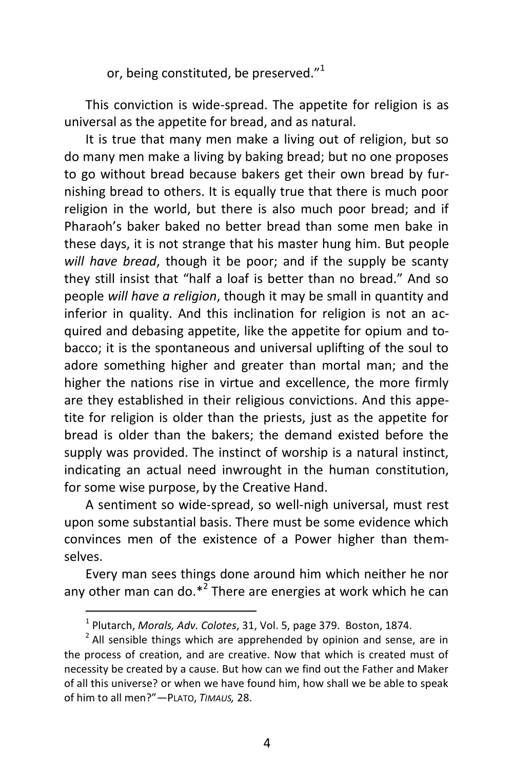or, being constituted, be preserved."[1]

This conviction is wide-spread. The appetite for religion is as universal as the appetite for bread, and as natural.

It is true that many men make a living out of religion, but so do many men make a living by baking bread; but no one proposes to go without bread because bakers get their own bread by furnishing bread to others. It is equally true that there is much poor religion in the world, but there is also much poor bread; and if Pharaoh's baker baked no better bread than some men bake in these days, it is not strange that his master hung him. But people *will have bread*, though it be poor; and if the supply be scanty they still insist that "half a loaf is better than no bread." And so people *will have a religion*, though it may be small in quantity and inferior in quality. And this inclination for religion is not an acquired and debasing appetite, like the appetite for opium and tobacco; it is the spontaneous and universal uplifting of the soul to adore something higher and greater than mortal man; and the higher the nations rise in virtue and excellence, the more firmly are they established in their religious convictions. And this appetite for religion is older than the priests, just as the appetite for bread is older than the bakers; the demand existed before the supply was provided. The instinct of worship is a natural instinct, indicating an actual need inwrought in the human constitution, for some wise purpose, by the Creative Hand.

A sentiment so wide-spread, so well-nigh universal, must rest upon some substantial basis. There must be some evidence which convinces men of the existence of a Power higher than themselves.

Every man sees things done around him which neither he nor any other man can do.*[2] There are energies at work which he can

---

[1] Plutarch, *Morals, Adv. Colotes*, 31, Vol. 5, page 379. Boston, 1874.

[2] All sensible things which are apprehended by opinion and sense, are in the process of creation, and are creative. Now that which is created must of necessity be created by a cause. But how can we find out the Father and Maker of all this universe? or when we have found him, how shall we be able to speak of him to all men?"—PLATO, *TIMAUS,* 28.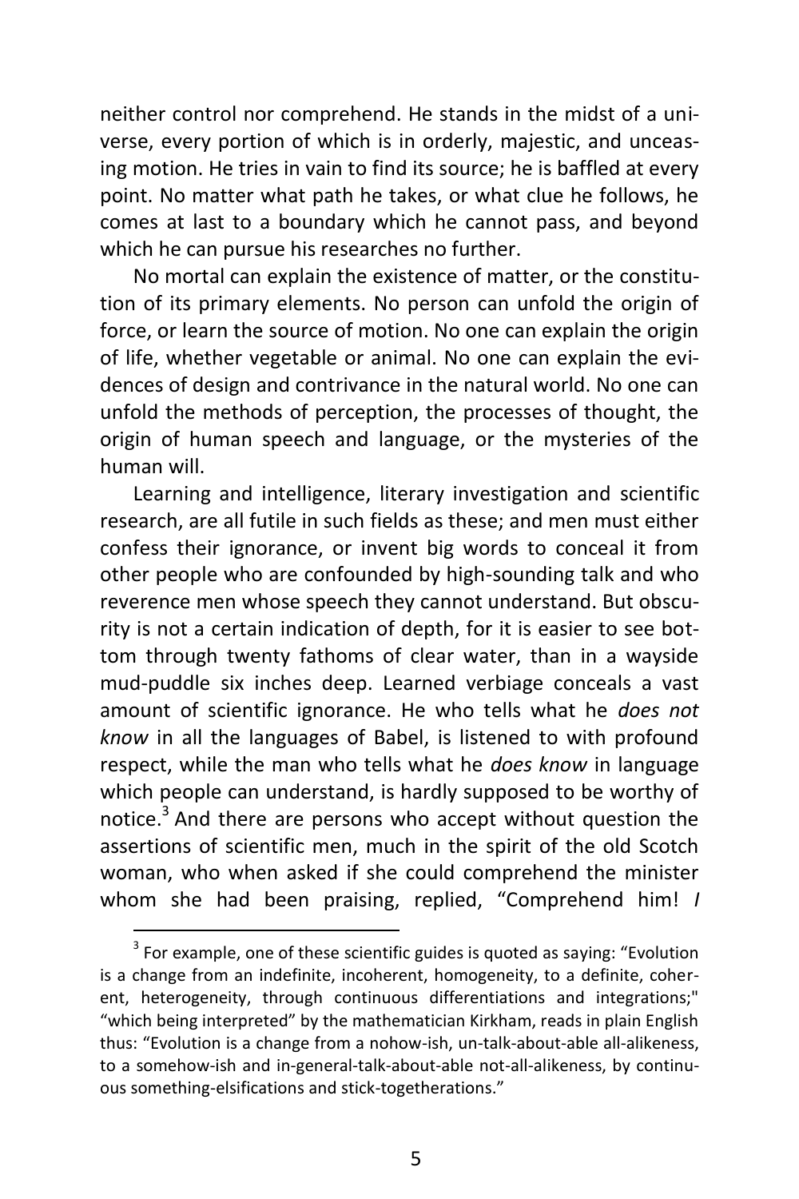neither control nor comprehend. He stands in the midst of a universe, every portion of which is in orderly, majestic, and unceasing motion. He tries in vain to find its source; he is baffled at every point. No matter what path he takes, or what clue he follows, he comes at last to a boundary which he cannot pass, and beyond which he can pursue his researches no further.

No mortal can explain the existence of matter, or the constitution of its primary elements. No person can unfold the origin of force, or learn the source of motion. No one can explain the origin of life, whether vegetable or animal. No one can explain the evidences of design and contrivance in the natural world. No one can unfold the methods of perception, the processes of thought, the origin of human speech and language, or the mysteries of the human will.

Learning and intelligence, literary investigation and scientific research, are all futile in such fields as these; and men must either confess their ignorance, or invent big words to conceal it from other people who are confounded by high-sounding talk and who reverence men whose speech they cannot understand. But obscurity is not a certain indication of depth, for it is easier to see bottom through twenty fathoms of clear water, than in a wayside mud-puddle six inches deep. Learned verbiage conceals a vast amount of scientific ignorance. He who tells what he *does not know* in all the languages of Babel, is listened to with profound respect, while the man who tells what he *does know* in language which people can understand, is hardly supposed to be worthy of notice.[3] And there are persons who accept without question the assertions of scientific men, much in the spirit of the old Scotch woman, who when asked if she could comprehend the minister whom she had been praising, replied, “Comprehend him! *I*

---

[3] For example, one of these scientific guides is quoted as saying: “Evolution is a change from an indefinite, incoherent, homogeneity, to a definite, coherent, heterogeneity, through continuous differentiations and integrations;" “which being interpreted” by the mathematician Kirkham, reads in plain English thus: “Evolution is a change from a nohow-ish, un-talk-about-able all-alikeness, to a somehow-ish and in-general-talk-about-able not-all-alikeness, by continuous something-elsifications and stick-togetherations.”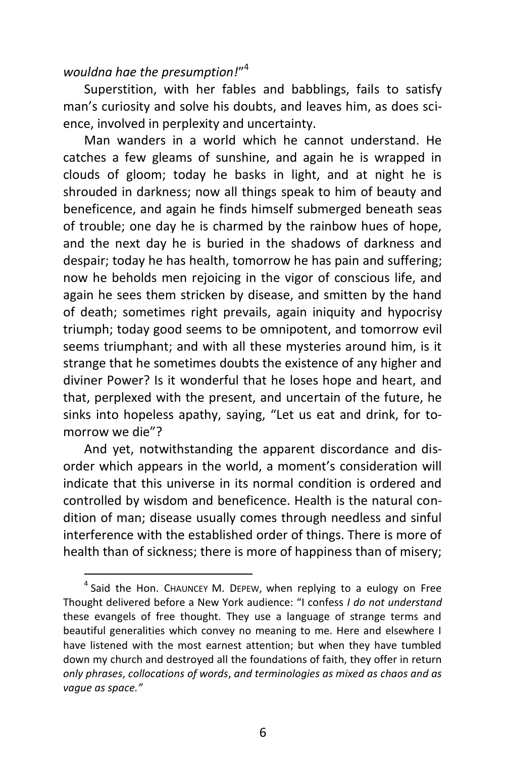*wouldna hae the presumption!*"[4]

Superstition, with her fables and babblings, fails to satisfy man's curiosity and solve his doubts, and leaves him, as does science, involved in perplexity and uncertainty.

Man wanders in a world which he cannot understand. He catches a few gleams of sunshine, and again he is wrapped in clouds of gloom; today he basks in light, and at night he is shrouded in darkness; now all things speak to him of beauty and beneficence, and again he finds himself submerged beneath seas of trouble; one day he is charmed by the rainbow hues of hope, and the next day he is buried in the shadows of darkness and despair; today he has health, tomorrow he has pain and suffering; now he beholds men rejoicing in the vigor of conscious life, and again he sees them stricken by disease, and smitten by the hand of death; sometimes right prevails, again iniquity and hypocrisy triumph; today good seems to be omnipotent, and tomorrow evil seems triumphant; and with all these mysteries around him, is it strange that he sometimes doubts the existence of any higher and diviner Power? Is it wonderful that he loses hope and heart, and that, perplexed with the present, and uncertain of the future, he sinks into hopeless apathy, saying, "Let us eat and drink, for tomorrow we die"?

And yet, notwithstanding the apparent discordance and disorder which appears in the world, a moment's consideration will indicate that this universe in its normal condition is ordered and controlled by wisdom and beneficence. Health is the natural condition of man; disease usually comes through needless and sinful interference with the established order of things. There is more of health than of sickness; there is more of happiness than of misery;

---

[4] Said the Hon. CHAUNCEY M. DEPEW, when replying to a eulogy on Free Thought delivered before a New York audience: "I confess *I do not understand* these evangels of free thought. They use a language of strange terms and beautiful generalities which convey no meaning to me. Here and elsewhere I have listened with the most earnest attention; but when they have tumbled down my church and destroyed all the foundations of faith, they offer in return *only phrases, collocations of words, and terminologies as mixed as chaos and as vague as space."*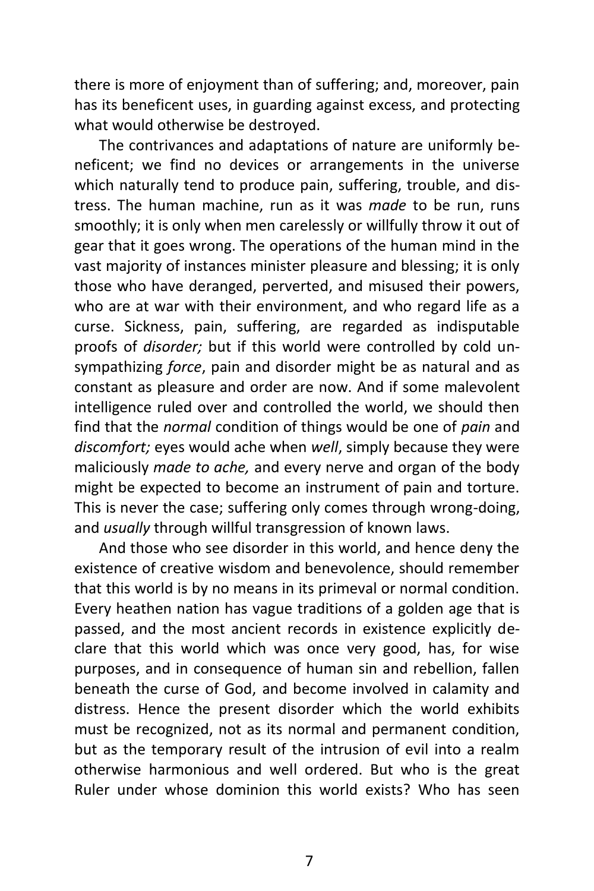there is more of enjoyment than of suffering; and, moreover, pain has its beneficent uses, in guarding against excess, and protecting what would otherwise be destroyed.

The contrivances and adaptations of nature are uniformly beneficent; we find no devices or arrangements in the universe which naturally tend to produce pain, suffering, trouble, and distress. The human machine, run as it was *made* to be run, runs smoothly; it is only when men carelessly or willfully throw it out of gear that it goes wrong. The operations of the human mind in the vast majority of instances minister pleasure and blessing; it is only those who have deranged, perverted, and misused their powers, who are at war with their environment, and who regard life as a curse. Sickness, pain, suffering, are regarded as indisputable proofs of *disorder;* but if this world were controlled by cold unsympathizing *force*, pain and disorder might be as natural and as constant as pleasure and order are now. And if some malevolent intelligence ruled over and controlled the world, we should then find that the *normal* condition of things would be one of *pain* and *discomfort;* eyes would ache when *well*, simply because they were maliciously *made to ache,* and every nerve and organ of the body might be expected to become an instrument of pain and torture. This is never the case; suffering only comes through wrong-doing, and *usually* through willful transgression of known laws.

And those who see disorder in this world, and hence deny the existence of creative wisdom and benevolence, should remember that this world is by no means in its primeval or normal condition. Every heathen nation has vague traditions of a golden age that is passed, and the most ancient records in existence explicitly declare that this world which was once very good, has, for wise purposes, and in consequence of human sin and rebellion, fallen beneath the curse of God, and become involved in calamity and distress. Hence the present disorder which the world exhibits must be recognized, not as its normal and permanent condition, but as the temporary result of the intrusion of evil into a realm otherwise harmonious and well ordered. But who is the great Ruler under whose dominion this world exists? Who has seen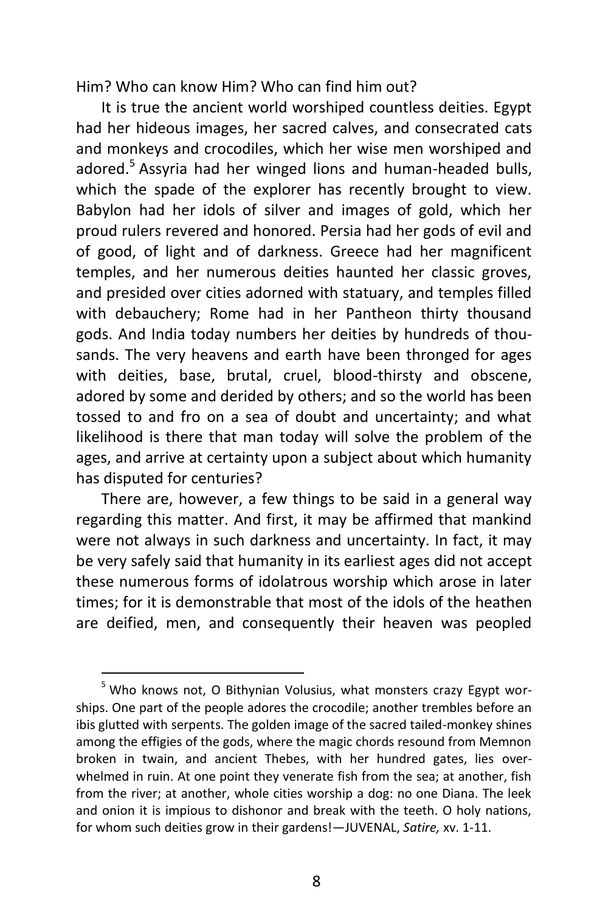Him? Who can know Him? Who can find him out?

It is true the ancient world worshiped countless deities. Egypt had her hideous images, her sacred calves, and consecrated cats and monkeys and crocodiles, which her wise men worshiped and adored.[5] Assyria had her winged lions and human-headed bulls, which the spade of the explorer has recently brought to view. Babylon had her idols of silver and images of gold, which her proud rulers revered and honored. Persia had her gods of evil and of good, of light and of darkness. Greece had her magnificent temples, and her numerous deities haunted her classic groves, and presided over cities adorned with statuary, and temples filled with debauchery; Rome had in her Pantheon thirty thousand gods. And India today numbers her deities by hundreds of thousands. The very heavens and earth have been thronged for ages with deities, base, brutal, cruel, blood-thirsty and obscene, adored by some and derided by others; and so the world has been tossed to and fro on a sea of doubt and uncertainty; and what likelihood is there that man today will solve the problem of the ages, and arrive at certainty upon a subject about which humanity has disputed for centuries?

There are, however, a few things to be said in a general way regarding this matter. And first, it may be affirmed that mankind were not always in such darkness and uncertainty. In fact, it may be very safely said that humanity in its earliest ages did not accept these numerous forms of idolatrous worship which arose in later times; for it is demonstrable that most of the idols of the heathen are deified, men, and consequently their heaven was peopled

[5] Who knows not, O Bithynian Volusius, what monsters crazy Egypt worships. One part of the people adores the crocodile; another trembles before an ibis glutted with serpents. The golden image of the sacred tailed-monkey shines among the effigies of the gods, where the magic chords resound from Memnon broken in twain, and ancient Thebes, with her hundred gates, lies overwhelmed in ruin. At one point they venerate fish from the sea; at another, fish from the river; at another, whole cities worship a dog: no one Diana. The leek and onion it is impious to dishonor and break with the teeth. O holy nations, for whom such deities grow in their gardens!—JUVENAL, *Satire,* xv. 1-11.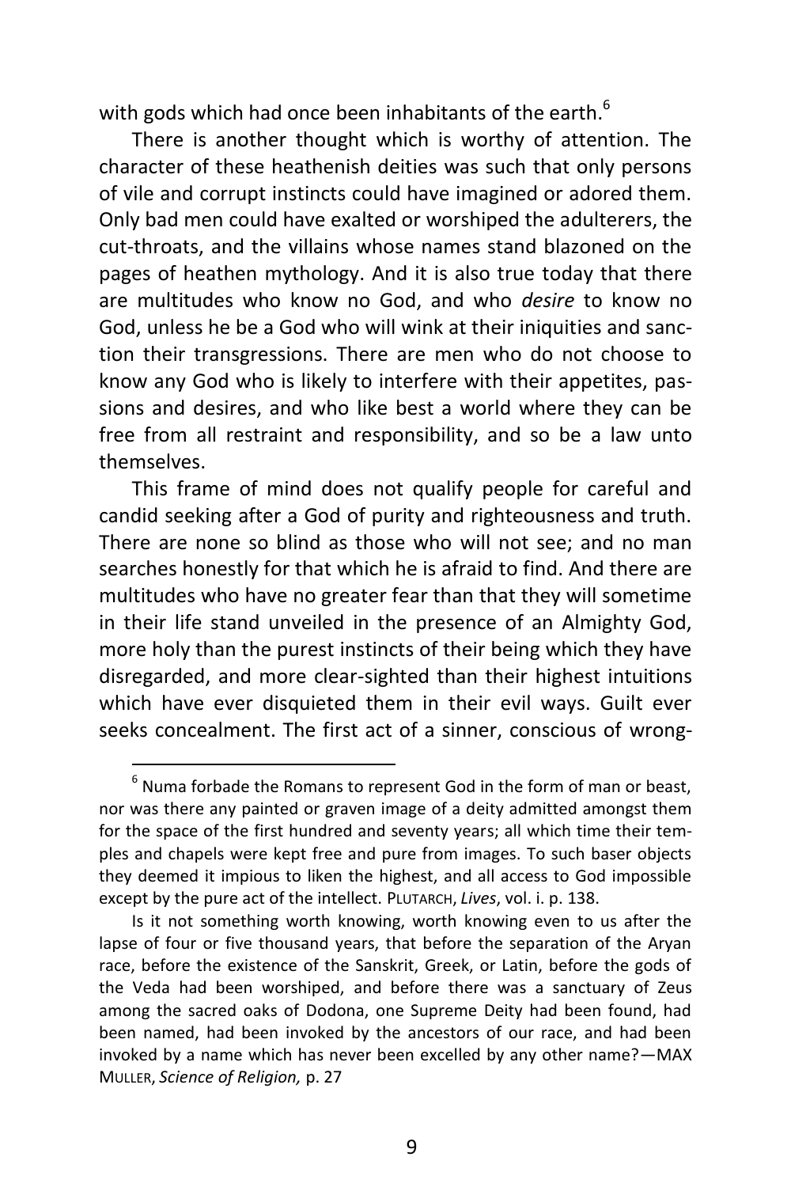with gods which had once been inhabitants of the earth.[6]

There is another thought which is worthy of attention. The character of these heathenish deities was such that only persons of vile and corrupt instincts could have imagined or adored them. Only bad men could have exalted or worshiped the adulterers, the cut-throats, and the villains whose names stand blazoned on the pages of heathen mythology. And it is also true today that there are multitudes who know no God, and who *desire* to know no God, unless he be a God who will wink at their iniquities and sanction their transgressions. There are men who do not choose to know any God who is likely to interfere with their appetites, passions and desires, and who like best a world where they can be free from all restraint and responsibility, and so be a law unto themselves.

This frame of mind does not qualify people for careful and candid seeking after a God of purity and righteousness and truth. There are none so blind as those who will not see; and no man searches honestly for that which he is afraid to find. And there are multitudes who have no greater fear than that they will sometime in their life stand unveiled in the presence of an Almighty God, more holy than the purest instincts of their being which they have disregarded, and more clear-sighted than their highest intuitions which have ever disquieted them in their evil ways. Guilt ever seeks concealment. The first act of a sinner, conscious of wrong-

---

[6] Numa forbade the Romans to represent God in the form of man or beast, nor was there any painted or graven image of a deity admitted amongst them for the space of the first hundred and seventy years; all which time their temples and chapels were kept free and pure from images. To such baser objects they deemed it impious to liken the highest, and all access to God impossible except by the pure act of the intellect. PLUTARCH, *Lives*, vol. i. p. 138.

Is it not something worth knowing, worth knowing even to us after the lapse of four or five thousand years, that before the separation of the Aryan race, before the existence of the Sanskrit, Greek, or Latin, before the gods of the Veda had been worshiped, and before there was a sanctuary of Zeus among the sacred oaks of Dodona, one Supreme Deity had been found, had been named, had been invoked by the ancestors of our race, and had been invoked by a name which has never been excelled by any other name?—MAX MULLER, *Science of Religion,* p. 27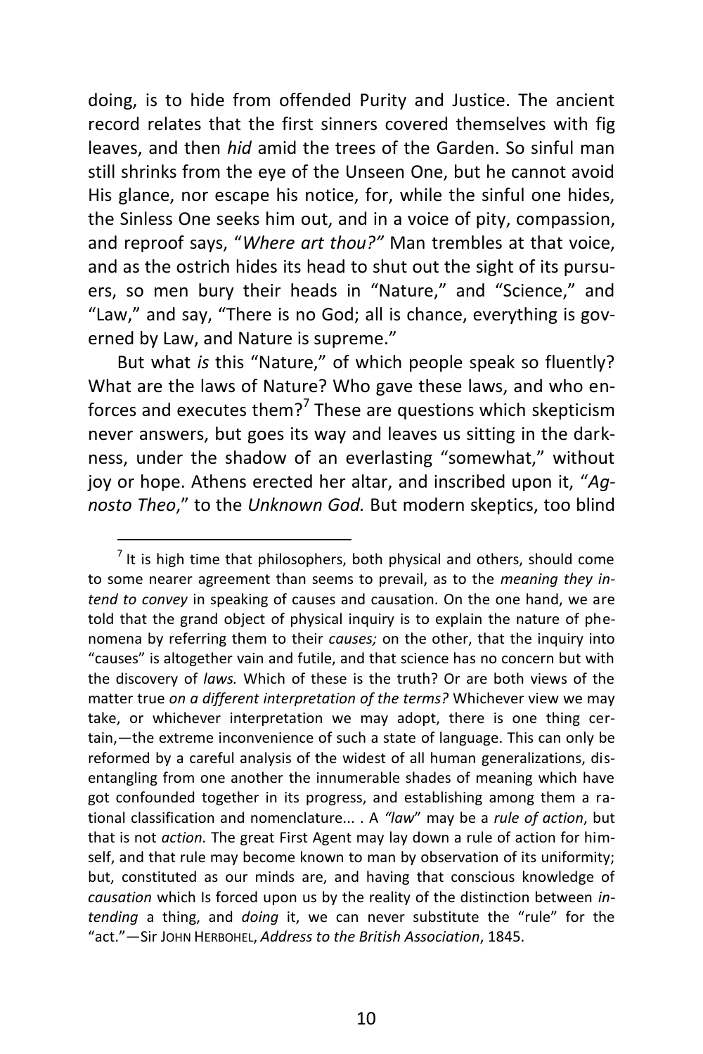doing, is to hide from offended Purity and Justice. The ancient record relates that the first sinners covered themselves with fig leaves, and then *hid* amid the trees of the Garden. So sinful man still shrinks from the eye of the Unseen One, but he cannot avoid His glance, nor escape his notice, for, while the sinful one hides, the Sinless One seeks him out, and in a voice of pity, compassion, and reproof says, "*Where art thou?*" Man trembles at that voice, and as the ostrich hides its head to shut out the sight of its pursuers, so men bury their heads in "Nature," and "Science," and "Law," and say, "There is no God; all is chance, everything is governed by Law, and Nature is supreme."

But what *is* this "Nature," of which people speak so fluently? What are the laws of Nature? Who gave these laws, and who enforces and executes them?[7] These are questions which skepticism never answers, but goes its way and leaves us sitting in the darkness, under the shadow of an everlasting "somewhat," without joy or hope. Athens erected her altar, and inscribed upon it, "*Agnosto Theo*," to the *Unknown God.* But modern skeptics, too blind

---

[7] It is high time that philosophers, both physical and others, should come to some nearer agreement than seems to prevail, as to the *meaning they intend to convey* in speaking of causes and causation. On the one hand, we are told that the grand object of physical inquiry is to explain the nature of phenomena by referring them to their *causes;* on the other, that the inquiry into "causes" is altogether vain and futile, and that science has no concern but with the discovery of *laws.* Which of these is the truth? Or are both views of the matter true *on a different interpretation of the terms?* Whichever view we may take, or whichever interpretation we may adopt, there is one thing certain,—the extreme inconvenience of such a state of language. This can only be reformed by a careful analysis of the widest of all human generalizations, disentangling from one another the innumerable shades of meaning which have got confounded together in its progress, and establishing among them a rational classification and nomenclature... . A *"law*" may be a *rule of action*, but that is not *action.* The great First Agent may lay down a rule of action for himself, and that rule may become known to man by observation of its uniformity; but, constituted as our minds are, and having that conscious knowledge of *causation* which Is forced upon us by the reality of the distinction between *intending* a thing, and *doing* it, we can never substitute the "rule" for the "act."—Sir JOHN HERBOHEL, *Address to the British Association*, 1845.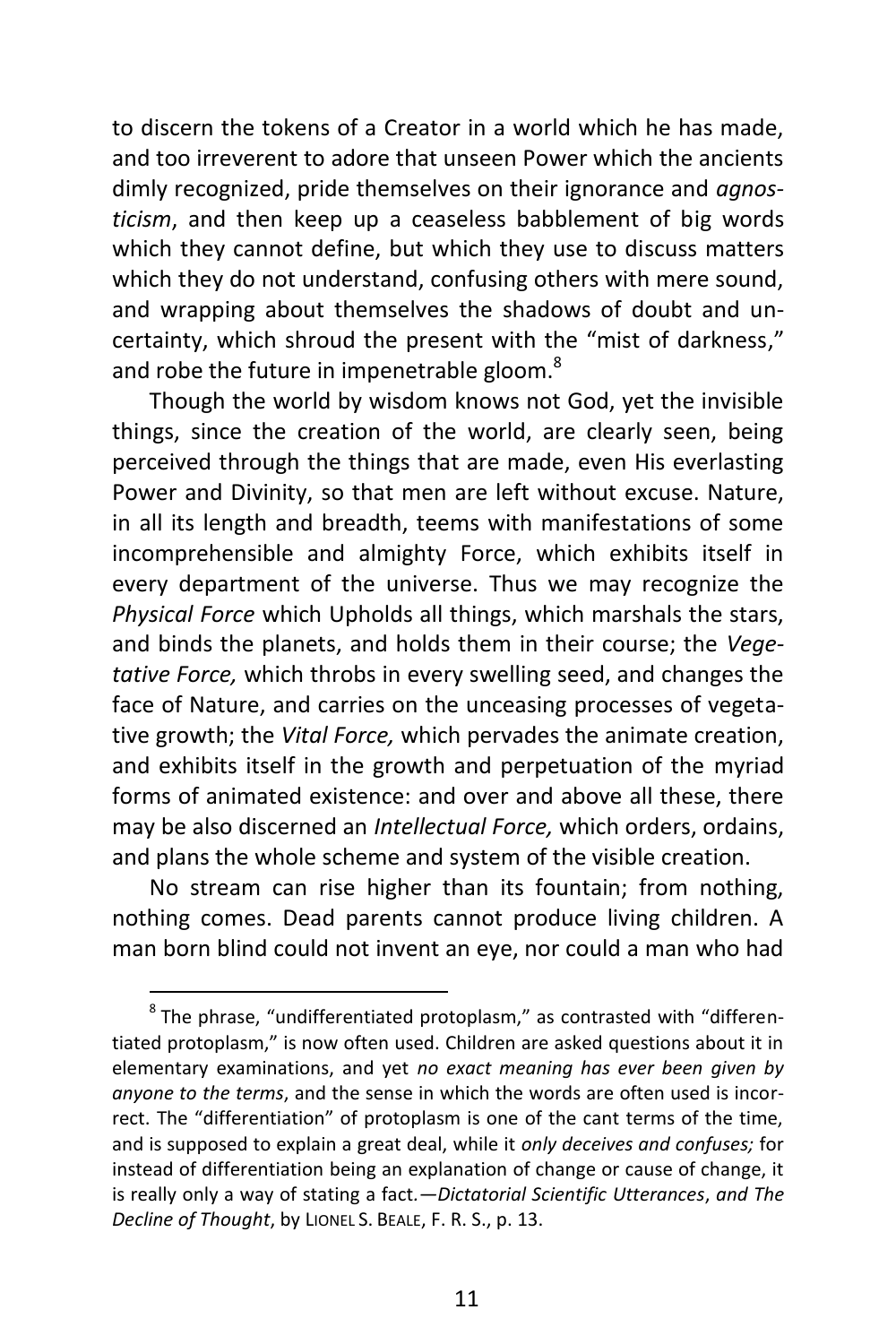to discern the tokens of a Creator in a world which he has made, and too irreverent to adore that unseen Power which the ancients dimly recognized, pride themselves on their ignorance and *agnosticism*, and then keep up a ceaseless babblement of big words which they cannot define, but which they use to discuss matters which they do not understand, confusing others with mere sound, and wrapping about themselves the shadows of doubt and uncertainty, which shroud the present with the "mist of darkness," and robe the future in impenetrable gloom.[8]

Though the world by wisdom knows not God, yet the invisible things, since the creation of the world, are clearly seen, being perceived through the things that are made, even His everlasting Power and Divinity, so that men are left without excuse. Nature, in all its length and breadth, teems with manifestations of some incomprehensible and almighty Force, which exhibits itself in every department of the universe. Thus we may recognize the *Physical Force* which Upholds all things, which marshals the stars, and binds the planets, and holds them in their course; the *Vegetative Force,* which throbs in every swelling seed, and changes the face of Nature, and carries on the unceasing processes of vegetative growth; the *Vital Force,* which pervades the animate creation, and exhibits itself in the growth and perpetuation of the myriad forms of animated existence: and over and above all these, there may be also discerned an *Intellectual Force,* which orders, ordains, and plans the whole scheme and system of the visible creation.

No stream can rise higher than its fountain; from nothing, nothing comes. Dead parents cannot produce living children. A man born blind could not invent an eye, nor could a man who had

---

[8] The phrase, "undifferentiated protoplasm," as contrasted with "differentiated protoplasm," is now often used. Children are asked questions about it in elementary examinations, and yet *no exact meaning has ever been given by anyone to the terms*, and the sense in which the words are often used is incorrect. The "differentiation" of protoplasm is one of the cant terms of the time, and is supposed to explain a great deal, while it *only deceives and confuses;* for instead of differentiation being an explanation of change or cause of change, it is really only a way of stating a fact.—*Dictatorial Scientific Utterances*, *and The Decline of Thought*, by LIONEL S. BEALE, F. R. S., p. 13.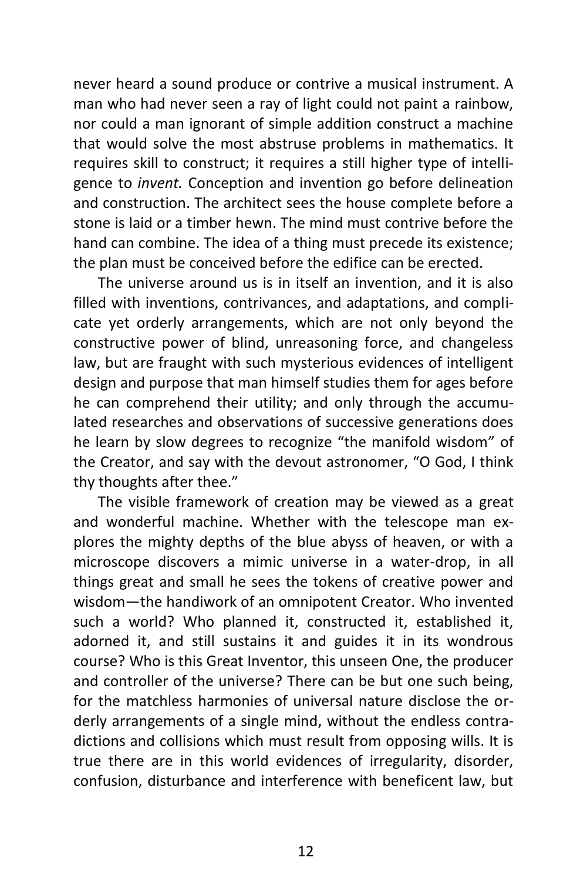never heard a sound produce or contrive a musical instrument. A man who had never seen a ray of light could not paint a rainbow, nor could a man ignorant of simple addition construct a machine that would solve the most abstruse problems in mathematics. It requires skill to construct; it requires a still higher type of intelligence to *invent.* Conception and invention go before delineation and construction. The architect sees the house complete before a stone is laid or a timber hewn. The mind must contrive before the hand can combine. The idea of a thing must precede its existence; the plan must be conceived before the edifice can be erected.

The universe around us is in itself an invention, and it is also filled with inventions, contrivances, and adaptations, and complicate yet orderly arrangements, which are not only beyond the constructive power of blind, unreasoning force, and changeless law, but are fraught with such mysterious evidences of intelligent design and purpose that man himself studies them for ages before he can comprehend their utility; and only through the accumulated researches and observations of successive generations does he learn by slow degrees to recognize "the manifold wisdom" of the Creator, and say with the devout astronomer, "O God, I think thy thoughts after thee."

The visible framework of creation may be viewed as a great and wonderful machine. Whether with the telescope man explores the mighty depths of the blue abyss of heaven, or with a microscope discovers a mimic universe in a water-drop, in all things great and small he sees the tokens of creative power and wisdom—the handiwork of an omnipotent Creator. Who invented such a world? Who planned it, constructed it, established it, adorned it, and still sustains it and guides it in its wondrous course? Who is this Great Inventor, this unseen One, the producer and controller of the universe? There can be but one such being, for the matchless harmonies of universal nature disclose the orderly arrangements of a single mind, without the endless contradictions and collisions which must result from opposing wills. It is true there are in this world evidences of irregularity, disorder, confusion, disturbance and interference with beneficent law, but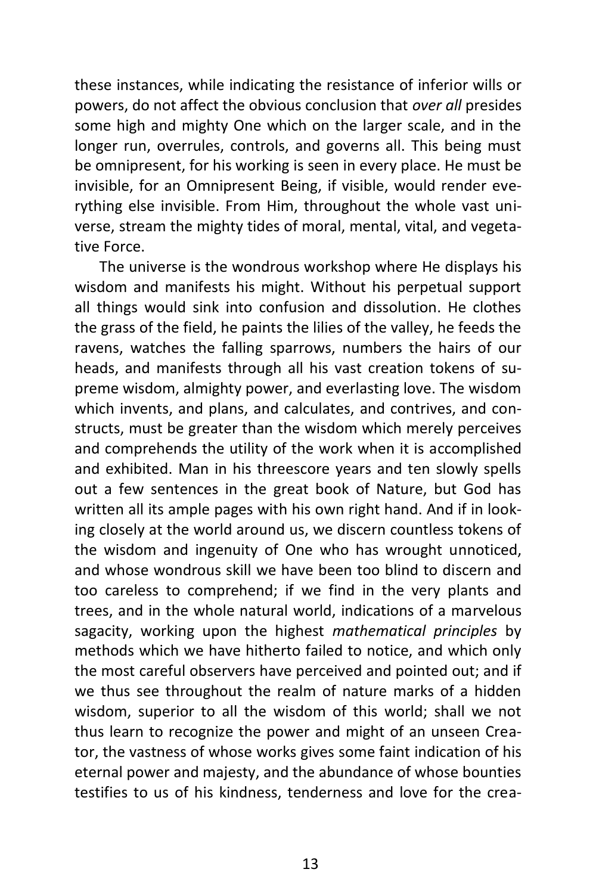these instances, while indicating the resistance of inferior wills or powers, do not affect the obvious conclusion that *over all* presides some high and mighty One which on the larger scale, and in the longer run, overrules, controls, and governs all. This being must be omnipresent, for his working is seen in every place. He must be invisible, for an Omnipresent Being, if visible, would render everything else invisible. From Him, throughout the whole vast universe, stream the mighty tides of moral, mental, vital, and vegetative Force.

The universe is the wondrous workshop where He displays his wisdom and manifests his might. Without his perpetual support all things would sink into confusion and dissolution. He clothes the grass of the field, he paints the lilies of the valley, he feeds the ravens, watches the falling sparrows, numbers the hairs of our heads, and manifests through all his vast creation tokens of supreme wisdom, almighty power, and everlasting love. The wisdom which invents, and plans, and calculates, and contrives, and constructs, must be greater than the wisdom which merely perceives and comprehends the utility of the work when it is accomplished and exhibited. Man in his threescore years and ten slowly spells out a few sentences in the great book of Nature, but God has written all its ample pages with his own right hand. And if in looking closely at the world around us, we discern countless tokens of the wisdom and ingenuity of One who has wrought unnoticed, and whose wondrous skill we have been too blind to discern and too careless to comprehend; if we find in the very plants and trees, and in the whole natural world, indications of a marvelous sagacity, working upon the highest *mathematical principles* by methods which we have hitherto failed to notice, and which only the most careful observers have perceived and pointed out; and if we thus see throughout the realm of nature marks of a hidden wisdom, superior to all the wisdom of this world; shall we not thus learn to recognize the power and might of an unseen Creator, the vastness of whose works gives some faint indication of his eternal power and majesty, and the abundance of whose bounties testifies to us of his kindness, tenderness and love for the crea-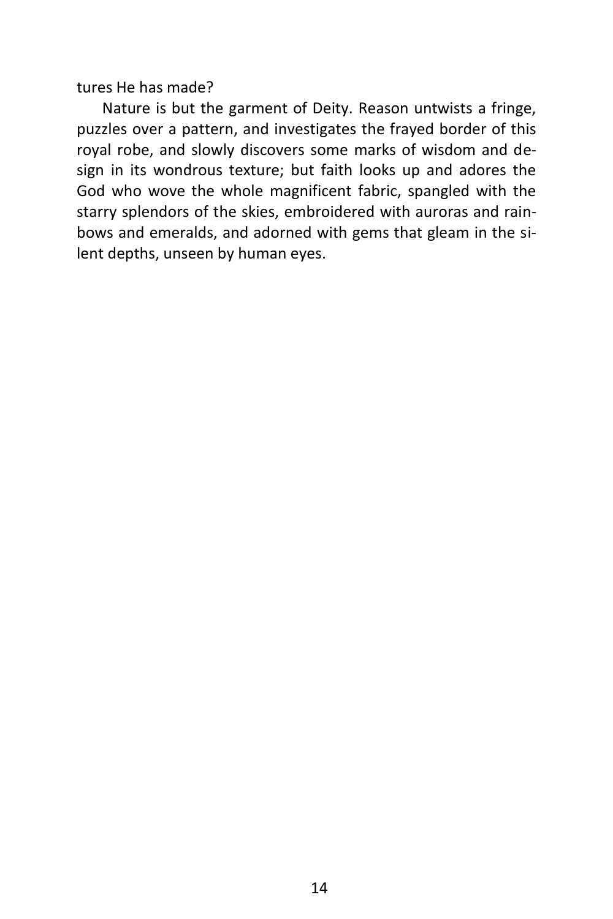tures He has made?

Nature is but the garment of Deity. Reason untwists a fringe, puzzles over a pattern, and investigates the frayed border of this royal robe, and slowly discovers some marks of wisdom and design in its wondrous texture; but faith looks up and adores the God who wove the whole magnificent fabric, spangled with the starry splendors of the skies, embroidered with auroras and rainbows and emeralds, and adorned with gems that gleam in the silent depths, unseen by human eyes.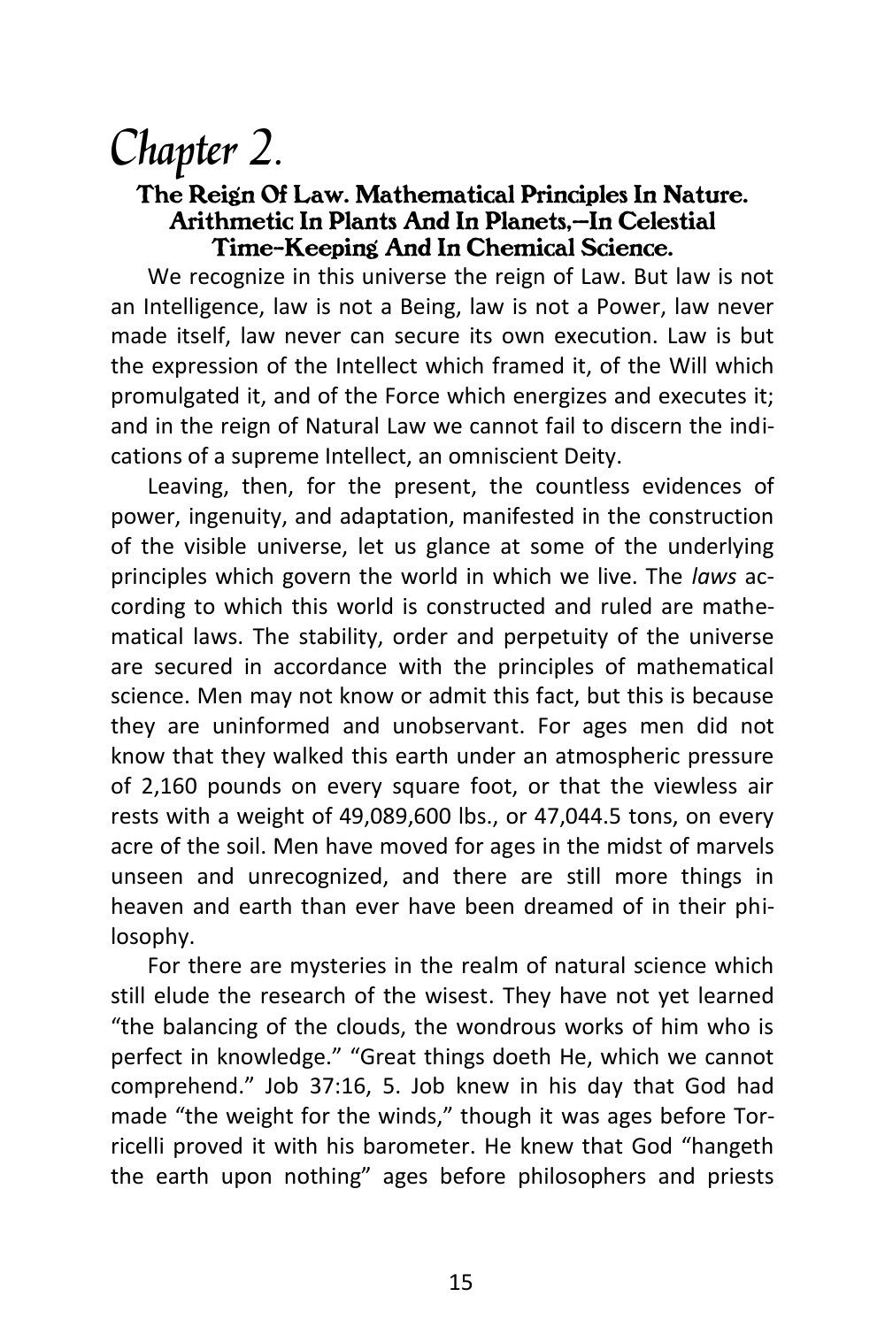# Chapter 2.

### The Reign Of Law. Mathematical Principles In Nature. Arithmetic In Plants And In Planets,—In Celestial Time-Keeping And In Chemical Science.

We recognize in this universe the reign of Law. But law is not an Intelligence, law is not a Being, law is not a Power, law never made itself, law never can secure its own execution. Law is but the expression of the Intellect which framed it, of the Will which promulgated it, and of the Force which energizes and executes it; and in the reign of Natural Law we cannot fail to discern the indications of a supreme Intellect, an omniscient Deity.

Leaving, then, for the present, the countless evidences of power, ingenuity, and adaptation, manifested in the construction of the visible universe, let us glance at some of the underlying principles which govern the world in which we live. The *laws* according to which this world is constructed and ruled are mathematical laws. The stability, order and perpetuity of the universe are secured in accordance with the principles of mathematical science. Men may not know or admit this fact, but this is because they are uninformed and unobservant. For ages men did not know that they walked this earth under an atmospheric pressure of 2,160 pounds on every square foot, or that the viewless air rests with a weight of 49,089,600 lbs., or 47,044.5 tons, on every acre of the soil. Men have moved for ages in the midst of marvels unseen and unrecognized, and there are still more things in heaven and earth than ever have been dreamed of in their philosophy.

For there are mysteries in the realm of natural science which still elude the research of the wisest. They have not yet learned "the balancing of the clouds, the wondrous works of him who is perfect in knowledge." "Great things doeth He, which we cannot comprehend." Job 37:16, 5. Job knew in his day that God had made "the weight for the winds," though it was ages before Torricelli proved it with his barometer. He knew that God "hangeth the earth upon nothing" ages before philosophers and priests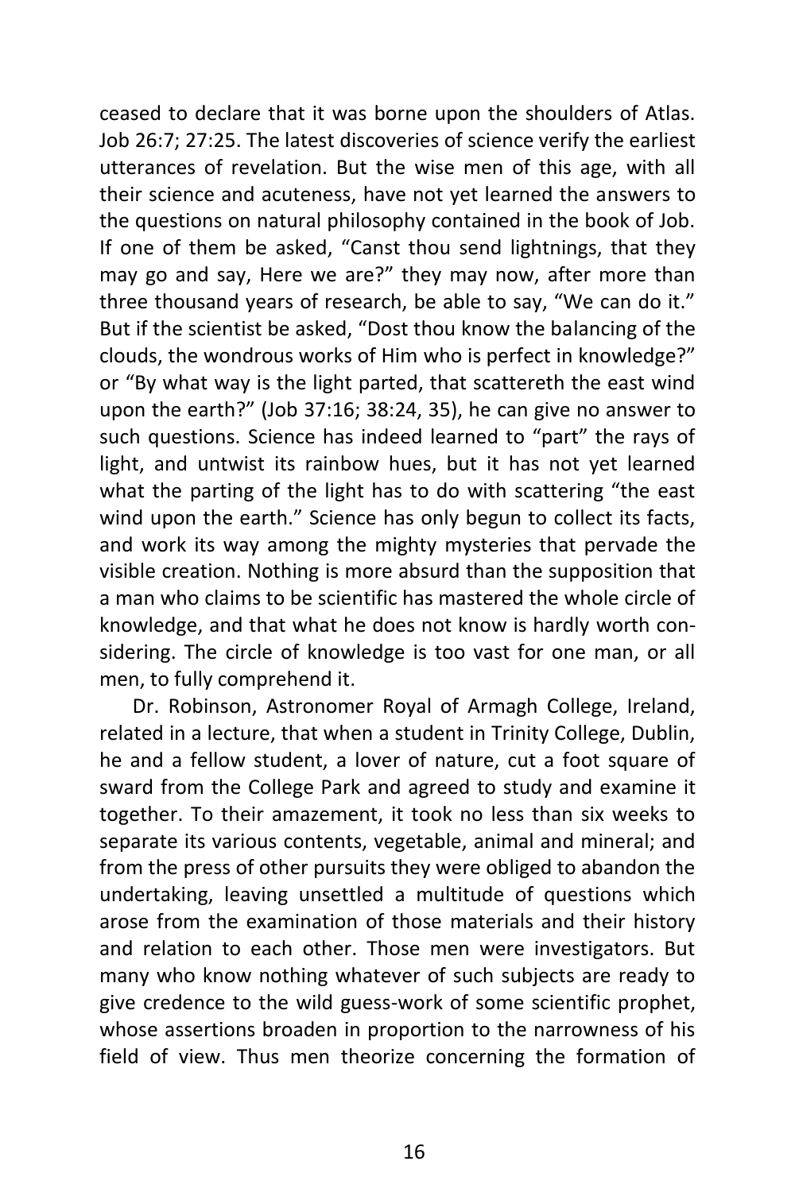ceased to declare that it was borne upon the shoulders of Atlas. Job 26:7; 27:25. The latest discoveries of science verify the earliest utterances of revelation. But the wise men of this age, with all their science and acuteness, have not yet learned the answers to the questions on natural philosophy contained in the book of Job. If one of them be asked, "Canst thou send lightnings, that they may go and say, Here we are?" they may now, after more than three thousand years of research, be able to say, "We can do it." But if the scientist be asked, "Dost thou know the balancing of the clouds, the wondrous works of Him who is perfect in knowledge?" or "By what way is the light parted, that scattereth the east wind upon the earth?" (Job 37:16; 38:24, 35), he can give no answer to such questions. Science has indeed learned to "part" the rays of light, and untwist its rainbow hues, but it has not yet learned what the parting of the light has to do with scattering "the east wind upon the earth." Science has only begun to collect its facts, and work its way among the mighty mysteries that pervade the visible creation. Nothing is more absurd than the supposition that a man who claims to be scientific has mastered the whole circle of knowledge, and that what he does not know is hardly worth considering. The circle of knowledge is too vast for one man, or all men, to fully comprehend it.

Dr. Robinson, Astronomer Royal of Armagh College, Ireland, related in a lecture, that when a student in Trinity College, Dublin, he and a fellow student, a lover of nature, cut a foot square of sward from the College Park and agreed to study and examine it together. To their amazement, it took no less than six weeks to separate its various contents, vegetable, animal and mineral; and from the press of other pursuits they were obliged to abandon the undertaking, leaving unsettled a multitude of questions which arose from the examination of those materials and their history and relation to each other. Those men were investigators. But many who know nothing whatever of such subjects are ready to give credence to the wild guess-work of some scientific prophet, whose assertions broaden in proportion to the narrowness of his field of view. Thus men theorize concerning the formation of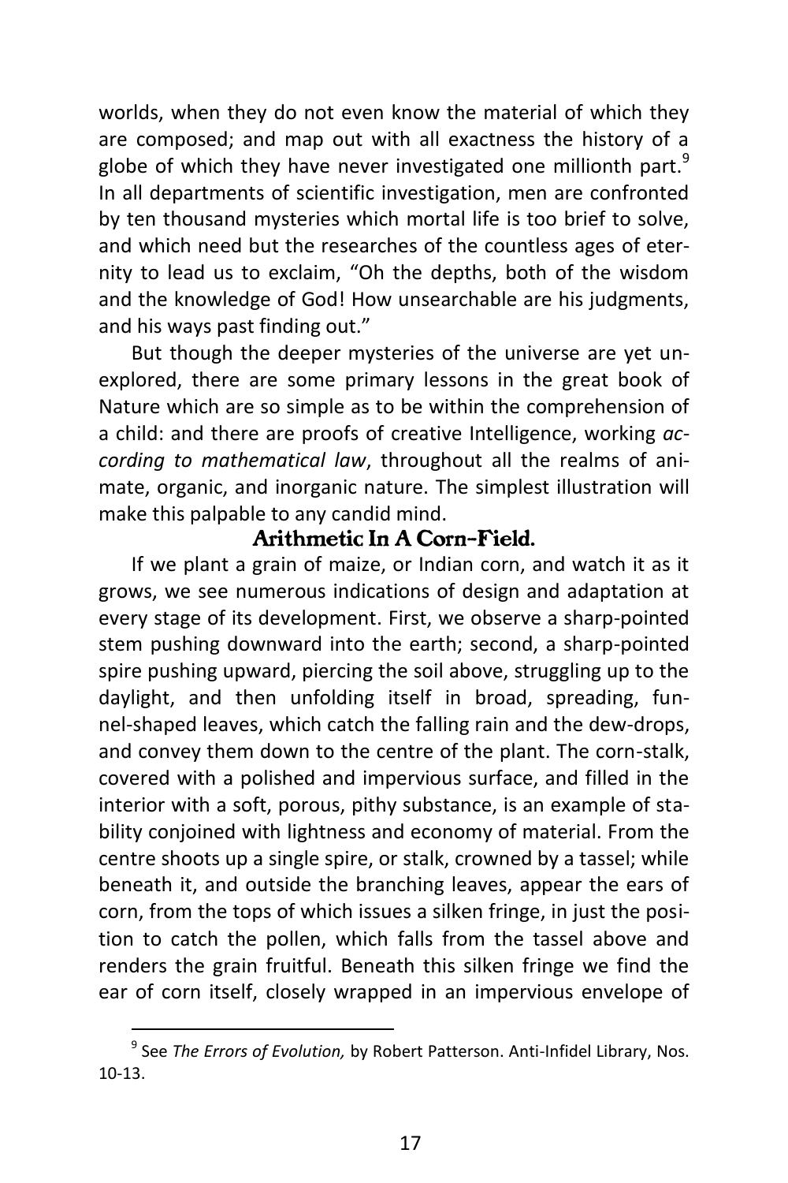worlds, when they do not even know the material of which they are composed; and map out with all exactness the history of a globe of which they have never investigated one millionth part.[9] In all departments of scientific investigation, men are confronted by ten thousand mysteries which mortal life is too brief to solve, and which need but the researches of the countless ages of eternity to lead us to exclaim, "Oh the depths, both of the wisdom and the knowledge of God! How unsearchable are his judgments, and his ways past finding out."

But though the deeper mysteries of the universe are yet unexplored, there are some primary lessons in the great book of Nature which are so simple as to be within the comprehension of a child: and there are proofs of creative Intelligence, working *according to mathematical law*, throughout all the realms of animate, organic, and inorganic nature. The simplest illustration will make this palpable to any candid mind.

### Arithmetic In A Corn-Field.

If we plant a grain of maize, or Indian corn, and watch it as it grows, we see numerous indications of design and adaptation at every stage of its development. First, we observe a sharp-pointed stem pushing downward into the earth; second, a sharp-pointed spire pushing upward, piercing the soil above, struggling up to the daylight, and then unfolding itself in broad, spreading, funnel-shaped leaves, which catch the falling rain and the dew-drops, and convey them down to the centre of the plant. The corn-stalk, covered with a polished and impervious surface, and filled in the interior with a soft, porous, pithy substance, is an example of stability conjoined with lightness and economy of material. From the centre shoots up a single spire, or stalk, crowned by a tassel; while beneath it, and outside the branching leaves, appear the ears of corn, from the tops of which issues a silken fringe, in just the position to catch the pollen, which falls from the tassel above and renders the grain fruitful. Beneath this silken fringe we find the ear of corn itself, closely wrapped in an impervious envelope of

---

[9] See *The Errors of Evolution,* by Robert Patterson. Anti-Infidel Library, Nos. 10-13.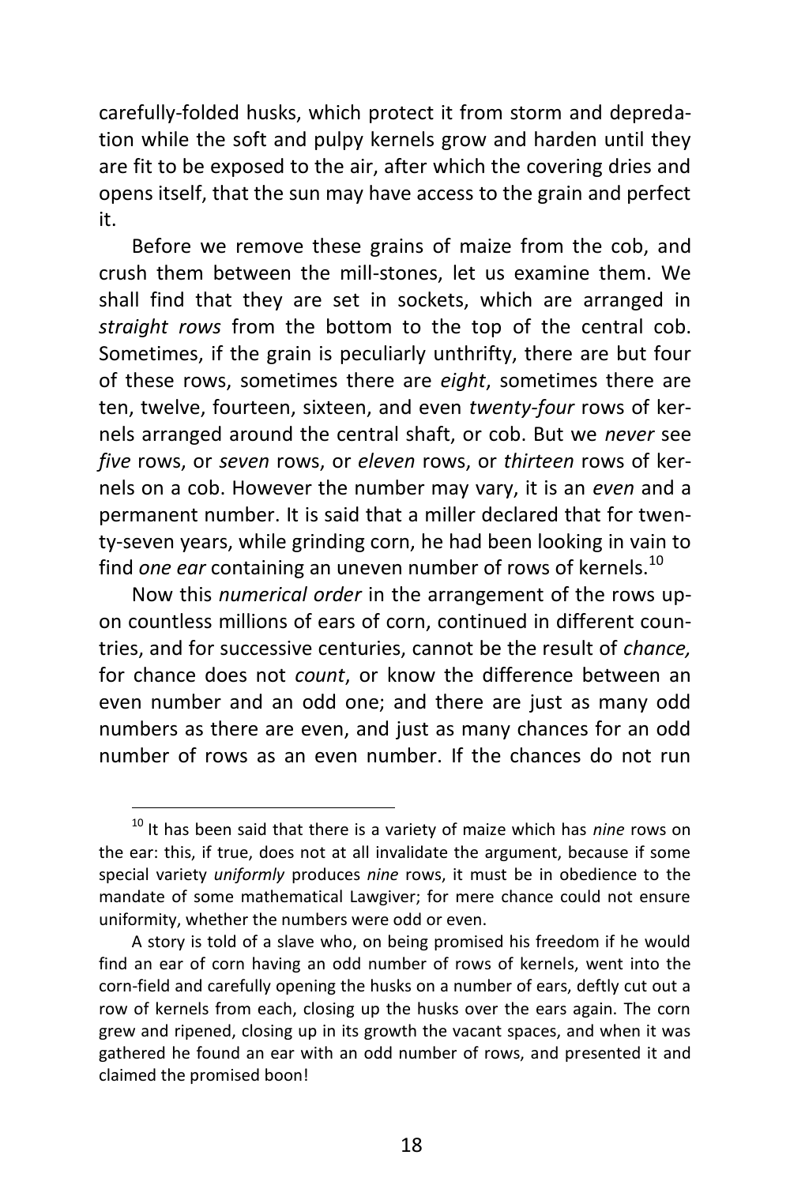carefully-folded husks, which protect it from storm and depredation while the soft and pulpy kernels grow and harden until they are fit to be exposed to the air, after which the covering dries and opens itself, that the sun may have access to the grain and perfect it.

Before we remove these grains of maize from the cob, and crush them between the mill-stones, let us examine them. We shall find that they are set in sockets, which are arranged in *straight rows* from the bottom to the top of the central cob. Sometimes, if the grain is peculiarly unthrifty, there are but four of these rows, sometimes there are *eight*, sometimes there are ten, twelve, fourteen, sixteen, and even *twenty-four* rows of kernels arranged around the central shaft, or cob. But we *never* see *five* rows, or *seven* rows, or *eleven* rows, or *thirteen* rows of kernels on a cob. However the number may vary, it is an *even* and a permanent number. It is said that a miller declared that for twenty-seven years, while grinding corn, he had been looking in vain to find *one ear* containing an uneven number of rows of kernels.[10]

Now this *numerical order* in the arrangement of the rows upon countless millions of ears of corn, continued in different countries, and for successive centuries, cannot be the result of *chance,* for chance does not *count*, or know the difference between an even number and an odd one; and there are just as many odd numbers as there are even, and just as many chances for an odd number of rows as an even number. If the chances do not run

---

[10] It has been said that there is a variety of maize which has *nine* rows on the ear: this, if true, does not at all invalidate the argument, because if some special variety *uniformly* produces *nine* rows, it must be in obedience to the mandate of some mathematical Lawgiver; for mere chance could not ensure uniformity, whether the numbers were odd or even.

A story is told of a slave who, on being promised his freedom if he would find an ear of corn having an odd number of rows of kernels, went into the corn-field and carefully opening the husks on a number of ears, deftly cut out a row of kernels from each, closing up the husks over the ears again. The corn grew and ripened, closing up in its growth the vacant spaces, and when it was gathered he found an ear with an odd number of rows, and presented it and claimed the promised boon!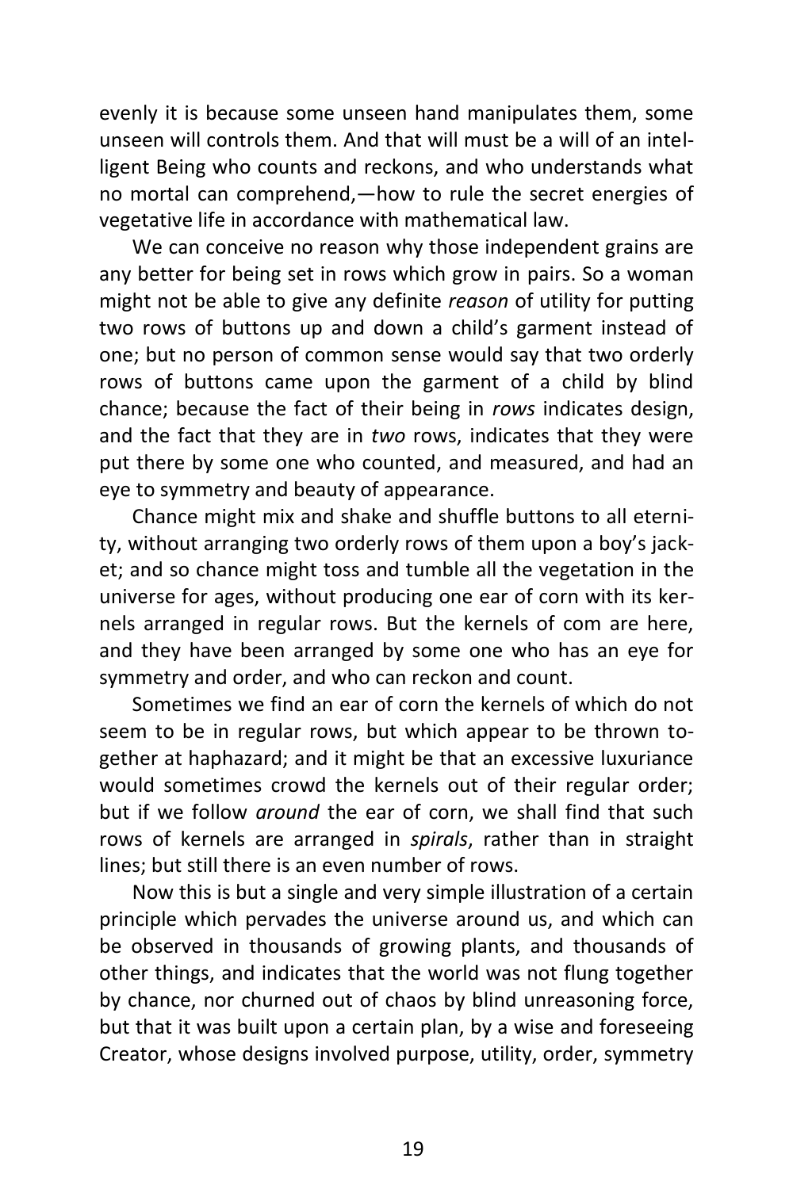evenly it is because some unseen hand manipulates them, some unseen will controls them. And that will must be a will of an intelligent Being who counts and reckons, and who understands what no mortal can comprehend,—how to rule the secret energies of vegetative life in accordance with mathematical law.

We can conceive no reason why those independent grains are any better for being set in rows which grow in pairs. So a woman might not be able to give any definite *reason* of utility for putting two rows of buttons up and down a child's garment instead of one; but no person of common sense would say that two orderly rows of buttons came upon the garment of a child by blind chance; because the fact of their being in *rows* indicates design, and the fact that they are in *two* rows, indicates that they were put there by some one who counted, and measured, and had an eye to symmetry and beauty of appearance.

Chance might mix and shake and shuffle buttons to all eternity, without arranging two orderly rows of them upon a boy's jacket; and so chance might toss and tumble all the vegetation in the universe for ages, without producing one ear of corn with its kernels arranged in regular rows. But the kernels of com are here, and they have been arranged by some one who has an eye for symmetry and order, and who can reckon and count.

Sometimes we find an ear of corn the kernels of which do not seem to be in regular rows, but which appear to be thrown together at haphazard; and it might be that an excessive luxuriance would sometimes crowd the kernels out of their regular order; but if we follow *around* the ear of corn, we shall find that such rows of kernels are arranged in *spirals*, rather than in straight lines; but still there is an even number of rows.

Now this is but a single and very simple illustration of a certain principle which pervades the universe around us, and which can be observed in thousands of growing plants, and thousands of other things, and indicates that the world was not flung together by chance, nor churned out of chaos by blind unreasoning force, but that it was built upon a certain plan, by a wise and foreseeing Creator, whose designs involved purpose, utility, order, symmetry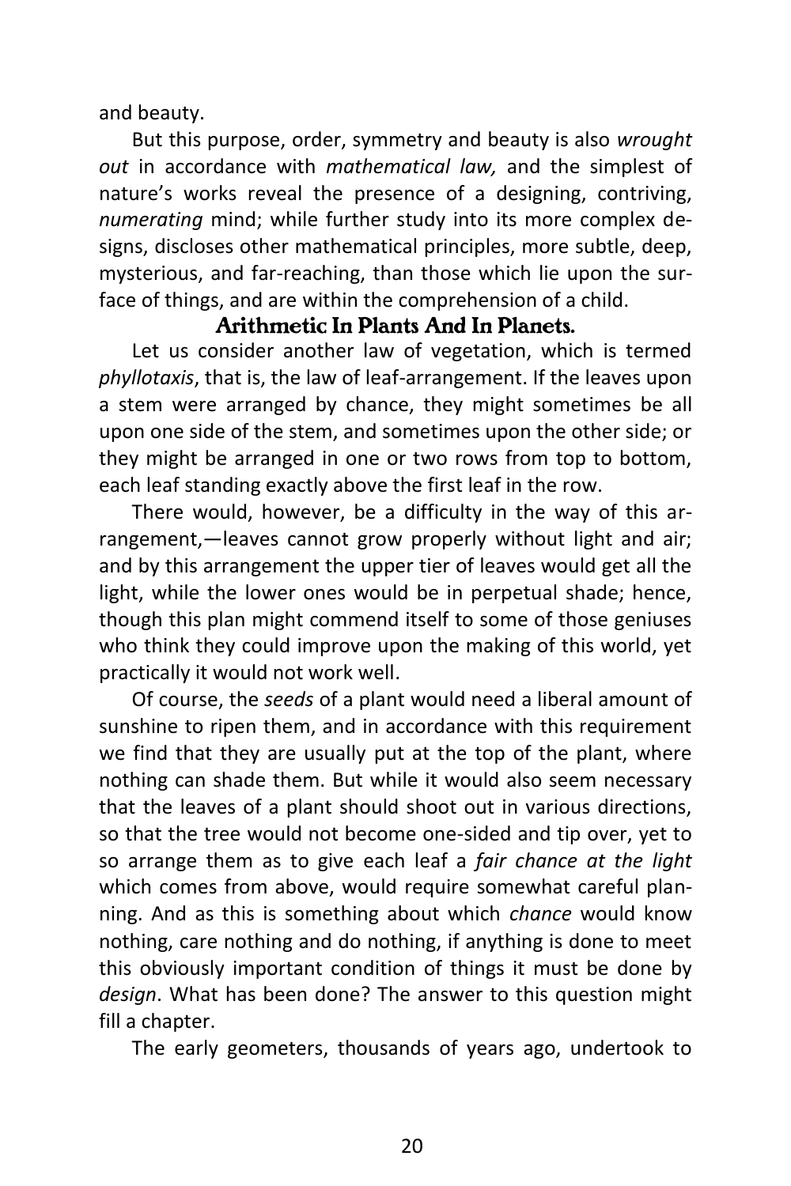and beauty.

But this purpose, order, symmetry and beauty is also *wrought out* in accordance with *mathematical law,* and the simplest of nature's works reveal the presence of a designing, contriving, *numerating* mind; while further study into its more complex designs, discloses other mathematical principles, more subtle, deep, mysterious, and far-reaching, than those which lie upon the surface of things, and are within the comprehension of a child.

## Arithmetic In Plants And In Planets.

Let us consider another law of vegetation, which is termed *phyllotaxis*, that is, the law of leaf-arrangement. If the leaves upon a stem were arranged by chance, they might sometimes be all upon one side of the stem, and sometimes upon the other side; or they might be arranged in one or two rows from top to bottom, each leaf standing exactly above the first leaf in the row.

There would, however, be a difficulty in the way of this arrangement,—leaves cannot grow properly without light and air; and by this arrangement the upper tier of leaves would get all the light, while the lower ones would be in perpetual shade; hence, though this plan might commend itself to some of those geniuses who think they could improve upon the making of this world, yet practically it would not work well.

Of course, the *seeds* of a plant would need a liberal amount of sunshine to ripen them, and in accordance with this requirement we find that they are usually put at the top of the plant, where nothing can shade them. But while it would also seem necessary that the leaves of a plant should shoot out in various directions, so that the tree would not become one-sided and tip over, yet to so arrange them as to give each leaf a *fair chance at the light* which comes from above, would require somewhat careful planning. And as this is something about which *chance* would know nothing, care nothing and do nothing, if anything is done to meet this obviously important condition of things it must be done by *design*. What has been done? The answer to this question might fill a chapter.

The early geometers, thousands of years ago, undertook to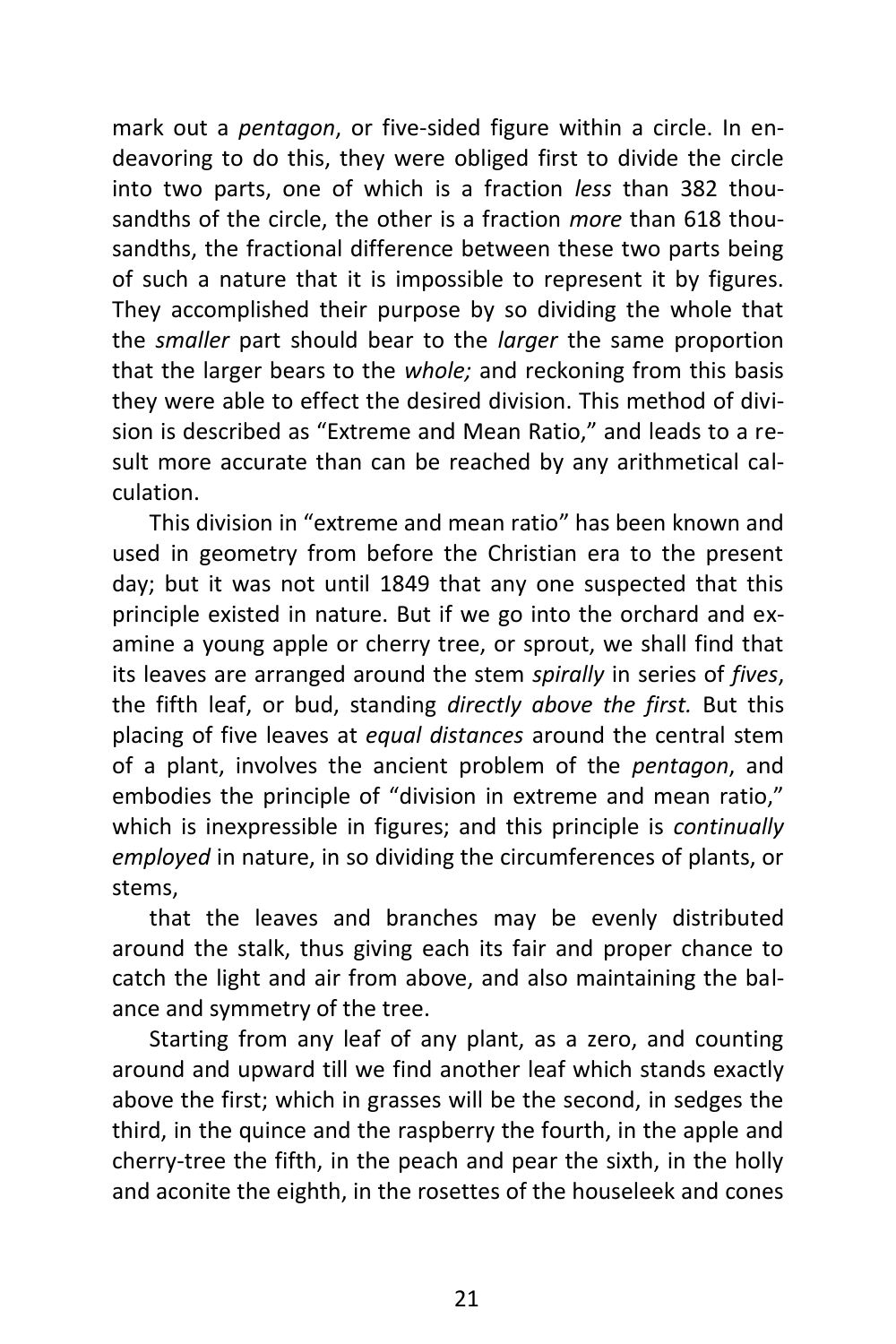mark out a *pentagon*, or five-sided figure within a circle. In endeavoring to do this, they were obliged first to divide the circle into two parts, one of which is a fraction *less* than 382 thousandths of the circle, the other is a fraction *more* than 618 thousandths, the fractional difference between these two parts being of such a nature that it is impossible to represent it by figures. They accomplished their purpose by so dividing the whole that the *smaller* part should bear to the *larger* the same proportion that the larger bears to the *whole;* and reckoning from this basis they were able to effect the desired division. This method of division is described as "Extreme and Mean Ratio," and leads to a result more accurate than can be reached by any arithmetical calculation.

This division in "extreme and mean ratio" has been known and used in geometry from before the Christian era to the present day; but it was not until 1849 that any one suspected that this principle existed in nature. But if we go into the orchard and examine a young apple or cherry tree, or sprout, we shall find that its leaves are arranged around the stem *spirally* in series of *fives*, the fifth leaf, or bud, standing *directly above the first.* But this placing of five leaves at *equal distances* around the central stem of a plant, involves the ancient problem of the *pentagon*, and embodies the principle of "division in extreme and mean ratio," which is inexpressible in figures; and this principle is *continually employed* in nature, in so dividing the circumferences of plants, or stems,

that the leaves and branches may be evenly distributed around the stalk, thus giving each its fair and proper chance to catch the light and air from above, and also maintaining the balance and symmetry of the tree.

Starting from any leaf of any plant, as a zero, and counting around and upward till we find another leaf which stands exactly above the first; which in grasses will be the second, in sedges the third, in the quince and the raspberry the fourth, in the apple and cherry-tree the fifth, in the peach and pear the sixth, in the holly and aconite the eighth, in the rosettes of the houseleek and cones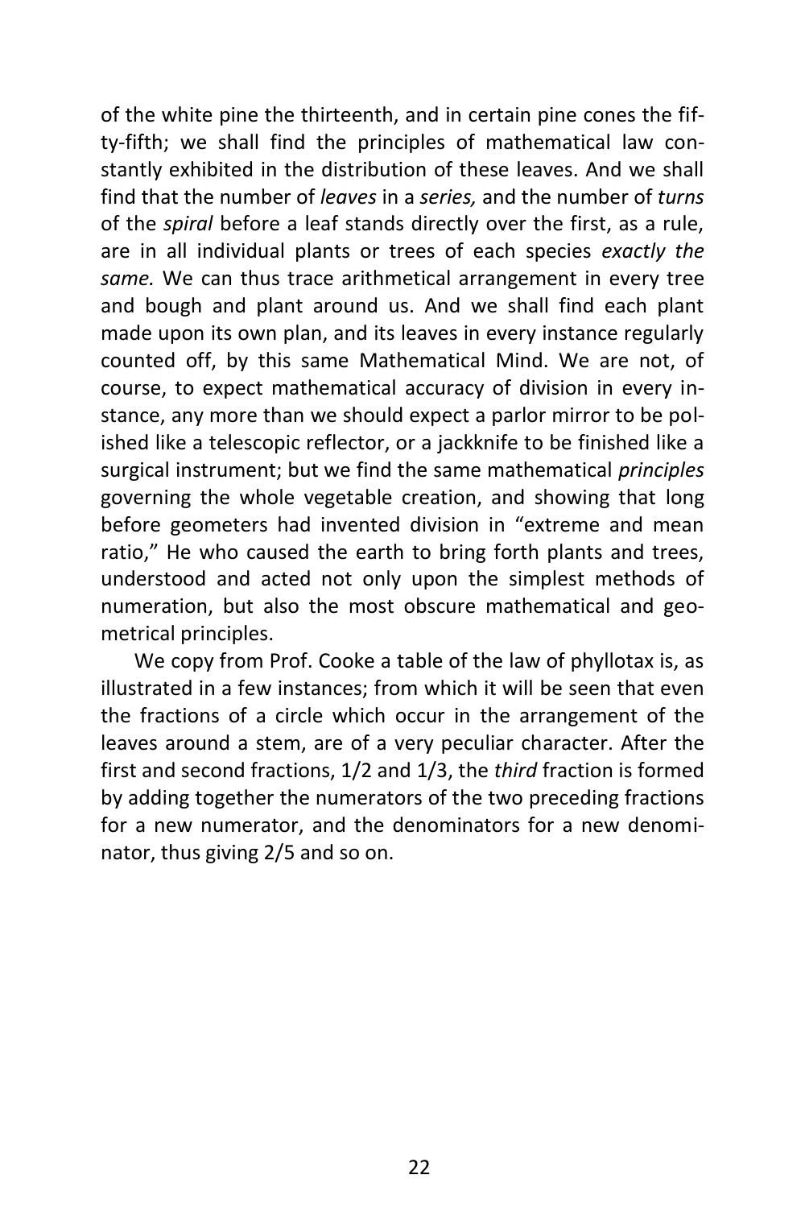of the white pine the thirteenth, and in certain pine cones the fifty-fifth; we shall find the principles of mathematical law constantly exhibited in the distribution of these leaves. And we shall find that the number of *leaves* in a *series,* and the number of *turns* of the *spiral* before a leaf stands directly over the first, as a rule, are in all individual plants or trees of each species *exactly the same.* We can thus trace arithmetical arrangement in every tree and bough and plant around us. And we shall find each plant made upon its own plan, and its leaves in every instance regularly counted off, by this same Mathematical Mind. We are not, of course, to expect mathematical accuracy of division in every instance, any more than we should expect a parlor mirror to be polished like a telescopic reflector, or a jackknife to be finished like a surgical instrument; but we find the same mathematical *principles* governing the whole vegetable creation, and showing that long before geometers had invented division in "extreme and mean ratio," He who caused the earth to bring forth plants and trees, understood and acted not only upon the simplest methods of numeration, but also the most obscure mathematical and geometrical principles.

We copy from Prof. Cooke a table of the law of phyllotax is, as illustrated in a few instances; from which it will be seen that even the fractions of a circle which occur in the arrangement of the leaves around a stem, are of a very peculiar character. After the first and second fractions, 1/2 and 1/3, the *third* fraction is formed by adding together the numerators of the two preceding fractions for a new numerator, and the denominators for a new denominator, thus giving 2/5 and so on.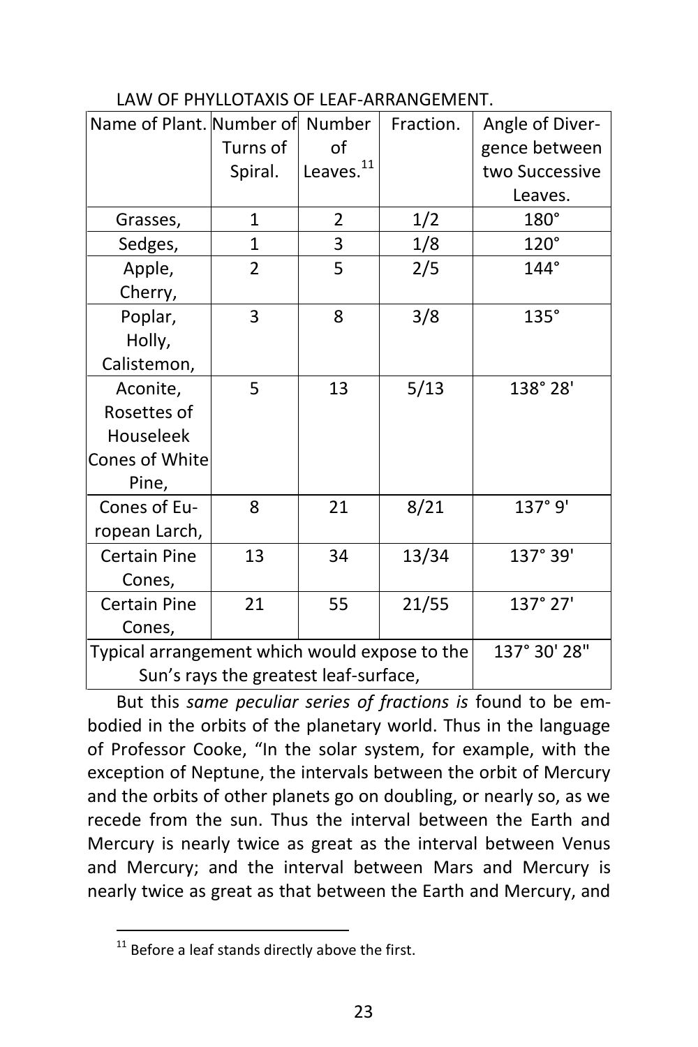LAW OF PHYLLOTAXIS OF LEAF-ARRANGEMENT.

| Name of Plant. | Number of Turns of Spiral. | Number of Leaves.[11] | Fraction. | Angle of Divergence between two Successive Leaves. |
|---|---|---|---|---|
| Grasses, | 1 | 2 | 1/2 | 180° |
| Sedges, | 1 | 3 | 1/8 | 120° |
| Apple, Cherry, | 2 | 5 | 2/5 | 144° |
| Poplar, Holly, Calistemon, | 3 | 8 | 3/8 | 135° |
| Aconite, Rosettes of Houseleek Cones of White Pine, | 5 | 13 | 5/13 | 138° 28' |
| Cones of European Larch, | 8 | 21 | 8/21 | 137° 9' |
| Certain Pine Cones, | 13 | 34 | 13/34 | 137° 39' |
| Certain Pine Cones, | 21 | 55 | 21/55 | 137° 27' |
| Typical arrangement which would expose to the Sun's rays the greatest leaf-surface, | | | | 137° 30' 28" |

But this *same peculiar series of fractions is* found to be embodied in the orbits of the planetary world. Thus in the language of Professor Cooke, "In the solar system, for example, with the exception of Neptune, the intervals between the orbit of Mercury and the orbits of other planets go on doubling, or nearly so, as we recede from the sun. Thus the interval between the Earth and Mercury is nearly twice as great as the interval between Venus and Mercury; and the interval between Mars and Mercury is nearly twice as great as that between the Earth and Mercury, and

[11] Before a leaf stands directly above the first.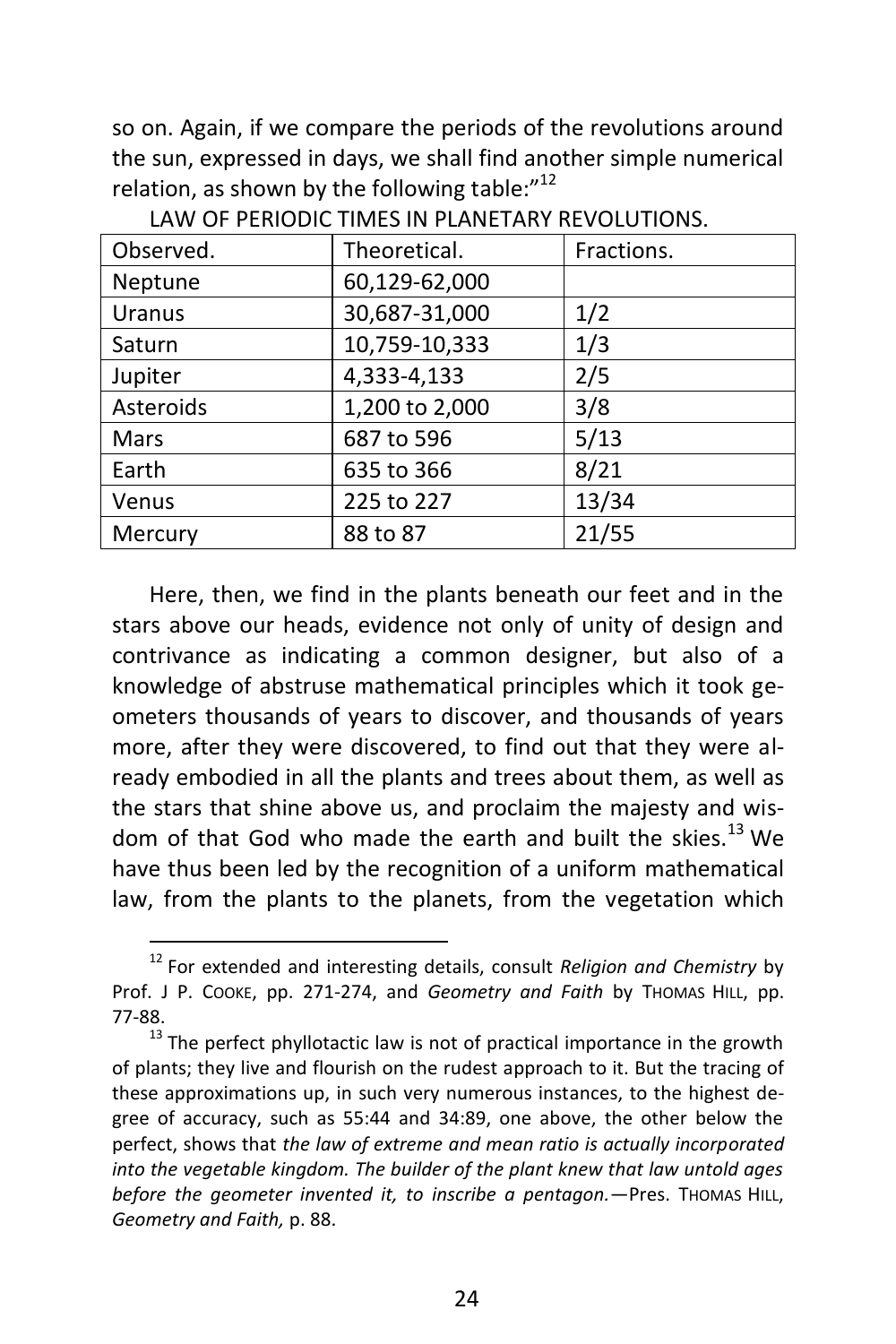so on. Again, if we compare the periods of the revolutions around the sun, expressed in days, we shall find another simple numerical relation, as shown by the following table:"[12]

LAW OF PERIODIC TIMES IN PLANETARY REVOLUTIONS.

| Observed. | Theoretical. | Fractions. |
|---|---|---|
| Neptune | 60,129-62,000 | |
| Uranus | 30,687-31,000 | 1/2 |
| Saturn | 10,759-10,333 | 1/3 |
| Jupiter | 4,333-4,133 | 2/5 |
| Asteroids | 1,200 to 2,000 | 3/8 |
| Mars | 687 to 596 | 5/13 |
| Earth | 635 to 366 | 8/21 |
| Venus | 225 to 227 | 13/34 |
| Mercury | 88 to 87 | 21/55 |

Here, then, we find in the plants beneath our feet and in the stars above our heads, evidence not only of unity of design and contrivance as indicating a common designer, but also of a knowledge of abstruse mathematical principles which it took geometers thousands of years to discover, and thousands of years more, after they were discovered, to find out that they were already embodied in all the plants and trees about them, as well as the stars that shine above us, and proclaim the majesty and wisdom of that God who made the earth and built the skies.[13] We have thus been led by the recognition of a uniform mathematical law, from the plants to the planets, from the vegetation which

---

[12] For extended and interesting details, consult *Religion and Chemistry* by Prof. J P. COOKE, pp. 271-274, and *Geometry and Faith* by THOMAS HILL, pp. 77-88.

[13] The perfect phyllotactic law is not of practical importance in the growth of plants; they live and flourish on the rudest approach to it. But the tracing of these approximations up, in such very numerous instances, to the highest degree of accuracy, such as 55:44 and 34:89, one above, the other below the perfect, shows that *the law of extreme and mean ratio is actually incorporated into the vegetable kingdom. The builder of the plant knew that law untold ages before the geometer invented it, to inscribe a pentagon.*—Pres. THOMAS HILL, *Geometry and Faith,* p. 88.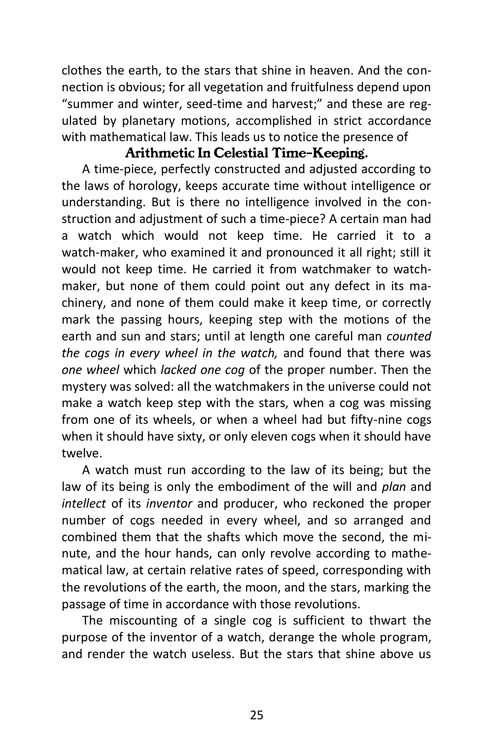clothes the earth, to the stars that shine in heaven. And the connection is obvious; for all vegetation and fruitfulness depend upon "summer and winter, seed-time and harvest;" and these are regulated by planetary motions, accomplished in strict accordance with mathematical law. This leads us to notice the presence of

## Arithmetic In Celestial Time-Keeping.

A time-piece, perfectly constructed and adjusted according to the laws of horology, keeps accurate time without intelligence or understanding. But is there no intelligence involved in the construction and adjustment of such a time-piece? A certain man had a watch which would not keep time. He carried it to a watch-maker, who examined it and pronounced it all right; still it would not keep time. He carried it from watchmaker to watchmaker, but none of them could point out any defect in its machinery, and none of them could make it keep time, or correctly mark the passing hours, keeping step with the motions of the earth and sun and stars; until at length one careful man *counted the cogs in every wheel in the watch,* and found that there was *one wheel* which *lacked one cog* of the proper number. Then the mystery was solved: all the watchmakers in the universe could not make a watch keep step with the stars, when a cog was missing from one of its wheels, or when a wheel had but fifty-nine cogs when it should have sixty, or only eleven cogs when it should have twelve.

A watch must run according to the law of its being; but the law of its being is only the embodiment of the will and *plan* and *intellect* of its *inventor* and producer, who reckoned the proper number of cogs needed in every wheel, and so arranged and combined them that the shafts which move the second, the minute, and the hour hands, can only revolve according to mathematical law, at certain relative rates of speed, corresponding with the revolutions of the earth, the moon, and the stars, marking the passage of time in accordance with those revolutions.

The miscounting of a single cog is sufficient to thwart the purpose of the inventor of a watch, derange the whole program, and render the watch useless. But the stars that shine above us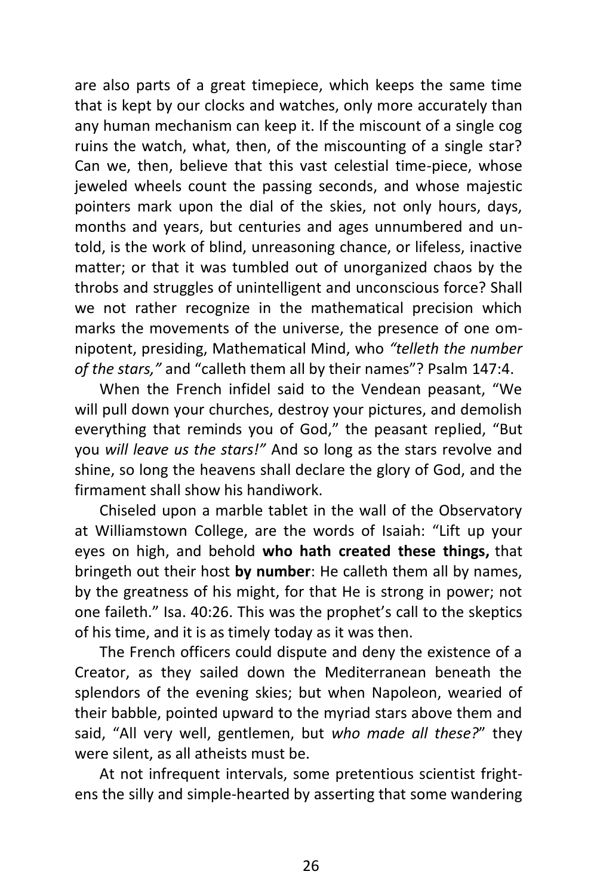are also parts of a great timepiece, which keeps the same time that is kept by our clocks and watches, only more accurately than any human mechanism can keep it. If the miscount of a single cog ruins the watch, what, then, of the miscounting of a single star? Can we, then, believe that this vast celestial time-piece, whose jeweled wheels count the passing seconds, and whose majestic pointers mark upon the dial of the skies, not only hours, days, months and years, but centuries and ages unnumbered and untold, is the work of blind, unreasoning chance, or lifeless, inactive matter; or that it was tumbled out of unorganized chaos by the throbs and struggles of unintelligent and unconscious force? Shall we not rather recognize in the mathematical precision which marks the movements of the universe, the presence of one omnipotent, presiding, Mathematical Mind, who *"telleth the number of the stars,"* and "calleth them all by their names"? Psalm 147:4.

When the French infidel said to the Vendean peasant, "We will pull down your churches, destroy your pictures, and demolish everything that reminds you of God," the peasant replied, "But you *will leave us the stars!"* And so long as the stars revolve and shine, so long the heavens shall declare the glory of God, and the firmament shall show his handiwork.

Chiseled upon a marble tablet in the wall of the Observatory at Williamstown College, are the words of Isaiah: "Lift up your eyes on high, and behold **who hath created these things,** that bringeth out their host **by number**: He calleth them all by names, by the greatness of his might, for that He is strong in power; not one faileth." Isa. 40:26. This was the prophet's call to the skeptics of his time, and it is as timely today as it was then.

The French officers could dispute and deny the existence of a Creator, as they sailed down the Mediterranean beneath the splendors of the evening skies; but when Napoleon, wearied of their babble, pointed upward to the myriad stars above them and said, "All very well, gentlemen, but *who made all these?*" they were silent, as all atheists must be.

At not infrequent intervals, some pretentious scientist frightens the silly and simple-hearted by asserting that some wandering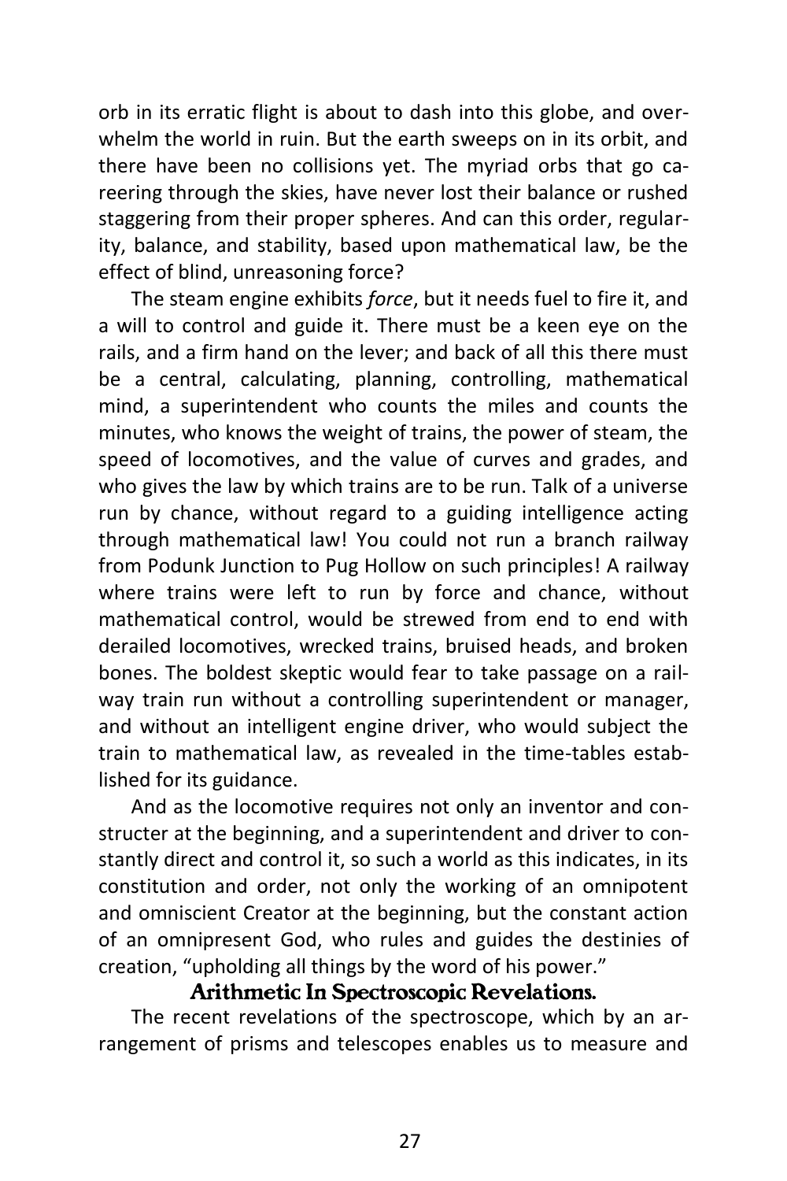orb in its erratic flight is about to dash into this globe, and overwhelm the world in ruin. But the earth sweeps on in its orbit, and there have been no collisions yet. The myriad orbs that go careering through the skies, have never lost their balance or rushed staggering from their proper spheres. And can this order, regularity, balance, and stability, based upon mathematical law, be the effect of blind, unreasoning force?

The steam engine exhibits *force*, but it needs fuel to fire it, and a will to control and guide it. There must be a keen eye on the rails, and a firm hand on the lever; and back of all this there must be a central, calculating, planning, controlling, mathematical mind, a superintendent who counts the miles and counts the minutes, who knows the weight of trains, the power of steam, the speed of locomotives, and the value of curves and grades, and who gives the law by which trains are to be run. Talk of a universe run by chance, without regard to a guiding intelligence acting through mathematical law! You could not run a branch railway from Podunk Junction to Pug Hollow on such principles! A railway where trains were left to run by force and chance, without mathematical control, would be strewed from end to end with derailed locomotives, wrecked trains, bruised heads, and broken bones. The boldest skeptic would fear to take passage on a railway train run without a controlling superintendent or manager, and without an intelligent engine driver, who would subject the train to mathematical law, as revealed in the time-tables established for its guidance.

And as the locomotive requires not only an inventor and constructer at the beginning, and a superintendent and driver to constantly direct and control it, so such a world as this indicates, in its constitution and order, not only the working of an omnipotent and omniscient Creator at the beginning, but the constant action of an omnipresent God, who rules and guides the destinies of creation, "upholding all things by the word of his power."

## Arithmetic In Spectroscopic Revelations.

The recent revelations of the spectroscope, which by an arrangement of prisms and telescopes enables us to measure and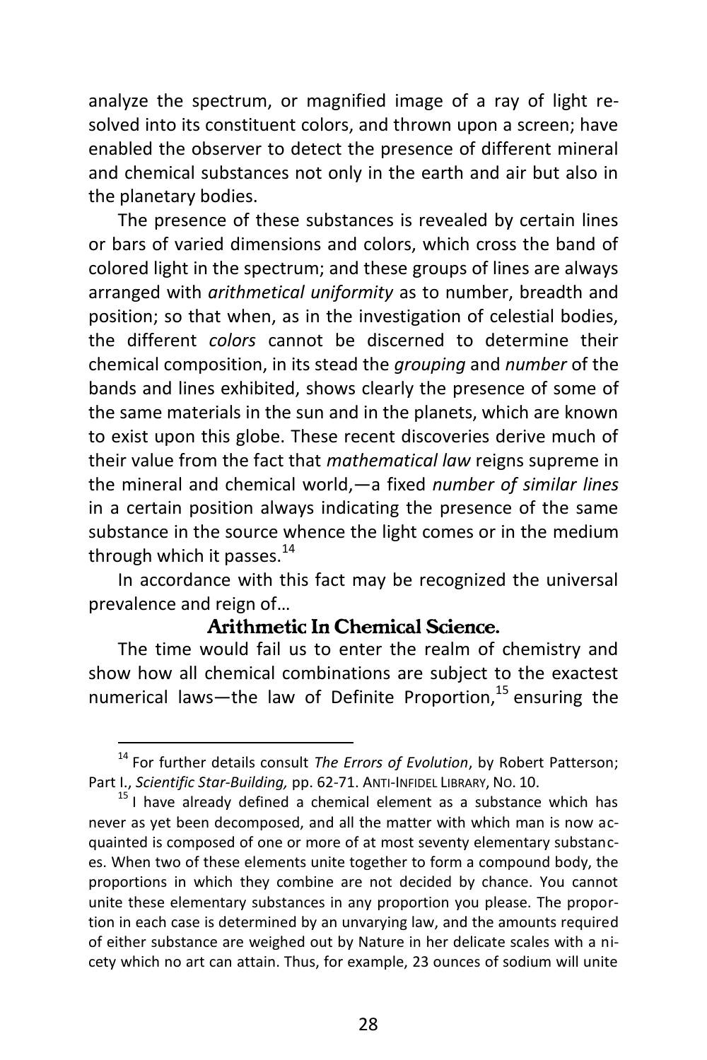analyze the spectrum, or magnified image of a ray of light resolved into its constituent colors, and thrown upon a screen; have enabled the observer to detect the presence of different mineral and chemical substances not only in the earth and air but also in the planetary bodies.

The presence of these substances is revealed by certain lines or bars of varied dimensions and colors, which cross the band of colored light in the spectrum; and these groups of lines are always arranged with *arithmetical uniformity* as to number, breadth and position; so that when, as in the investigation of celestial bodies, the different *colors* cannot be discerned to determine their chemical composition, in its stead the *grouping* and *number* of the bands and lines exhibited, shows clearly the presence of some of the same materials in the sun and in the planets, which are known to exist upon this globe. These recent discoveries derive much of their value from the fact that *mathematical law* reigns supreme in the mineral and chemical world,—a fixed *number of similar lines* in a certain position always indicating the presence of the same substance in the source whence the light comes or in the medium through which it passes.[14]

In accordance with this fact may be recognized the universal prevalence and reign of…

### Arithmetic In Chemical Science.

The time would fail us to enter the realm of chemistry and show how all chemical combinations are subject to the exactest numerical laws—the law of Definite Proportion,[15] ensuring the

---

[14] For further details consult *The Errors of Evolution*, by Robert Patterson; Part I., *Scientific Star-Building,* pp. 62-71. ANTI-INFIDEL LIBRARY, NO. 10.

[15] I have already defined a chemical element as a substance which has never as yet been decomposed, and all the matter with which man is now acquainted is composed of one or more of at most seventy elementary substances. When two of these elements unite together to form a compound body, the proportions in which they combine are not decided by chance. You cannot unite these elementary substances in any proportion you please. The proportion in each case is determined by an unvarying law, and the amounts required of either substance are weighed out by Nature in her delicate scales with a nicety which no art can attain. Thus, for example, 23 ounces of sodium will unite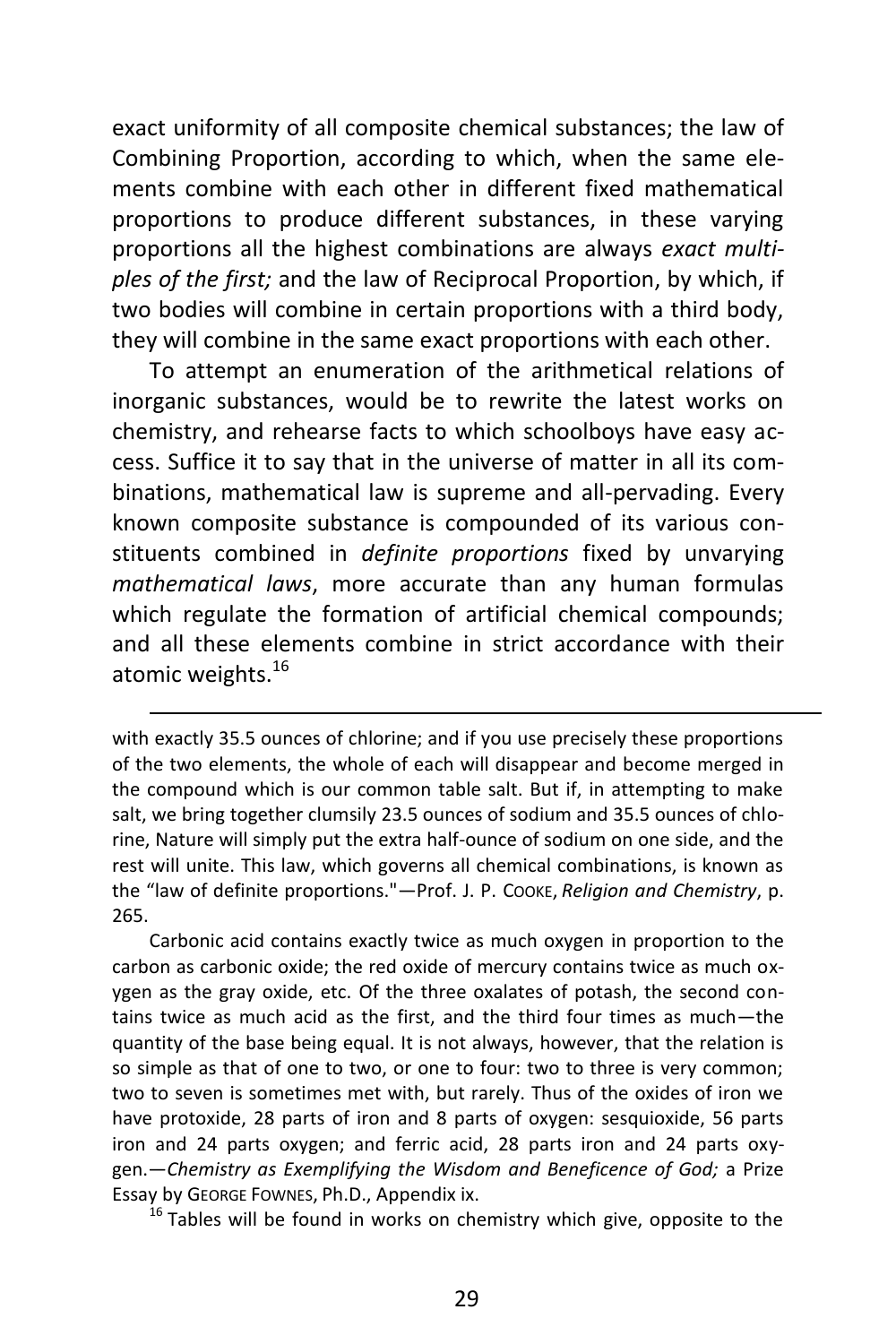exact uniformity of all composite chemical substances; the law of Combining Proportion, according to which, when the same elements combine with each other in different fixed mathematical proportions to produce different substances, in these varying proportions all the highest combinations are always *exact multiples of the first;* and the law of Reciprocal Proportion, by which, if two bodies will combine in certain proportions with a third body, they will combine in the same exact proportions with each other.

To attempt an enumeration of the arithmetical relations of inorganic substances, would be to rewrite the latest works on chemistry, and rehearse facts to which schoolboys have easy access. Suffice it to say that in the universe of matter in all its combinations, mathematical law is supreme and all-pervading. Every known composite substance is compounded of its various constituents combined in *definite proportions* fixed by unvarying *mathematical laws*, more accurate than any human formulas which regulate the formation of artificial chemical compounds; and all these elements combine in strict accordance with their atomic weights.[16]

---

with exactly 35.5 ounces of chlorine; and if you use precisely these proportions of the two elements, the whole of each will disappear and become merged in the compound which is our common table salt. But if, in attempting to make salt, we bring together clumsily 23.5 ounces of sodium and 35.5 ounces of chlorine, Nature will simply put the extra half-ounce of sodium on one side, and the rest will unite. This law, which governs all chemical combinations, is known as the "law of definite proportions."—Prof. J. P. Cooke, *Religion and Chemistry*, p. 265.

Carbonic acid contains exactly twice as much oxygen in proportion to the carbon as carbonic oxide; the red oxide of mercury contains twice as much oxygen as the gray oxide, etc. Of the three oxalates of potash, the second contains twice as much acid as the first, and the third four times as much—the quantity of the base being equal. It is not always, however, that the relation is so simple as that of one to two, or one to four: two to three is very common; two to seven is sometimes met with, but rarely. Thus of the oxides of iron we have protoxide, 28 parts of iron and 8 parts of oxygen: sesquioxide, 56 parts iron and 24 parts oxygen; and ferric acid, 28 parts iron and 24 parts oxygen.—*Chemistry as Exemplifying the Wisdom and Beneficence of God;* a Prize Essay by George Fownes, Ph.D., Appendix ix.

[16] Tables will be found in works on chemistry which give, opposite to the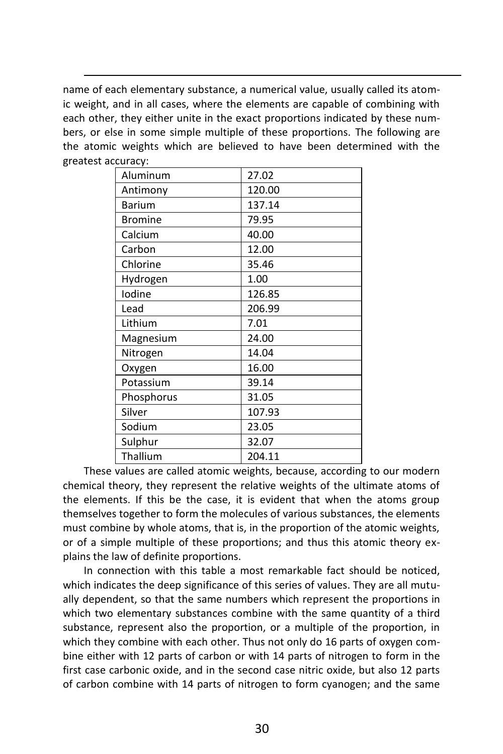name of each elementary substance, a numerical value, usually called its atomic weight, and in all cases, where the elements are capable of combining with each other, they either unite in the exact proportions indicated by these numbers, or else in some simple multiple of these proportions. The following are the atomic weights which are believed to have been determined with the greatest accuracy:

| | |
|---|---|
| Aluminum | 27.02 |
| Antimony | 120.00 |
| Barium | 137.14 |
| Bromine | 79.95 |
| Calcium | 40.00 |
| Carbon | 12.00 |
| Chlorine | 35.46 |
| Hydrogen | 1.00 |
| Iodine | 126.85 |
| Lead | 206.99 |
| Lithium | 7.01 |
| Magnesium | 24.00 |
| Nitrogen | 14.04 |
| Oxygen | 16.00 |
| Potassium | 39.14 |
| Phosphorus | 31.05 |
| Silver | 107.93 |
| Sodium | 23.05 |
| Sulphur | 32.07 |
| Thallium | 204.11 |

These values are called atomic weights, because, according to our modern chemical theory, they represent the relative weights of the ultimate atoms of the elements. If this be the case, it is evident that when the atoms group themselves together to form the molecules of various substances, the elements must combine by whole atoms, that is, in the proportion of the atomic weights, or of a simple multiple of these proportions; and thus this atomic theory explains the law of definite proportions.

In connection with this table a most remarkable fact should be noticed, which indicates the deep significance of this series of values. They are all mutually dependent, so that the same numbers which represent the proportions in which two elementary substances combine with the same quantity of a third substance, represent also the proportion, or a multiple of the proportion, in which they combine with each other. Thus not only do 16 parts of oxygen combine either with 12 parts of carbon or with 14 parts of nitrogen to form in the first case carbonic oxide, and in the second case nitric oxide, but also 12 parts of carbon combine with 14 parts of nitrogen to form cyanogen; and the same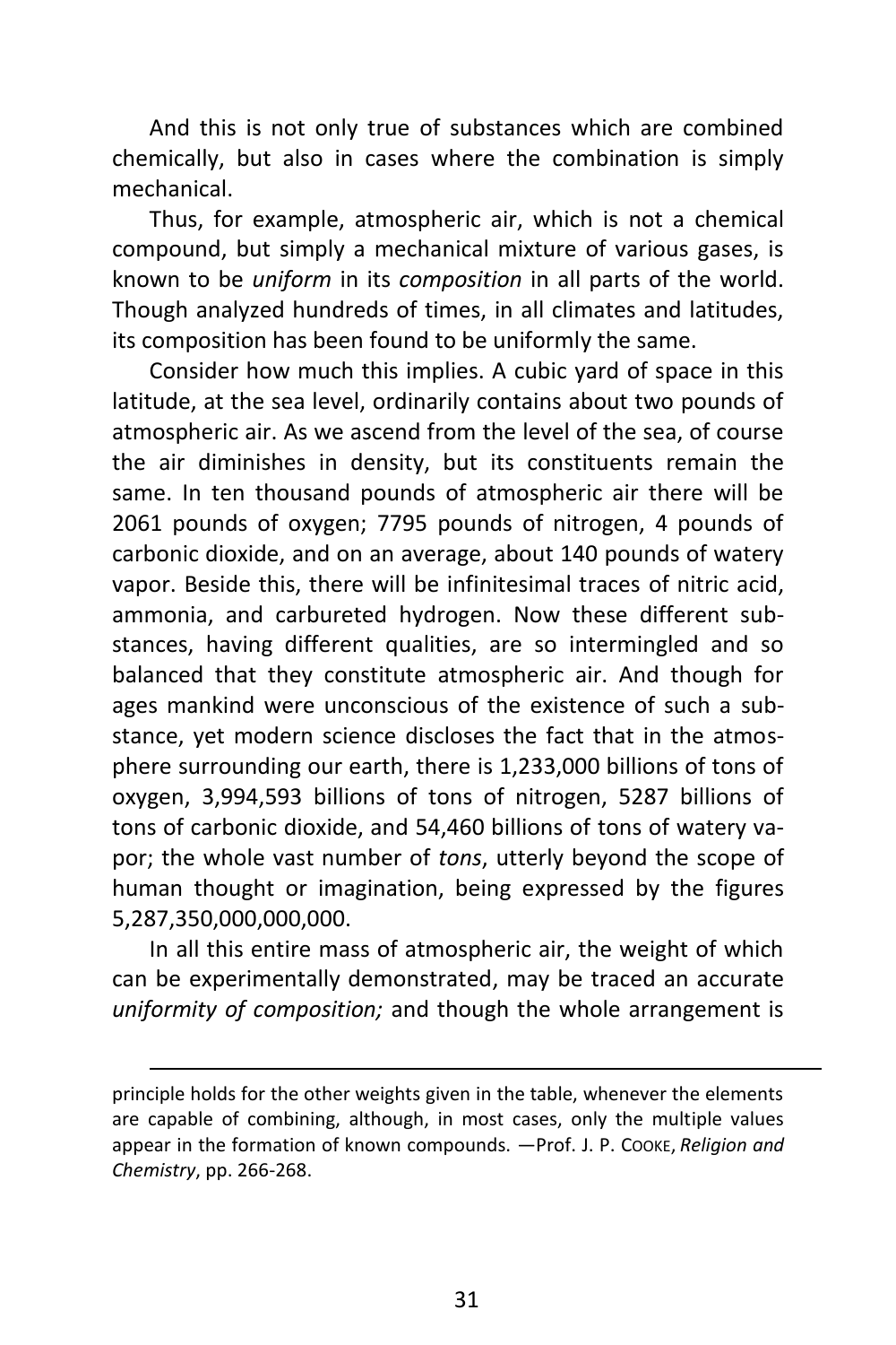And this is not only true of substances which are combined chemically, but also in cases where the combination is simply mechanical.

Thus, for example, atmospheric air, which is not a chemical compound, but simply a mechanical mixture of various gases, is known to be *uniform* in its *composition* in all parts of the world. Though analyzed hundreds of times, in all climates and latitudes, its composition has been found to be uniformly the same.

Consider how much this implies. A cubic yard of space in this latitude, at the sea level, ordinarily contains about two pounds of atmospheric air. As we ascend from the level of the sea, of course the air diminishes in density, but its constituents remain the same. In ten thousand pounds of atmospheric air there will be 2061 pounds of oxygen; 7795 pounds of nitrogen, 4 pounds of carbonic dioxide, and on an average, about 140 pounds of watery vapor. Beside this, there will be infinitesimal traces of nitric acid, ammonia, and carbureted hydrogen. Now these different substances, having different qualities, are so intermingled and so balanced that they constitute atmospheric air. And though for ages mankind were unconscious of the existence of such a substance, yet modern science discloses the fact that in the atmosphere surrounding our earth, there is 1,233,000 billions of tons of oxygen, 3,994,593 billions of tons of nitrogen, 5287 billions of tons of carbonic dioxide, and 54,460 billions of tons of watery vapor; the whole vast number of *tons*, utterly beyond the scope of human thought or imagination, being expressed by the figures 5,287,350,000,000,000.

In all this entire mass of atmospheric air, the weight of which can be experimentally demonstrated, may be traced an accurate *uniformity of composition;* and though the whole arrangement is

---

principle holds for the other weights given in the table, whenever the elements are capable of combining, although, in most cases, only the multiple values appear in the formation of known compounds. —Prof. J. P. Cooke, *Religion and Chemistry*, pp. 266-268.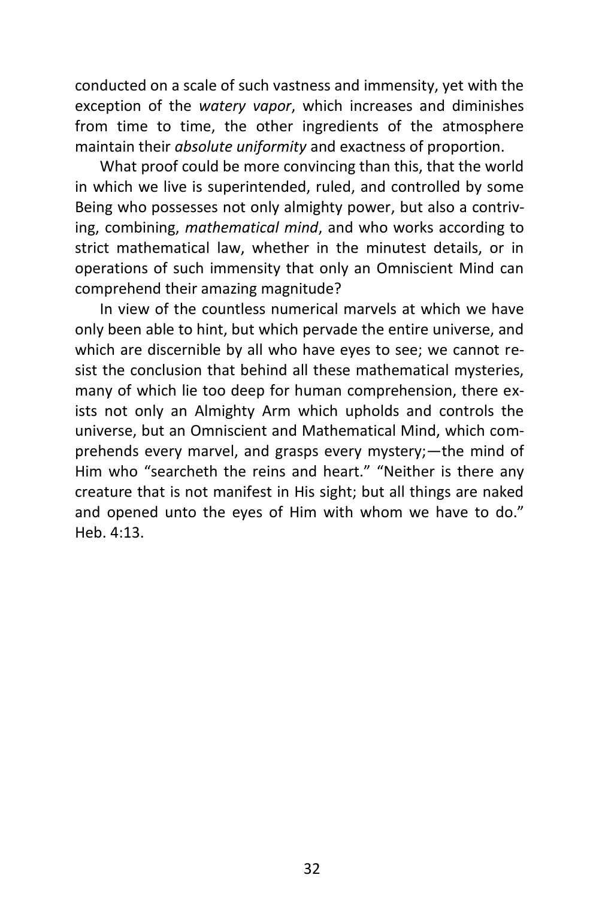conducted on a scale of such vastness and immensity, yet with the exception of the *watery vapor*, which increases and diminishes from time to time, the other ingredients of the atmosphere maintain their *absolute uniformity* and exactness of proportion.

What proof could be more convincing than this, that the world in which we live is superintended, ruled, and controlled by some Being who possesses not only almighty power, but also a contriving, combining, *mathematical mind*, and who works according to strict mathematical law, whether in the minutest details, or in operations of such immensity that only an Omniscient Mind can comprehend their amazing magnitude?

In view of the countless numerical marvels at which we have only been able to hint, but which pervade the entire universe, and which are discernible by all who have eyes to see; we cannot resist the conclusion that behind all these mathematical mysteries, many of which lie too deep for human comprehension, there exists not only an Almighty Arm which upholds and controls the universe, but an Omniscient and Mathematical Mind, which comprehends every marvel, and grasps every mystery;—the mind of Him who "searcheth the reins and heart." "Neither is there any creature that is not manifest in His sight; but all things are naked and opened unto the eyes of Him with whom we have to do." Heb. 4:13.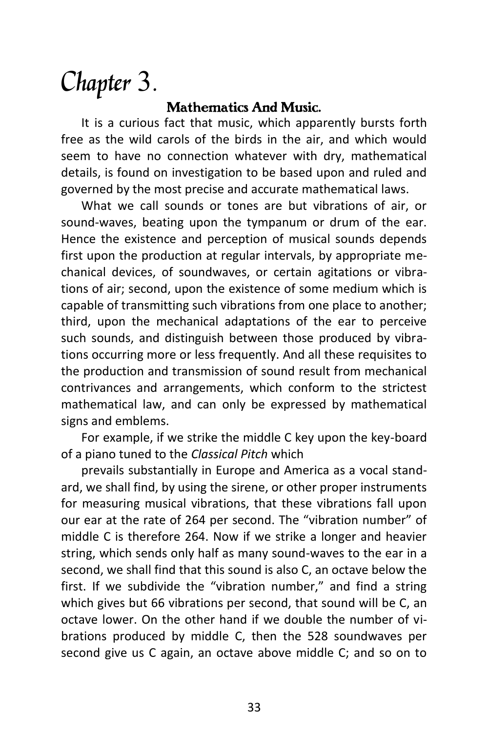# Chapter 3.

## Mathematics And Music.

It is a curious fact that music, which apparently bursts forth free as the wild carols of the birds in the air, and which would seem to have no connection whatever with dry, mathematical details, is found on investigation to be based upon and ruled and governed by the most precise and accurate mathematical laws.

What we call sounds or tones are but vibrations of air, or sound-waves, beating upon the tympanum or drum of the ear. Hence the existence and perception of musical sounds depends first upon the production at regular intervals, by appropriate mechanical devices, of soundwaves, or certain agitations or vibrations of air; second, upon the existence of some medium which is capable of transmitting such vibrations from one place to another; third, upon the mechanical adaptations of the ear to perceive such sounds, and distinguish between those produced by vibrations occurring more or less frequently. And all these requisites to the production and transmission of sound result from mechanical contrivances and arrangements, which conform to the strictest mathematical law, and can only be expressed by mathematical signs and emblems.

For example, if we strike the middle C key upon the key-board of a piano tuned to the *Classical Pitch* which

prevails substantially in Europe and America as a vocal standard, we shall find, by using the sirene, or other proper instruments for measuring musical vibrations, that these vibrations fall upon our ear at the rate of 264 per second. The "vibration number" of middle C is therefore 264. Now if we strike a longer and heavier string, which sends only half as many sound-waves to the ear in a second, we shall find that this sound is also C, an octave below the first. If we subdivide the "vibration number," and find a string which gives but 66 vibrations per second, that sound will be C, an octave lower. On the other hand if we double the number of vibrations produced by middle C, then the 528 soundwaves per second give us C again, an octave above middle C; and so on to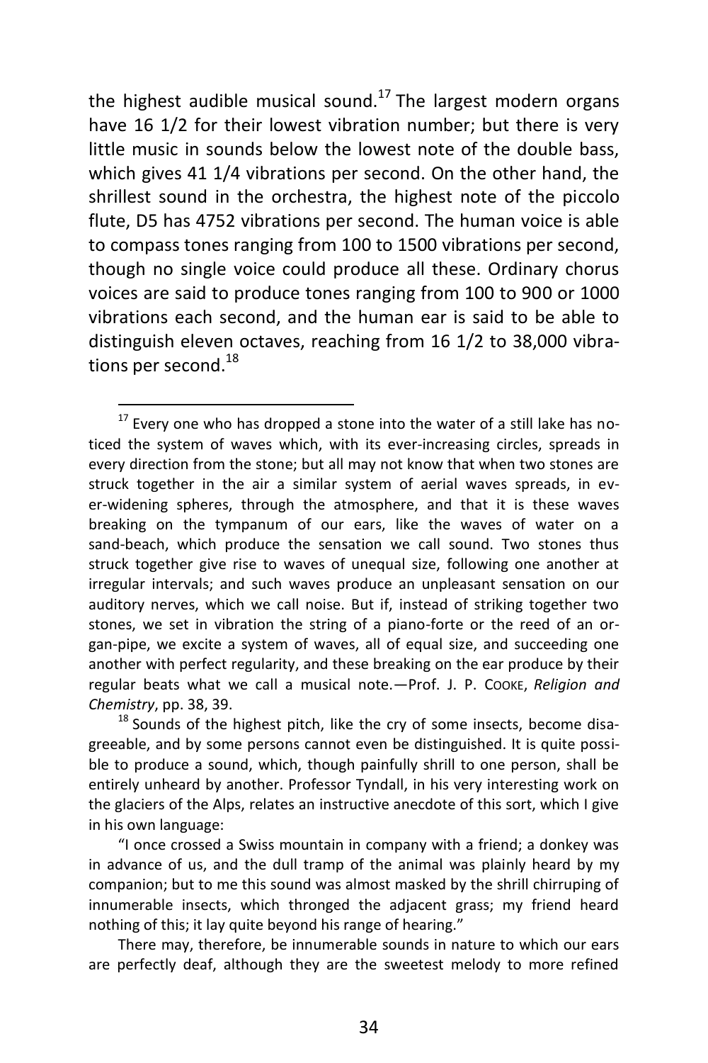the highest audible musical sound.[17] The largest modern organs have 16 1/2 for their lowest vibration number; but there is very little music in sounds below the lowest note of the double bass, which gives 41 1/4 vibrations per second. On the other hand, the shrillest sound in the orchestra, the highest note of the piccolo flute, D5 has 4752 vibrations per second. The human voice is able to compass tones ranging from 100 to 1500 vibrations per second, though no single voice could produce all these. Ordinary chorus voices are said to produce tones ranging from 100 to 900 or 1000 vibrations each second, and the human ear is said to be able to distinguish eleven octaves, reaching from 16 1/2 to 38,000 vibrations per second.[18]

---

[17] Every one who has dropped a stone into the water of a still lake has noticed the system of waves which, with its ever-increasing circles, spreads in every direction from the stone; but all may not know that when two stones are struck together in the air a similar system of aerial waves spreads, in ever-widening spheres, through the atmosphere, and that it is these waves breaking on the tympanum of our ears, like the waves of water on a sand-beach, which produce the sensation we call sound. Two stones thus struck together give rise to waves of unequal size, following one another at irregular intervals; and such waves produce an unpleasant sensation on our auditory nerves, which we call noise. But if, instead of striking together two stones, we set in vibration the string of a piano-forte or the reed of an organ-pipe, we excite a system of waves, all of equal size, and succeeding one another with perfect regularity, and these breaking on the ear produce by their regular beats what we call a musical note.—Prof. J. P. COOKE, *Religion and Chemistry*, pp. 38, 39.

[18] Sounds of the highest pitch, like the cry of some insects, become disagreeable, and by some persons cannot even be distinguished. It is quite possible to produce a sound, which, though painfully shrill to one person, shall be entirely unheard by another. Professor Tyndall, in his very interesting work on the glaciers of the Alps, relates an instructive anecdote of this sort, which I give in his own language:

"I once crossed a Swiss mountain in company with a friend; a donkey was in advance of us, and the dull tramp of the animal was plainly heard by my companion; but to me this sound was almost masked by the shrill chirruping of innumerable insects, which thronged the adjacent grass; my friend heard nothing of this; it lay quite beyond his range of hearing."

There may, therefore, be innumerable sounds in nature to which our ears are perfectly deaf, although they are the sweetest melody to more refined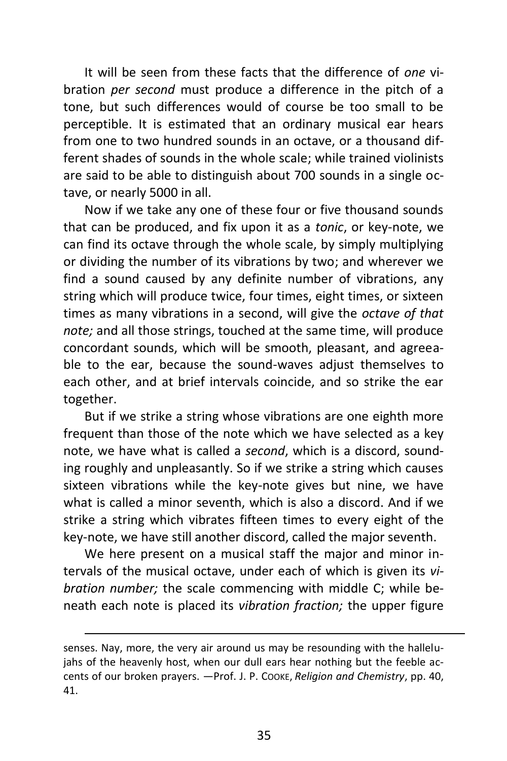It will be seen from these facts that the difference of *one* vibration *per second* must produce a difference in the pitch of a tone, but such differences would of course be too small to be perceptible. It is estimated that an ordinary musical ear hears from one to two hundred sounds in an octave, or a thousand different shades of sounds in the whole scale; while trained violinists are said to be able to distinguish about 700 sounds in a single octave, or nearly 5000 in all.

Now if we take any one of these four or five thousand sounds that can be produced, and fix upon it as a *tonic*, or key-note, we can find its octave through the whole scale, by simply multiplying or dividing the number of its vibrations by two; and wherever we find a sound caused by any definite number of vibrations, any string which will produce twice, four times, eight times, or sixteen times as many vibrations in a second, will give the *octave of that note;* and all those strings, touched at the same time, will produce concordant sounds, which will be smooth, pleasant, and agreeable to the ear, because the sound-waves adjust themselves to each other, and at brief intervals coincide, and so strike the ear together.

But if we strike a string whose vibrations are one eighth more frequent than those of the note which we have selected as a key note, we have what is called a *second*, which is a discord, sounding roughly and unpleasantly. So if we strike a string which causes sixteen vibrations while the key-note gives but nine, we have what is called a minor seventh, which is also a discord. And if we strike a string which vibrates fifteen times to every eight of the key-note, we have still another discord, called the major seventh.

We here present on a musical staff the major and minor intervals of the musical octave, under each of which is given its *vibration number;* the scale commencing with middle C; while beneath each note is placed its *vibration fraction;* the upper figure

---

senses. Nay, more, the very air around us may be resounding with the hallelujahs of the heavenly host, when our dull ears hear nothing but the feeble accents of our broken prayers. —Prof. J. P. COOKE, *Religion and Chemistry*, pp. 40, 41.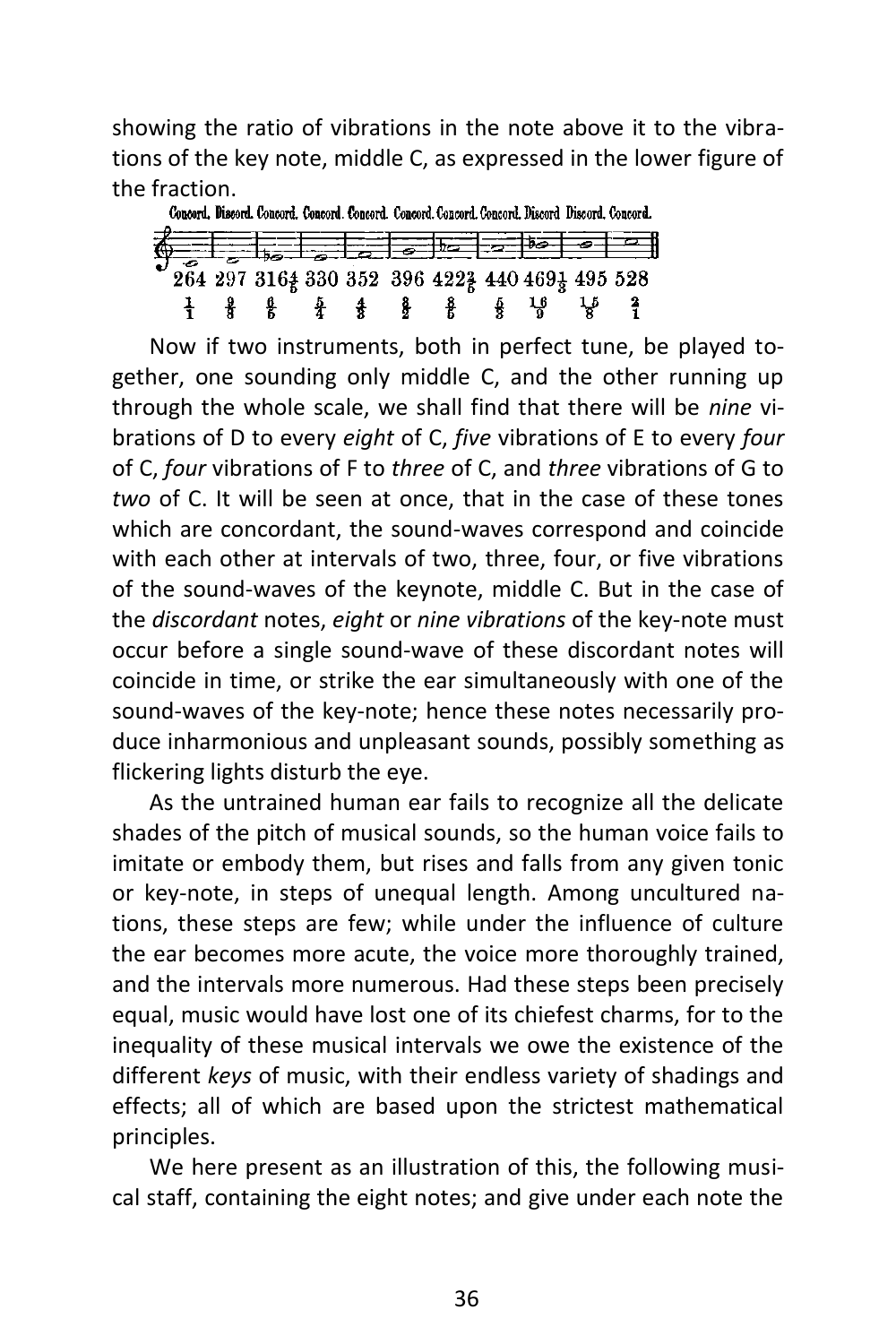showing the ratio of vibrations in the note above it to the vibrations of the key note, middle C, as expressed in the lower figure of the fraction.

| Concord. | Discord. | Concord. | Concord. | Concord. | Concord. | Concord. | Concord. | Discord | Discord. | Concord. |
|---|---|---|---|---|---|---|---|---|---|---|
| 264 | 297 | $316\frac{4}{5}$ | 330 | 352 | 396 | $422\frac{2}{5}$ | 440 | $469\frac{1}{3}$ | 495 | 528 |
| $\frac{1}{1}$ | $\frac{9}{8}$ | $\frac{6}{5}$ | $\frac{5}{4}$ | $\frac{4}{3}$ | $\frac{3}{2}$ | $\frac{8}{5}$ | $\frac{5}{3}$ | $\frac{16}{9}$ | $\frac{15}{8}$ | $\frac{2}{1}$ |

Now if two instruments, both in perfect tune, be played together, one sounding only middle C, and the other running up through the whole scale, we shall find that there will be *nine* vibrations of D to every *eight* of C, *five* vibrations of E to every *four* of C, *four* vibrations of F to *three* of C, and *three* vibrations of G to *two* of C. It will be seen at once, that in the case of these tones which are concordant, the sound-waves correspond and coincide with each other at intervals of two, three, four, or five vibrations of the sound-waves of the keynote, middle C. But in the case of the *discordant* notes, *eight* or *nine vibrations* of the key-note must occur before a single sound-wave of these discordant notes will coincide in time, or strike the ear simultaneously with one of the sound-waves of the key-note; hence these notes necessarily produce inharmonious and unpleasant sounds, possibly something as flickering lights disturb the eye.

As the untrained human ear fails to recognize all the delicate shades of the pitch of musical sounds, so the human voice fails to imitate or embody them, but rises and falls from any given tonic or key-note, in steps of unequal length. Among uncultured nations, these steps are few; while under the influence of culture the ear becomes more acute, the voice more thoroughly trained, and the intervals more numerous. Had these steps been precisely equal, music would have lost one of its chiefest charms, for to the inequality of these musical intervals we owe the existence of the different *keys* of music, with their endless variety of shadings and effects; all of which are based upon the strictest mathematical principles.

We here present as an illustration of this, the following musical staff, containing the eight notes; and give under each note the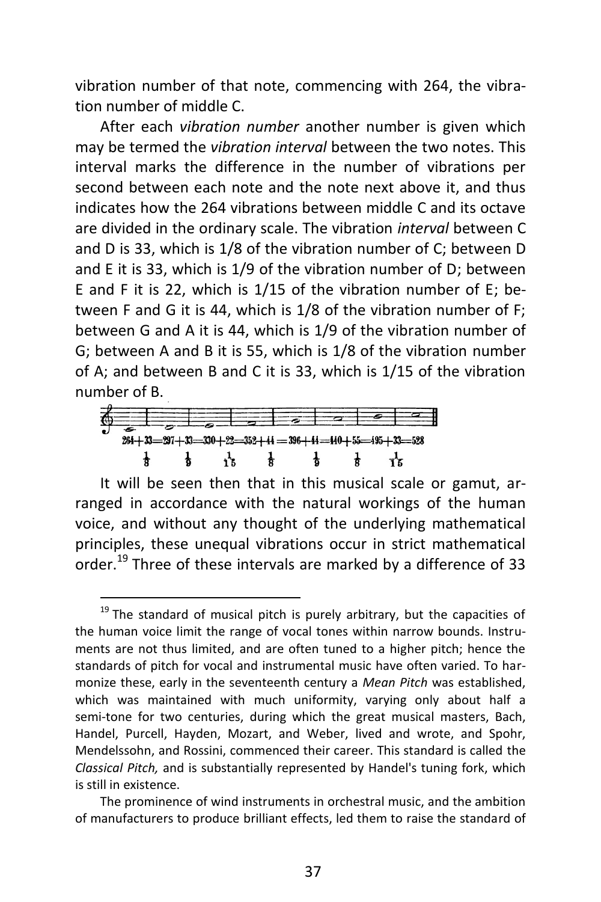vibration number of that note, commencing with 264, the vibration number of middle C.

After each *vibration number* another number is given which may be termed the *vibration interval* between the two notes. This interval marks the difference in the number of vibrations per second between each note and the note next above it, and thus indicates how the 264 vibrations between middle C and its octave are divided in the ordinary scale. The vibration *interval* between C and D is 33, which is 1/8 of the vibration number of C; between D and E it is 33, which is 1/9 of the vibration number of D; between E and F it is 22, which is 1/15 of the vibration number of E; between F and G it is 44, which is 1/8 of the vibration number of F; between G and A it is 44, which is 1/9 of the vibration number of G; between A and B it is 55, which is 1/8 of the vibration number of A; and between B and C it is 33, which is 1/15 of the vibration number of B.

264 + 33 = 297 + 33 = 330 + 22 = 352 + 44 = 396 + 44 = 440 + 55 = 495 + 33 = 528

$\frac{1}{8}$ $\frac{1}{9}$ $\frac{1}{15}$ $\frac{1}{8}$ $\frac{1}{9}$ $\frac{1}{8}$ $\frac{1}{15}$

It will be seen then that in this musical scale or gamut, arranged in accordance with the natural workings of the human voice, and without any thought of the underlying mathematical principles, these unequal vibrations occur in strict mathematical order.[19] Three of these intervals are marked by a difference of 33

---

[19] The standard of musical pitch is purely arbitrary, but the capacities of the human voice limit the range of vocal tones within narrow bounds. Instruments are not thus limited, and are often tuned to a higher pitch; hence the standards of pitch for vocal and instrumental music have often varied. To harmonize these, early in the seventeenth century a *Mean Pitch* was established, which was maintained with much uniformity, varying only about half a semi-tone for two centuries, during which the great musical masters, Bach, Handel, Purcell, Hayden, Mozart, and Weber, lived and wrote, and Spohr, Mendelssohn, and Rossini, commenced their career. This standard is called the *Classical Pitch,* and is substantially represented by Handel's tuning fork, which is still in existence.

The prominence of wind instruments in orchestral music, and the ambition of manufacturers to produce brilliant effects, led them to raise the standard of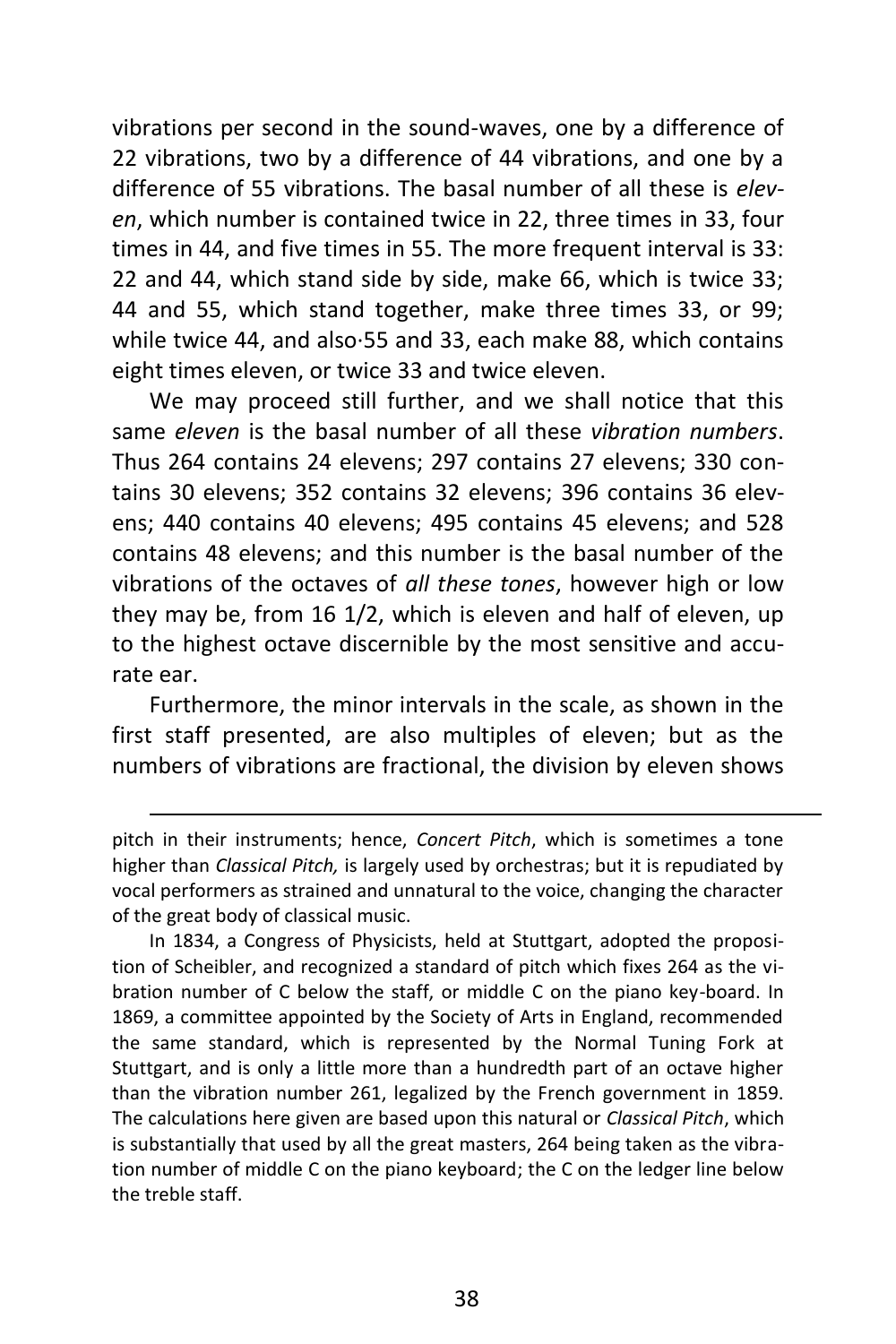vibrations per second in the sound-waves, one by a difference of 22 vibrations, two by a difference of 44 vibrations, and one by a difference of 55 vibrations. The basal number of all these is *eleven*, which number is contained twice in 22, three times in 33, four times in 44, and five times in 55. The more frequent interval is 33: 22 and 44, which stand side by side, make 66, which is twice 33; 44 and 55, which stand together, make three times 33, or 99; while twice 44, and also·55 and 33, each make 88, which contains eight times eleven, or twice 33 and twice eleven.

We may proceed still further, and we shall notice that this same *eleven* is the basal number of all these *vibration numbers*. Thus 264 contains 24 elevens; 297 contains 27 elevens; 330 contains 30 elevens; 352 contains 32 elevens; 396 contains 36 elevens; 440 contains 40 elevens; 495 contains 45 elevens; and 528 contains 48 elevens; and this number is the basal number of the vibrations of the octaves of *all these tones*, however high or low they may be, from 16 1/2, which is eleven and half of eleven, up to the highest octave discernible by the most sensitive and accurate ear.

Furthermore, the minor intervals in the scale, as shown in the first staff presented, are also multiples of eleven; but as the numbers of vibrations are fractional, the division by eleven shows

---

pitch in their instruments; hence, *Concert Pitch*, which is sometimes a tone higher than *Classical Pitch,* is largely used by orchestras; but it is repudiated by vocal performers as strained and unnatural to the voice, changing the character of the great body of classical music.

In 1834, a Congress of Physicists, held at Stuttgart, adopted the proposition of Scheibler, and recognized a standard of pitch which fixes 264 as the vibration number of C below the staff, or middle C on the piano key-board. In 1869, a committee appointed by the Society of Arts in England, recommended the same standard, which is represented by the Normal Tuning Fork at Stuttgart, and is only a little more than a hundredth part of an octave higher than the vibration number 261, legalized by the French government in 1859. The calculations here given are based upon this natural or *Classical Pitch*, which is substantially that used by all the great masters, 264 being taken as the vibration number of middle C on the piano keyboard; the C on the ledger line below the treble staff.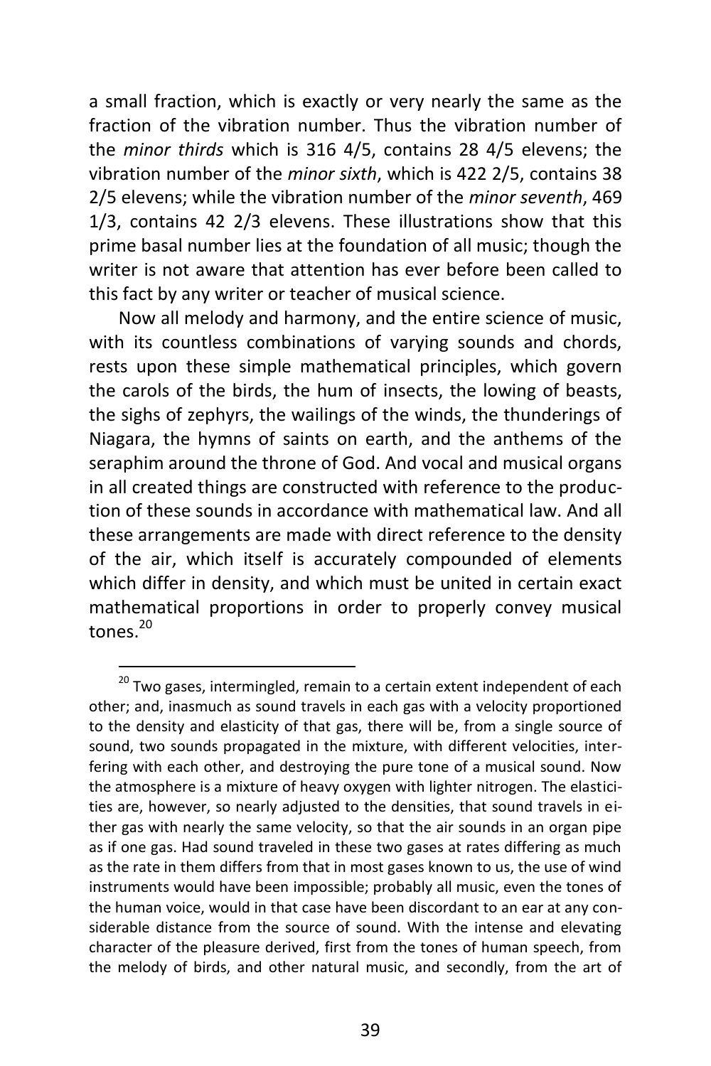a small fraction, which is exactly or very nearly the same as the fraction of the vibration number. Thus the vibration number of the *minor thirds* which is 316 4/5, contains 28 4/5 elevens; the vibration number of the *minor sixth*, which is 422 2/5, contains 38 2/5 elevens; while the vibration number of the *minor seventh*, 469 1/3, contains 42 2/3 elevens. These illustrations show that this prime basal number lies at the foundation of all music; though the writer is not aware that attention has ever before been called to this fact by any writer or teacher of musical science.

Now all melody and harmony, and the entire science of music, with its countless combinations of varying sounds and chords, rests upon these simple mathematical principles, which govern the carols of the birds, the hum of insects, the lowing of beasts, the sighs of zephyrs, the wailings of the winds, the thunderings of Niagara, the hymns of saints on earth, and the anthems of the seraphim around the throne of God. And vocal and musical organs in all created things are constructed with reference to the production of these sounds in accordance with mathematical law. And all these arrangements are made with direct reference to the density of the air, which itself is accurately compounded of elements which differ in density, and which must be united in certain exact mathematical proportions in order to properly convey musical tones.[20]

---

[20] Two gases, intermingled, remain to a certain extent independent of each other; and, inasmuch as sound travels in each gas with a velocity proportioned to the density and elasticity of that gas, there will be, from a single source of sound, two sounds propagated in the mixture, with different velocities, interfering with each other, and destroying the pure tone of a musical sound. Now the atmosphere is a mixture of heavy oxygen with lighter nitrogen. The elasticities are, however, so nearly adjusted to the densities, that sound travels in either gas with nearly the same velocity, so that the air sounds in an organ pipe as if one gas. Had sound traveled in these two gases at rates differing as much as the rate in them differs from that in most gases known to us, the use of wind instruments would have been impossible; probably all music, even the tones of the human voice, would in that case have been discordant to an ear at any considerable distance from the source of sound. With the intense and elevating character of the pleasure derived, first from the tones of human speech, from the melody of birds, and other natural music, and secondly, from the art of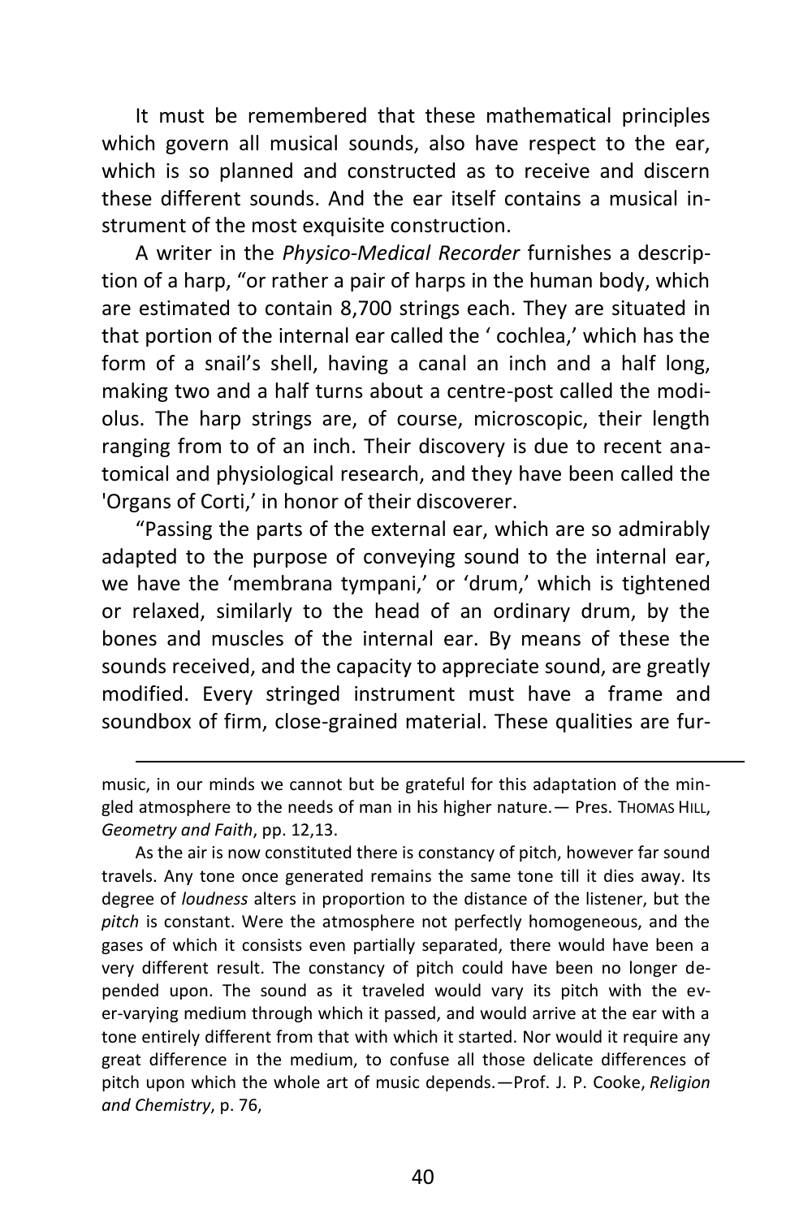It must be remembered that these mathematical principles which govern all musical sounds, also have respect to the ear, which is so planned and constructed as to receive and discern these different sounds. And the ear itself contains a musical instrument of the most exquisite construction.

A writer in the *Physico-Medical Recorder* furnishes a description of a harp, "or rather a pair of harps in the human body, which are estimated to contain 8,700 strings each. They are situated in that portion of the internal ear called the ' cochlea,' which has the form of a snail's shell, having a canal an inch and a half long, making two and a half turns about a centre-post called the modiolus. The harp strings are, of course, microscopic, their length ranging from to of an inch. Their discovery is due to recent anatomical and physiological research, and they have been called the 'Organs of Corti,' in honor of their discoverer.

"Passing the parts of the external ear, which are so admirably adapted to the purpose of conveying sound to the internal ear, we have the 'membrana tympani,' or 'drum,' which is tightened or relaxed, similarly to the head of an ordinary drum, by the bones and muscles of the internal ear. By means of these the sounds received, and the capacity to appreciate sound, are greatly modified. Every stringed instrument must have a frame and soundbox of firm, close-grained material. These qualities are fur-

---

music, in our minds we cannot but be grateful for this adaptation of the mingled atmosphere to the needs of man in his higher nature.— Pres. THOMAS HILL, *Geometry and Faith*, pp. 12,13.

As the air is now constituted there is constancy of pitch, however far sound travels. Any tone once generated remains the same tone till it dies away. Its degree of *loudness* alters in proportion to the distance of the listener, but the *pitch* is constant. Were the atmosphere not perfectly homogeneous, and the gases of which it consists even partially separated, there would have been a very different result. The constancy of pitch could have been no longer depended upon. The sound as it traveled would vary its pitch with the ever-varying medium through which it passed, and would arrive at the ear with a tone entirely different from that with which it started. Nor would it require any great difference in the medium, to confuse all those delicate differences of pitch upon which the whole art of music depends.—Prof. J. P. Cooke, *Religion and Chemistry*, p. 76,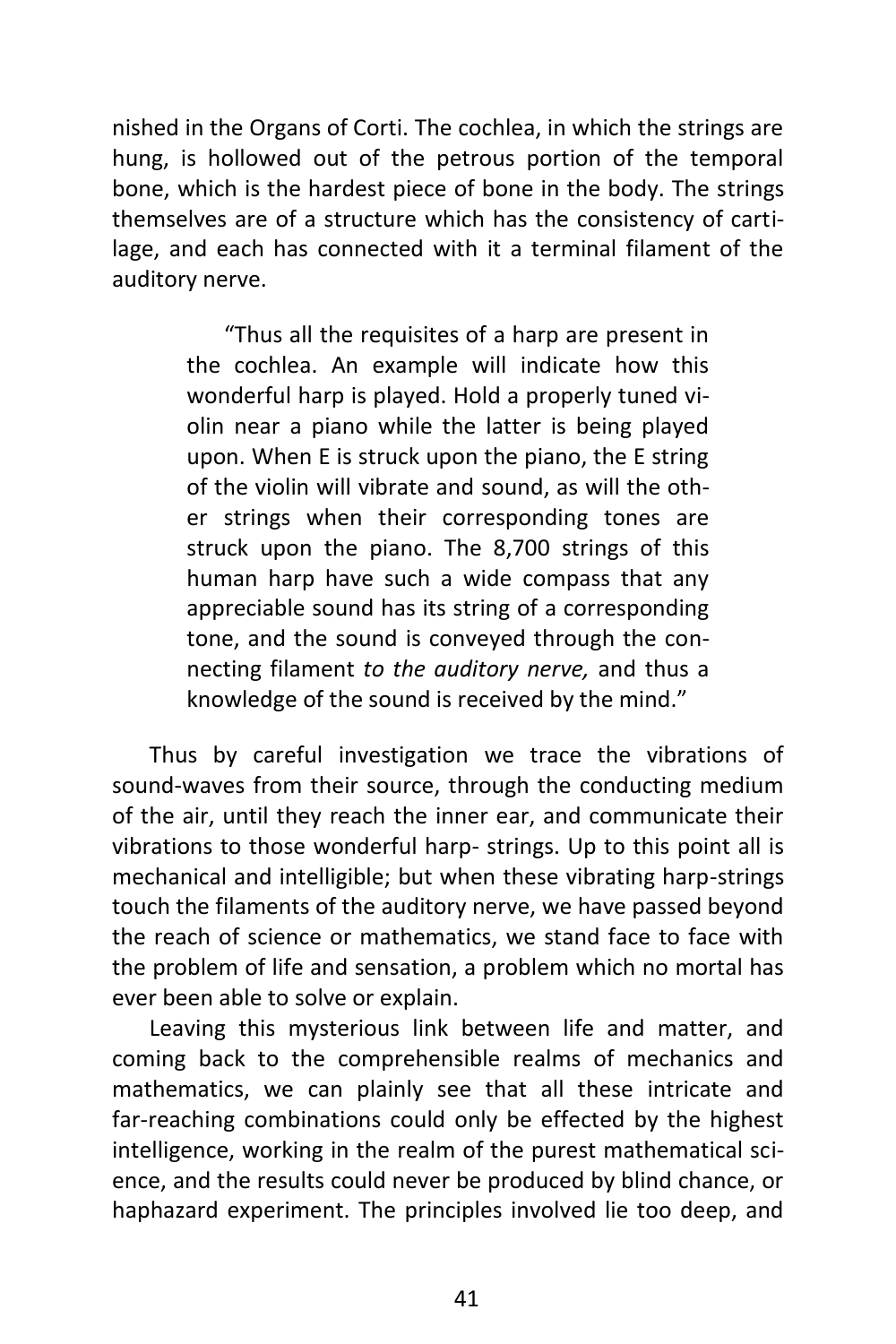nished in the Organs of Corti. The cochlea, in which the strings are hung, is hollowed out of the petrous portion of the temporal bone, which is the hardest piece of bone in the body. The strings themselves are of a structure which has the consistency of cartilage, and each has connected with it a terminal filament of the auditory nerve.

> "Thus all the requisites of a harp are present in the cochlea. An example will indicate how this wonderful harp is played. Hold a properly tuned violin near a piano while the latter is being played upon. When E is struck upon the piano, the E string of the violin will vibrate and sound, as will the other strings when their corresponding tones are struck upon the piano. The 8,700 strings of this human harp have such a wide compass that any appreciable sound has its string of a corresponding tone, and the sound is conveyed through the connecting filament *to the auditory nerve,* and thus a knowledge of the sound is received by the mind."

Thus by careful investigation we trace the vibrations of sound-waves from their source, through the conducting medium of the air, until they reach the inner ear, and communicate their vibrations to those wonderful harp- strings. Up to this point all is mechanical and intelligible; but when these vibrating harp-strings touch the filaments of the auditory nerve, we have passed beyond the reach of science or mathematics, we stand face to face with the problem of life and sensation, a problem which no mortal has ever been able to solve or explain.

Leaving this mysterious link between life and matter, and coming back to the comprehensible realms of mechanics and mathematics, we can plainly see that all these intricate and far-reaching combinations could only be effected by the highest intelligence, working in the realm of the purest mathematical science, and the results could never be produced by blind chance, or haphazard experiment. The principles involved lie too deep, and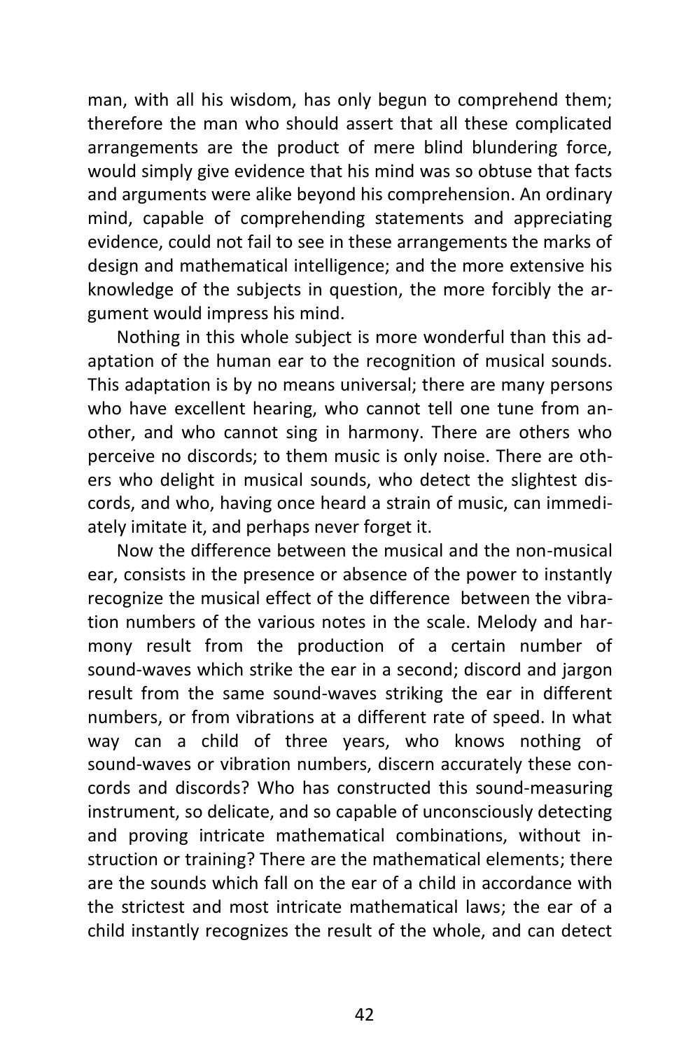man, with all his wisdom, has only begun to comprehend them; therefore the man who should assert that all these complicated arrangements are the product of mere blind blundering force, would simply give evidence that his mind was so obtuse that facts and arguments were alike beyond his comprehension. An ordinary mind, capable of comprehending statements and appreciating evidence, could not fail to see in these arrangements the marks of design and mathematical intelligence; and the more extensive his knowledge of the subjects in question, the more forcibly the argument would impress his mind.

Nothing in this whole subject is more wonderful than this adaptation of the human ear to the recognition of musical sounds. This adaptation is by no means universal; there are many persons who have excellent hearing, who cannot tell one tune from another, and who cannot sing in harmony. There are others who perceive no discords; to them music is only noise. There are others who delight in musical sounds, who detect the slightest discords, and who, having once heard a strain of music, can immediately imitate it, and perhaps never forget it.

Now the difference between the musical and the non-musical ear, consists in the presence or absence of the power to instantly recognize the musical effect of the difference between the vibration numbers of the various notes in the scale. Melody and harmony result from the production of a certain number of sound-waves which strike the ear in a second; discord and jargon result from the same sound-waves striking the ear in different numbers, or from vibrations at a different rate of speed. In what way can a child of three years, who knows nothing of sound-waves or vibration numbers, discern accurately these concords and discords? Who has constructed this sound-measuring instrument, so delicate, and so capable of unconsciously detecting and proving intricate mathematical combinations, without instruction or training? There are the mathematical elements; there are the sounds which fall on the ear of a child in accordance with the strictest and most intricate mathematical laws; the ear of a child instantly recognizes the result of the whole, and can detect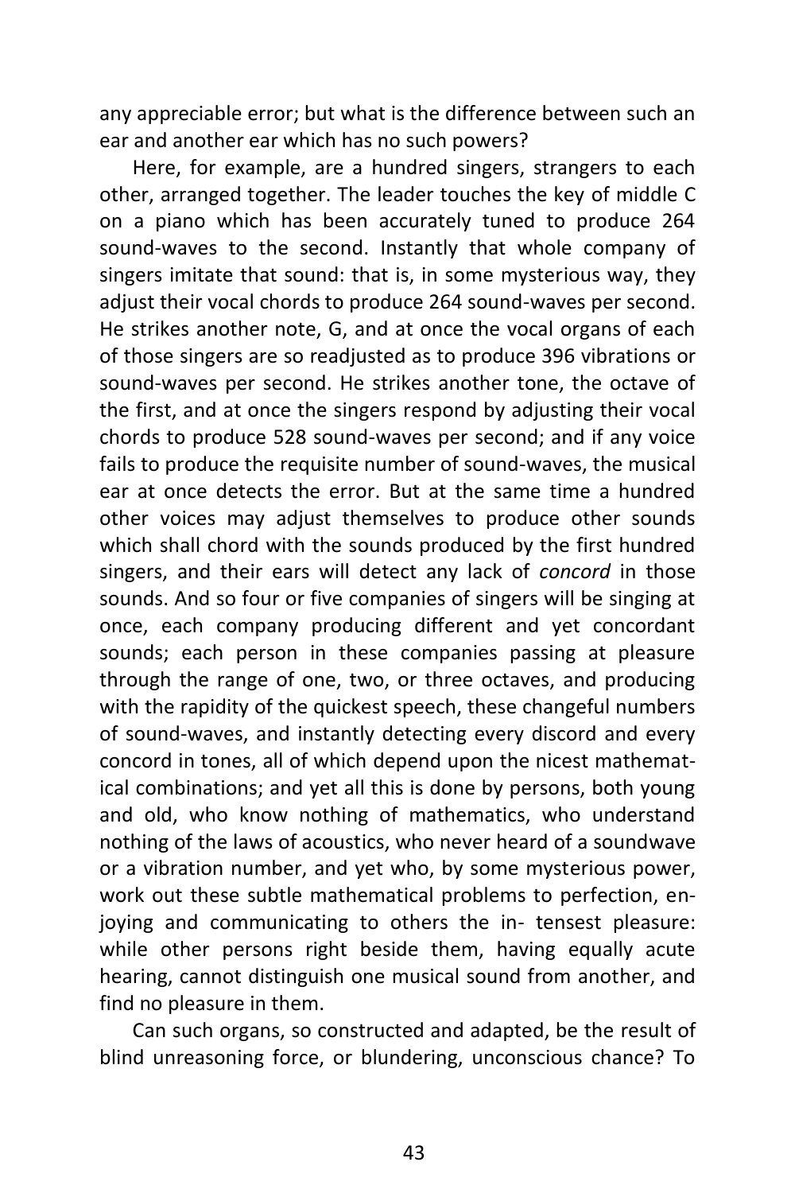any appreciable error; but what is the difference between such an ear and another ear which has no such powers?

Here, for example, are a hundred singers, strangers to each other, arranged together. The leader touches the key of middle C on a piano which has been accurately tuned to produce 264 sound-waves to the second. Instantly that whole company of singers imitate that sound: that is, in some mysterious way, they adjust their vocal chords to produce 264 sound-waves per second. He strikes another note, G, and at once the vocal organs of each of those singers are so readjusted as to produce 396 vibrations or sound-waves per second. He strikes another tone, the octave of the first, and at once the singers respond by adjusting their vocal chords to produce 528 sound-waves per second; and if any voice fails to produce the requisite number of sound-waves, the musical ear at once detects the error. But at the same time a hundred other voices may adjust themselves to produce other sounds which shall chord with the sounds produced by the first hundred singers, and their ears will detect any lack of *concord* in those sounds. And so four or five companies of singers will be singing at once, each company producing different and yet concordant sounds; each person in these companies passing at pleasure through the range of one, two, or three octaves, and producing with the rapidity of the quickest speech, these changeful numbers of sound-waves, and instantly detecting every discord and every concord in tones, all of which depend upon the nicest mathematical combinations; and yet all this is done by persons, both young and old, who know nothing of mathematics, who understand nothing of the laws of acoustics, who never heard of a soundwave or a vibration number, and yet who, by some mysterious power, work out these subtle mathematical problems to perfection, enjoying and communicating to others the in- tensest pleasure: while other persons right beside them, having equally acute hearing, cannot distinguish one musical sound from another, and find no pleasure in them.

Can such organs, so constructed and adapted, be the result of blind unreasoning force, or blundering, unconscious chance? To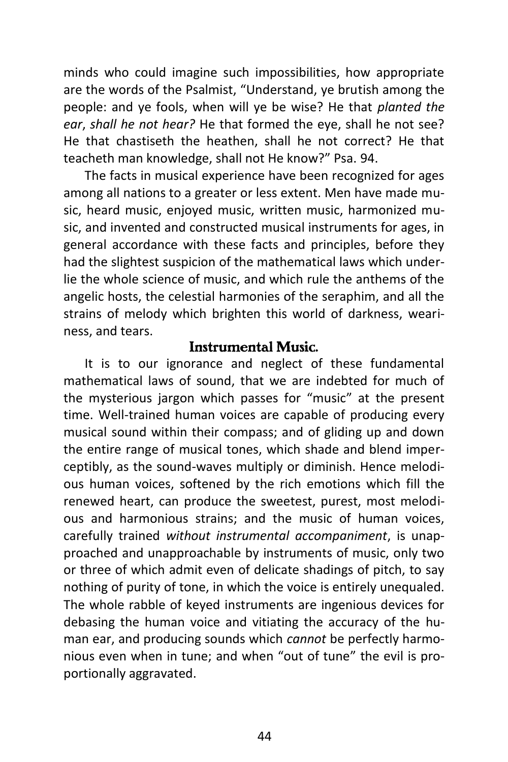minds who could imagine such impossibilities, how appropriate are the words of the Psalmist, "Understand, ye brutish among the people: and ye fools, when will ye be wise? He that *planted the ear*, *shall he not hear?* He that formed the eye, shall he not see? He that chastiseth the heathen, shall he not correct? He that teacheth man knowledge, shall not He know?" Psa. 94.

The facts in musical experience have been recognized for ages among all nations to a greater or less extent. Men have made music, heard music, enjoyed music, written music, harmonized music, and invented and constructed musical instruments for ages, in general accordance with these facts and principles, before they had the slightest suspicion of the mathematical laws which underlie the whole science of music, and which rule the anthems of the angelic hosts, the celestial harmonies of the seraphim, and all the strains of melody which brighten this world of darkness, weariness, and tears.

### Instrumental Music.

It is to our ignorance and neglect of these fundamental mathematical laws of sound, that we are indebted for much of the mysterious jargon which passes for "music" at the present time. Well-trained human voices are capable of producing every musical sound within their compass; and of gliding up and down the entire range of musical tones, which shade and blend imperceptibly, as the sound-waves multiply or diminish. Hence melodious human voices, softened by the rich emotions which fill the renewed heart, can produce the sweetest, purest, most melodious and harmonious strains; and the music of human voices, carefully trained *without instrumental accompaniment*, is unapproached and unapproachable by instruments of music, only two or three of which admit even of delicate shadings of pitch, to say nothing of purity of tone, in which the voice is entirely unequaled. The whole rabble of keyed instruments are ingenious devices for debasing the human voice and vitiating the accuracy of the human ear, and producing sounds which *cannot* be perfectly harmonious even when in tune; and when "out of tune" the evil is proportionally aggravated.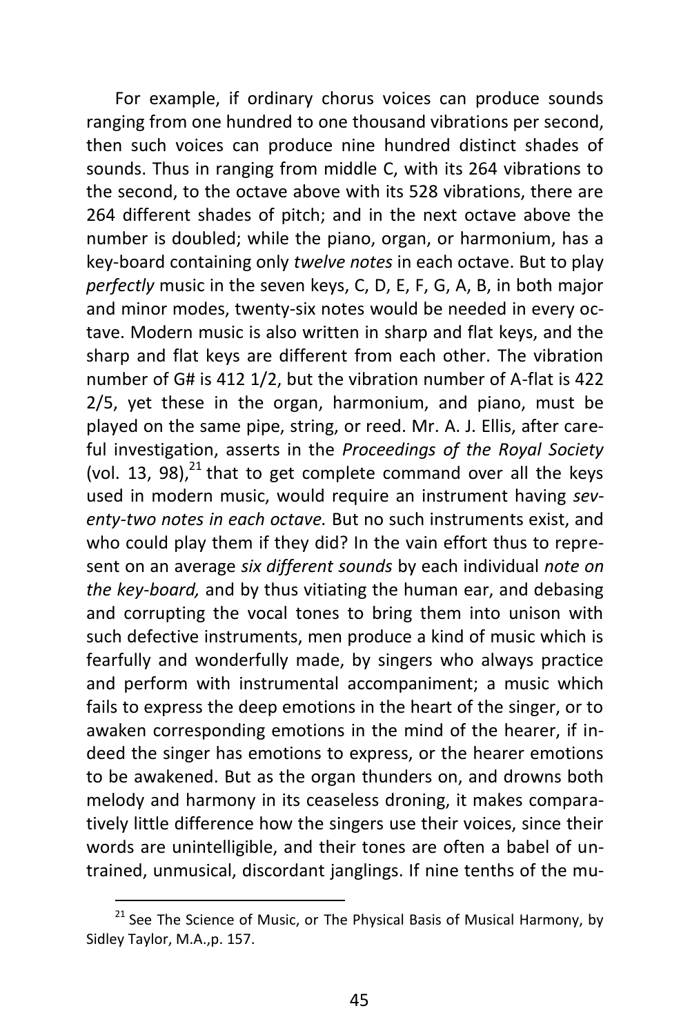For example, if ordinary chorus voices can produce sounds ranging from one hundred to one thousand vibrations per second, then such voices can produce nine hundred distinct shades of sounds. Thus in ranging from middle C, with its 264 vibrations to the second, to the octave above with its 528 vibrations, there are 264 different shades of pitch; and in the next octave above the number is doubled; while the piano, organ, or harmonium, has a key-board containing only *twelve notes* in each octave. But to play *perfectly* music in the seven keys, C, D, E, F, G, A, B, in both major and minor modes, twenty-six notes would be needed in every octave. Modern music is also written in sharp and flat keys, and the sharp and flat keys are different from each other. The vibration number of G# is 412 1/2, but the vibration number of A-flat is 422 2/5, yet these in the organ, harmonium, and piano, must be played on the same pipe, string, or reed. Mr. A. J. Ellis, after careful investigation, asserts in the *Proceedings of the Royal Society* (vol. 13, 98),[21] that to get complete command over all the keys used in modern music, would require an instrument having *seventy-two notes in each octave.* But no such instruments exist, and who could play them if they did? In the vain effort thus to represent on an average *six different sounds* by each individual *note on the key-board,* and by thus vitiating the human ear, and debasing and corrupting the vocal tones to bring them into unison with such defective instruments, men produce a kind of music which is fearfully and wonderfully made, by singers who always practice and perform with instrumental accompaniment; a music which fails to express the deep emotions in the heart of the singer, or to awaken corresponding emotions in the mind of the hearer, if indeed the singer has emotions to express, or the hearer emotions to be awakened. But as the organ thunders on, and drowns both melody and harmony in its ceaseless droning, it makes comparatively little difference how the singers use their voices, since their words are unintelligible, and their tones are often a babel of untrained, unmusical, discordant janglings. If nine tenths of the mu-

---

[21] See The Science of Music, or The Physical Basis of Musical Harmony, by Sidley Taylor, M.A.,p. 157.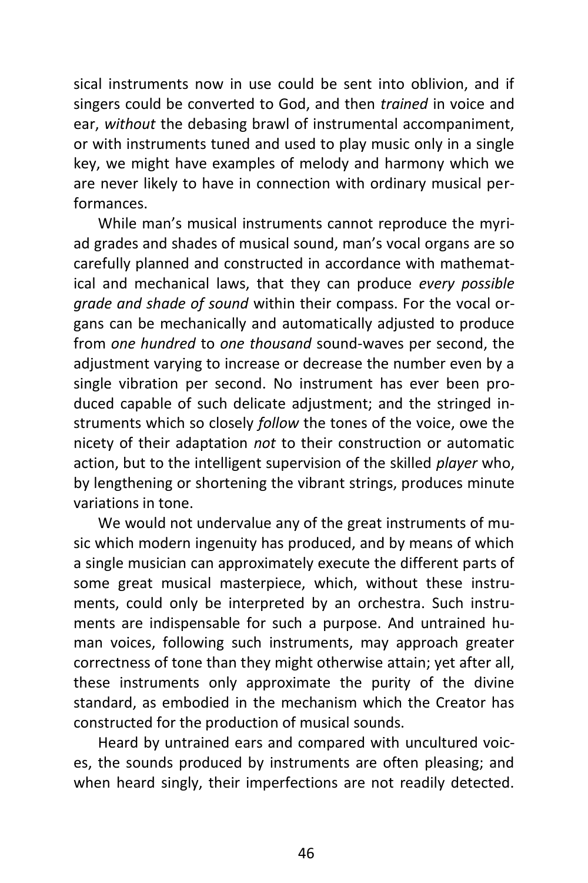sical instruments now in use could be sent into oblivion, and if singers could be converted to God, and then *trained* in voice and ear, *without* the debasing brawl of instrumental accompaniment, or with instruments tuned and used to play music only in a single key, we might have examples of melody and harmony which we are never likely to have in connection with ordinary musical performances.

While man's musical instruments cannot reproduce the myriad grades and shades of musical sound, man's vocal organs are so carefully planned and constructed in accordance with mathematical and mechanical laws, that they can produce *every possible grade and shade of sound* within their compass. For the vocal organs can be mechanically and automatically adjusted to produce from *one hundred* to *one thousand* sound-waves per second, the adjustment varying to increase or decrease the number even by a single vibration per second. No instrument has ever been produced capable of such delicate adjustment; and the stringed instruments which so closely *follow* the tones of the voice, owe the nicety of their adaptation *not* to their construction or automatic action, but to the intelligent supervision of the skilled *player* who, by lengthening or shortening the vibrant strings, produces minute variations in tone.

We would not undervalue any of the great instruments of music which modern ingenuity has produced, and by means of which a single musician can approximately execute the different parts of some great musical masterpiece, which, without these instruments, could only be interpreted by an orchestra. Such instruments are indispensable for such a purpose. And untrained human voices, following such instruments, may approach greater correctness of tone than they might otherwise attain; yet after all, these instruments only approximate the purity of the divine standard, as embodied in the mechanism which the Creator has constructed for the production of musical sounds.

Heard by untrained ears and compared with uncultured voices, the sounds produced by instruments are often pleasing; and when heard singly, their imperfections are not readily detected.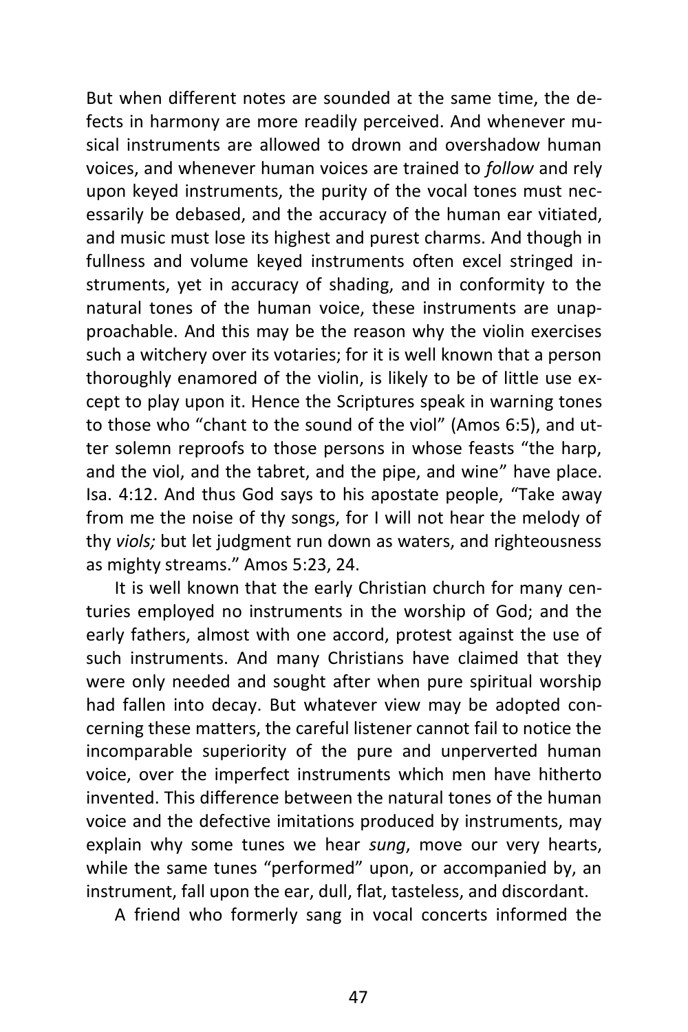But when different notes are sounded at the same time, the defects in harmony are more readily perceived. And whenever musical instruments are allowed to drown and overshadow human voices, and whenever human voices are trained to *follow* and rely upon keyed instruments, the purity of the vocal tones must necessarily be debased, and the accuracy of the human ear vitiated, and music must lose its highest and purest charms. And though in fullness and volume keyed instruments often excel stringed instruments, yet in accuracy of shading, and in conformity to the natural tones of the human voice, these instruments are unapproachable. And this may be the reason why the violin exercises such a witchery over its votaries; for it is well known that a person thoroughly enamored of the violin, is likely to be of little use except to play upon it. Hence the Scriptures speak in warning tones to those who "chant to the sound of the viol" (Amos 6:5), and utter solemn reproofs to those persons in whose feasts "the harp, and the viol, and the tabret, and the pipe, and wine" have place. Isa. 4:12. And thus God says to his apostate people, "Take away from me the noise of thy songs, for I will not hear the melody of thy *viols;* but let judgment run down as waters, and righteousness as mighty streams." Amos 5:23, 24.

It is well known that the early Christian church for many centuries employed no instruments in the worship of God; and the early fathers, almost with one accord, protest against the use of such instruments. And many Christians have claimed that they were only needed and sought after when pure spiritual worship had fallen into decay. But whatever view may be adopted concerning these matters, the careful listener cannot fail to notice the incomparable superiority of the pure and unperverted human voice, over the imperfect instruments which men have hitherto invented. This difference between the natural tones of the human voice and the defective imitations produced by instruments, may explain why some tunes we hear *sung*, move our very hearts, while the same tunes "performed" upon, or accompanied by, an instrument, fall upon the ear, dull, flat, tasteless, and discordant.

A friend who formerly sang in vocal concerts informed the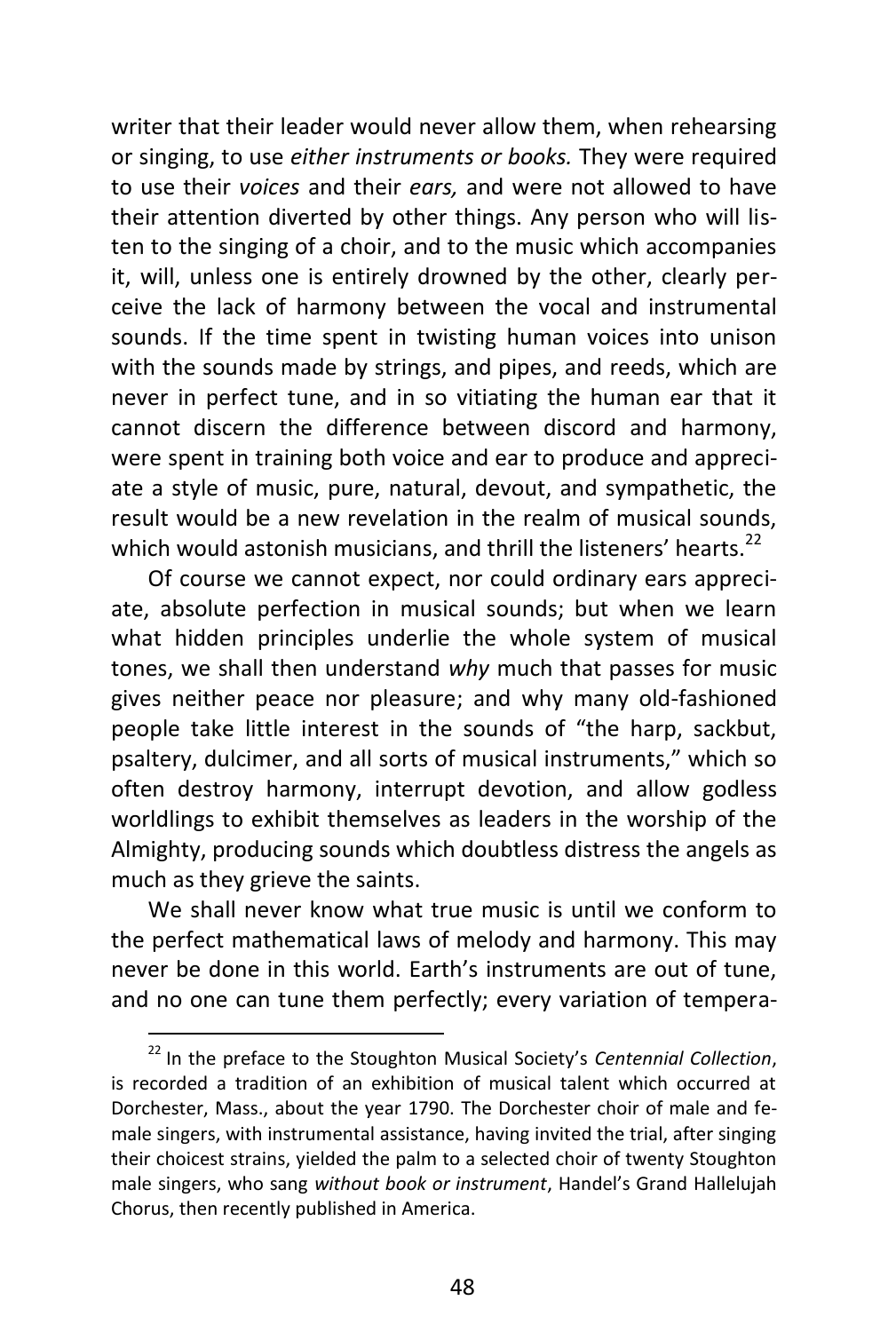writer that their leader would never allow them, when rehearsing or singing, to use *either instruments or books.* They were required to use their *voices* and their *ears,* and were not allowed to have their attention diverted by other things. Any person who will listen to the singing of a choir, and to the music which accompanies it, will, unless one is entirely drowned by the other, clearly perceive the lack of harmony between the vocal and instrumental sounds. If the time spent in twisting human voices into unison with the sounds made by strings, and pipes, and reeds, which are never in perfect tune, and in so vitiating the human ear that it cannot discern the difference between discord and harmony, were spent in training both voice and ear to produce and appreciate a style of music, pure, natural, devout, and sympathetic, the result would be a new revelation in the realm of musical sounds, which would astonish musicians, and thrill the listeners' hearts.[22]

Of course we cannot expect, nor could ordinary ears appreciate, absolute perfection in musical sounds; but when we learn what hidden principles underlie the whole system of musical tones, we shall then understand *why* much that passes for music gives neither peace nor pleasure; and why many old-fashioned people take little interest in the sounds of "the harp, sackbut, psaltery, dulcimer, and all sorts of musical instruments," which so often destroy harmony, interrupt devotion, and allow godless worldlings to exhibit themselves as leaders in the worship of the Almighty, producing sounds which doubtless distress the angels as much as they grieve the saints.

We shall never know what true music is until we conform to the perfect mathematical laws of melody and harmony. This may never be done in this world. Earth's instruments are out of tune, and no one can tune them perfectly; every variation of tempera-

---

[22] In the preface to the Stoughton Musical Society's *Centennial Collection*, is recorded a tradition of an exhibition of musical talent which occurred at Dorchester, Mass., about the year 1790. The Dorchester choir of male and female singers, with instrumental assistance, having invited the trial, after singing their choicest strains, yielded the palm to a selected choir of twenty Stoughton male singers, who sang *without book or instrument*, Handel's Grand Hallelujah Chorus, then recently published in America.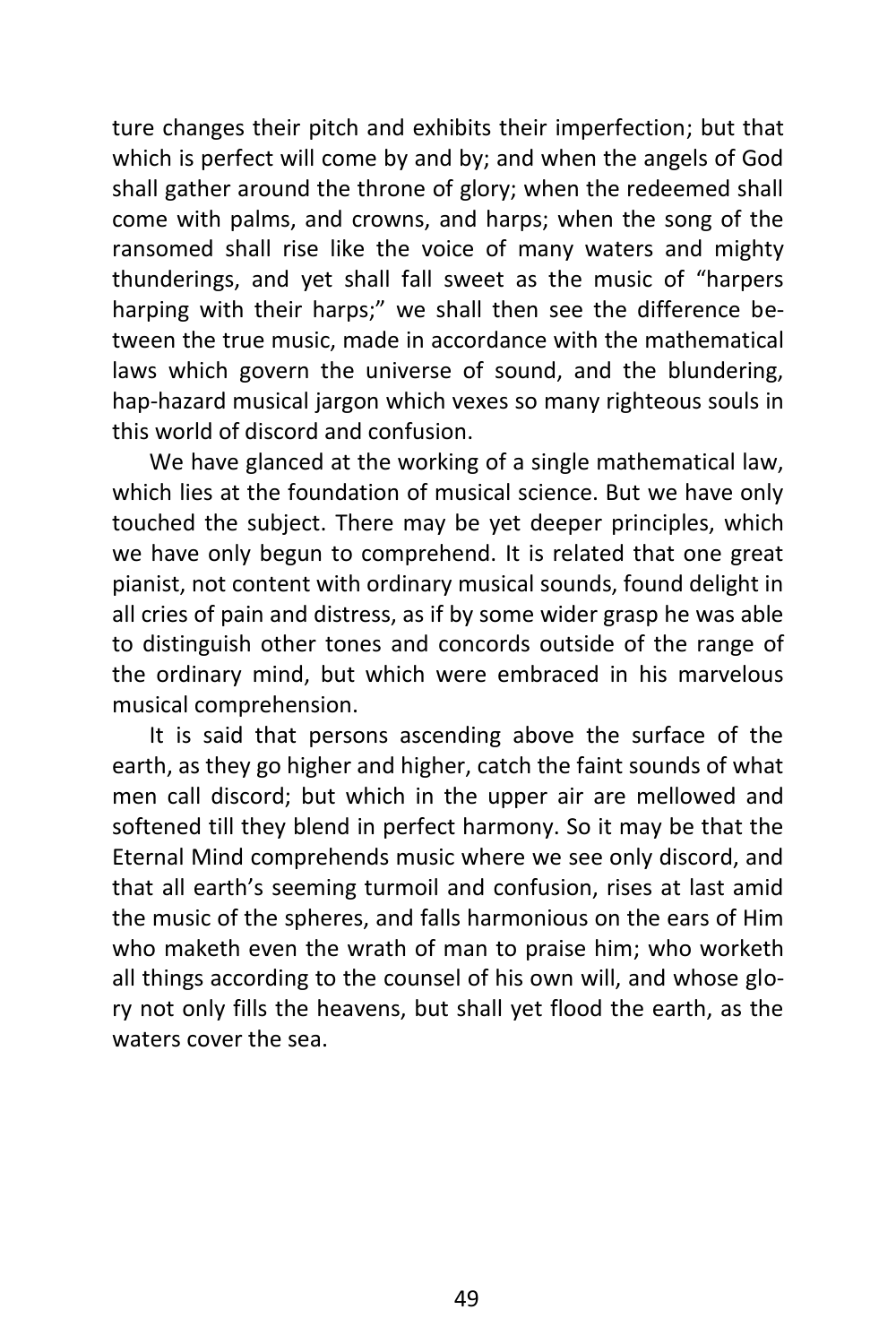ture changes their pitch and exhibits their imperfection; but that which is perfect will come by and by; and when the angels of God shall gather around the throne of glory; when the redeemed shall come with palms, and crowns, and harps; when the song of the ransomed shall rise like the voice of many waters and mighty thunderings, and yet shall fall sweet as the music of "harpers harping with their harps;" we shall then see the difference between the true music, made in accordance with the mathematical laws which govern the universe of sound, and the blundering, hap-hazard musical jargon which vexes so many righteous souls in this world of discord and confusion.

We have glanced at the working of a single mathematical law, which lies at the foundation of musical science. But we have only touched the subject. There may be yet deeper principles, which we have only begun to comprehend. It is related that one great pianist, not content with ordinary musical sounds, found delight in all cries of pain and distress, as if by some wider grasp he was able to distinguish other tones and concords outside of the range of the ordinary mind, but which were embraced in his marvelous musical comprehension.

It is said that persons ascending above the surface of the earth, as they go higher and higher, catch the faint sounds of what men call discord; but which in the upper air are mellowed and softened till they blend in perfect harmony. So it may be that the Eternal Mind comprehends music where we see only discord, and that all earth's seeming turmoil and confusion, rises at last amid the music of the spheres, and falls harmonious on the ears of Him who maketh even the wrath of man to praise him; who worketh all things according to the counsel of his own will, and whose glory not only fills the heavens, but shall yet flood the earth, as the waters cover the sea.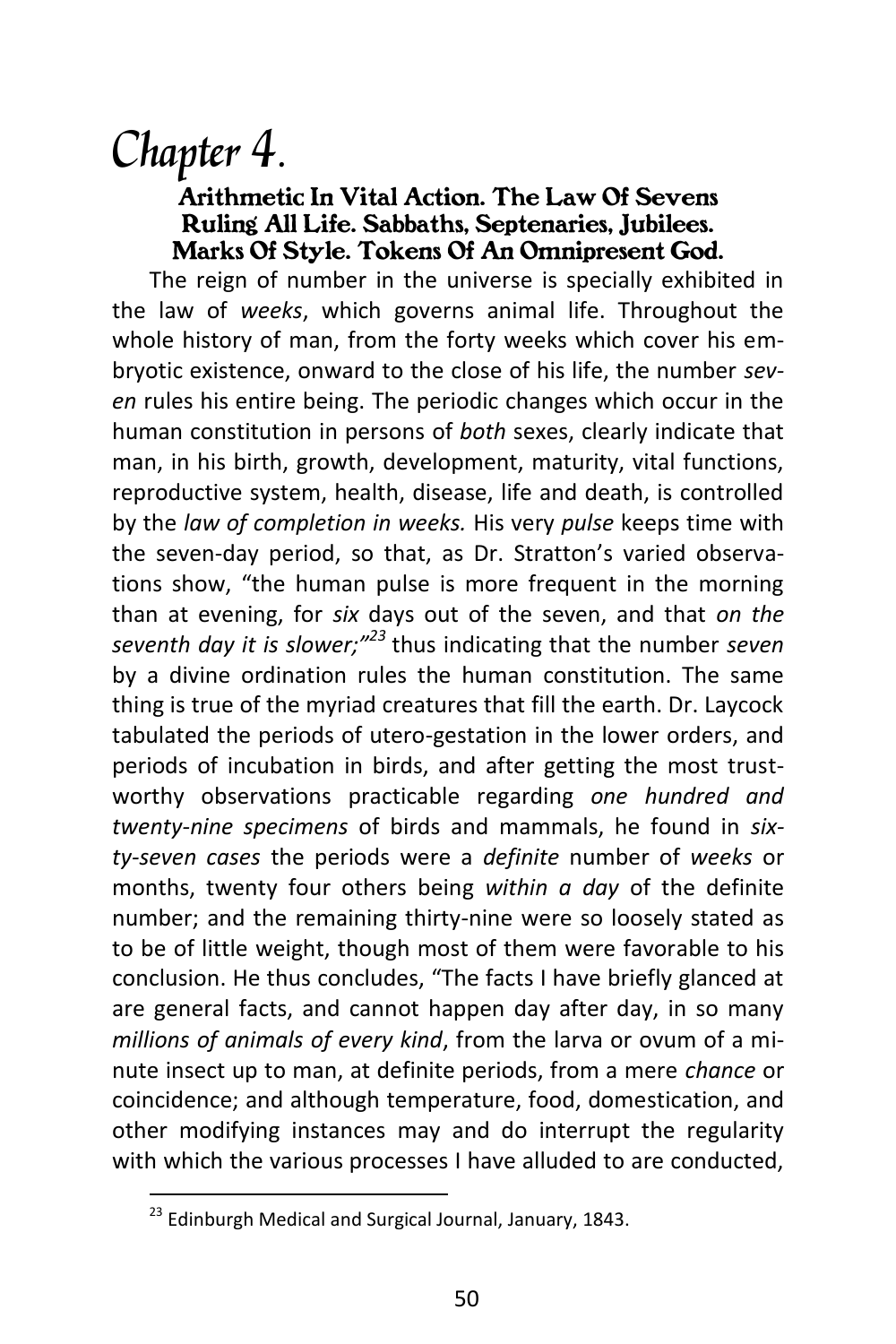# Chapter 4.

### Arithmetic In Vital Action. The Law Of Sevens Ruling All Life. Sabbaths, Septenaries, Jubilees. Marks Of Style. Tokens Of An Omnipresent God.

The reign of number in the universe is specially exhibited in the law of *weeks*, which governs animal life. Throughout the whole history of man, from the forty weeks which cover his embryotic existence, onward to the close of his life, the number *seven* rules his entire being. The periodic changes which occur in the human constitution in persons of *both* sexes, clearly indicate that man, in his birth, growth, development, maturity, vital functions, reproductive system, health, disease, life and death, is controlled by the *law of completion in weeks.* His very *pulse* keeps time with the seven-day period, so that, as Dr. Stratton's varied observations show, "the human pulse is more frequent in the morning than at evening, for *six* days out of the seven, and that *on the seventh day it is slower;"*[23] thus indicating that the number *seven* by a divine ordination rules the human constitution. The same thing is true of the myriad creatures that fill the earth. Dr. Laycock tabulated the periods of utero-gestation in the lower orders, and periods of incubation in birds, and after getting the most trustworthy observations practicable regarding *one hundred and twenty-nine specimens* of birds and mammals, he found in *sixty-seven cases* the periods were a *definite* number of *weeks* or months, twenty four others being *within a day* of the definite number; and the remaining thirty-nine were so loosely stated as to be of little weight, though most of them were favorable to his conclusion. He thus concludes, "The facts I have briefly glanced at are general facts, and cannot happen day after day, in so many *millions of animals of every kind*, from the larva or ovum of a minute insect up to man, at definite periods, from a mere *chance* or coincidence; and although temperature, food, domestication, and other modifying instances may and do interrupt the regularity with which the various processes I have alluded to are conducted,

[23] Edinburgh Medical and Surgical Journal, January, 1843.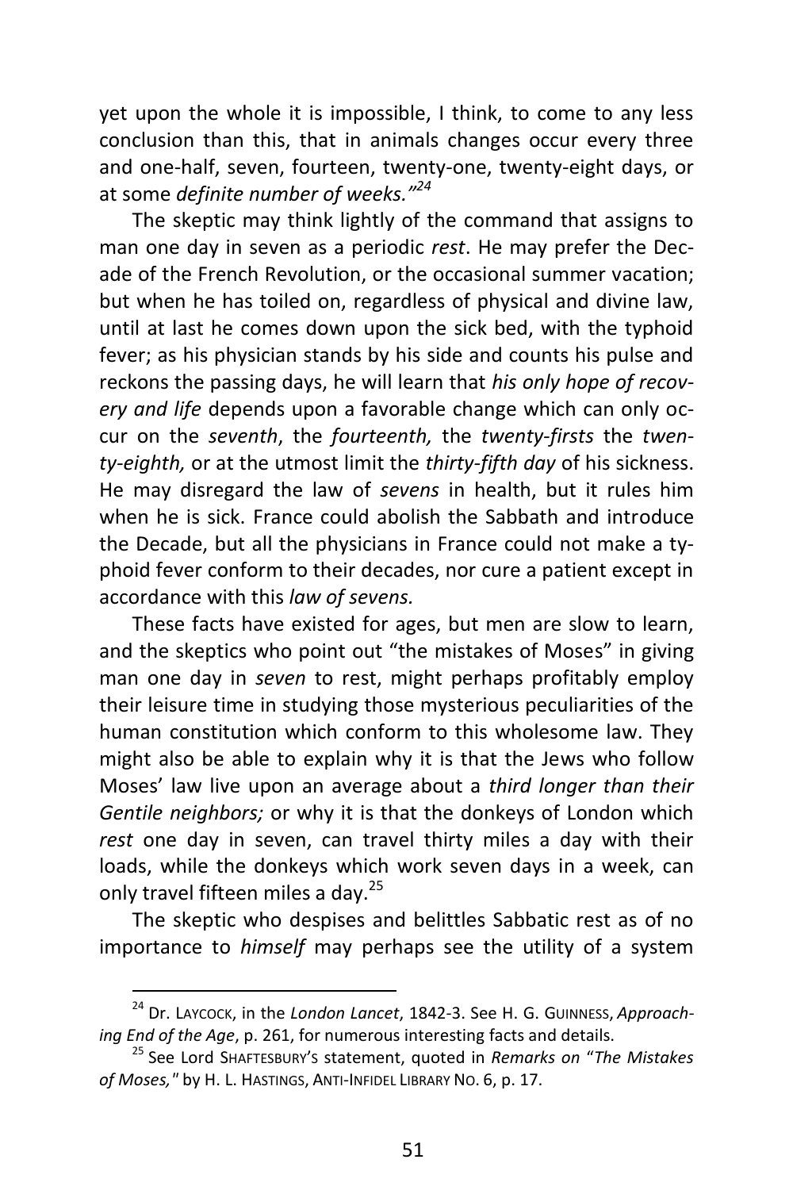yet upon the whole it is impossible, I think, to come to any less conclusion than this, that in animals changes occur every three and one-half, seven, fourteen, twenty-one, twenty-eight days, or at some *definite number of weeks."*[24]

The skeptic may think lightly of the command that assigns to man one day in seven as a periodic *rest*. He may prefer the Decade of the French Revolution, or the occasional summer vacation; but when he has toiled on, regardless of physical and divine law, until at last he comes down upon the sick bed, with the typhoid fever; as his physician stands by his side and counts his pulse and reckons the passing days, he will learn that *his only hope of recovery and life* depends upon a favorable change which can only occur on the *seventh*, the *fourteenth,* the *twenty-firsts* the *twenty-eighth,* or at the utmost limit the *thirty-fifth day* of his sickness. He may disregard the law of *sevens* in health, but it rules him when he is sick. France could abolish the Sabbath and introduce the Decade, but all the physicians in France could not make a typhoid fever conform to their decades, nor cure a patient except in accordance with this *law of sevens.*

These facts have existed for ages, but men are slow to learn, and the skeptics who point out "the mistakes of Moses" in giving man one day in *seven* to rest, might perhaps profitably employ their leisure time in studying those mysterious peculiarities of the human constitution which conform to this wholesome law. They might also be able to explain why it is that the Jews who follow Moses' law live upon an average about a *third longer than their Gentile neighbors;* or why it is that the donkeys of London which *rest* one day in seven, can travel thirty miles a day with their loads, while the donkeys which work seven days in a week, can only travel fifteen miles a day.[25]

The skeptic who despises and belittles Sabbatic rest as of no importance to *himself* may perhaps see the utility of a system

---

[24] Dr. Laycock, in the *London Lancet*, 1842-3. See H. G. Guinness, *Approaching End of the Age*, p. 261, for numerous interesting facts and details.

[25] See Lord Shaftesbury's statement, quoted in *Remarks on "The Mistakes of Moses,"* by H. L. Hastings, Anti-Infidel Library No. 6, p. 17.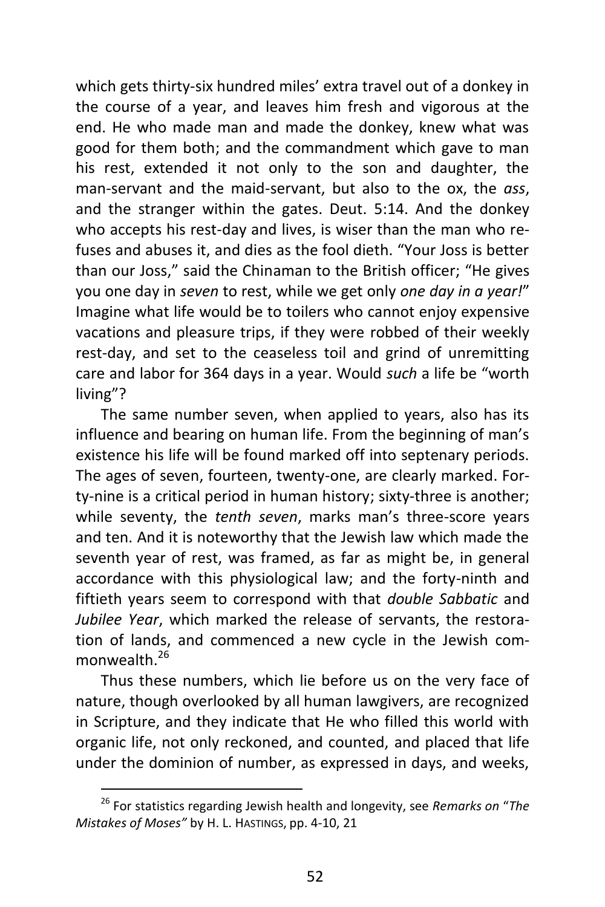which gets thirty-six hundred miles' extra travel out of a donkey in the course of a year, and leaves him fresh and vigorous at the end. He who made man and made the donkey, knew what was good for them both; and the commandment which gave to man his rest, extended it not only to the son and daughter, the man-servant and the maid-servant, but also to the ox, the *ass*, and the stranger within the gates. Deut. 5:14. And the donkey who accepts his rest-day and lives, is wiser than the man who refuses and abuses it, and dies as the fool dieth. "Your Joss is better than our Joss," said the Chinaman to the British officer; "He gives you one day in *seven* to rest, while we get only *one day in a year!*" Imagine what life would be to toilers who cannot enjoy expensive vacations and pleasure trips, if they were robbed of their weekly rest-day, and set to the ceaseless toil and grind of unremitting care and labor for 364 days in a year. Would *such* a life be "worth living"?

The same number seven, when applied to years, also has its influence and bearing on human life. From the beginning of man's existence his life will be found marked off into septenary periods. The ages of seven, fourteen, twenty-one, are clearly marked. Forty-nine is a critical period in human history; sixty-three is another; while seventy, the *tenth seven*, marks man's three-score years and ten. And it is noteworthy that the Jewish law which made the seventh year of rest, was framed, as far as might be, in general accordance with this physiological law; and the forty-ninth and fiftieth years seem to correspond with that *double Sabbatic* and *Jubilee Year*, which marked the release of servants, the restoration of lands, and commenced a new cycle in the Jewish commonwealth.[26]

Thus these numbers, which lie before us on the very face of nature, though overlooked by all human lawgivers, are recognized in Scripture, and they indicate that He who filled this world with organic life, not only reckoned, and counted, and placed that life under the dominion of number, as expressed in days, and weeks,

---

[26] For statistics regarding Jewish health and longevity, see *Remarks on "The Mistakes of Moses"* by H. L. HASTINGS, pp. 4-10, 21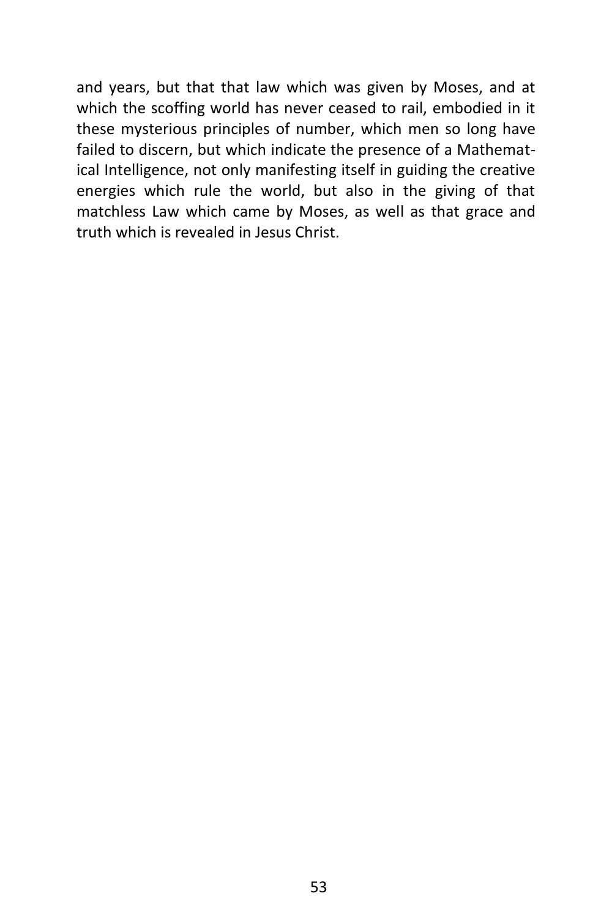and years, but that that law which was given by Moses, and at which the scoffing world has never ceased to rail, embodied in it these mysterious principles of number, which men so long have failed to discern, but which indicate the presence of a Mathematical Intelligence, not only manifesting itself in guiding the creative energies which rule the world, but also in the giving of that matchless Law which came by Moses, as well as that grace and truth which is revealed in Jesus Christ.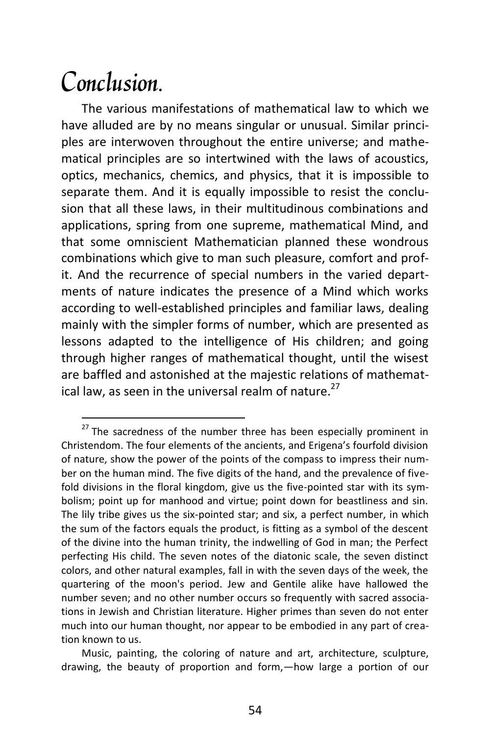# Conclusion.

The various manifestations of mathematical law to which we have alluded are by no means singular or unusual. Similar principles are interwoven throughout the entire universe; and mathematical principles are so intertwined with the laws of acoustics, optics, mechanics, chemics, and physics, that it is impossible to separate them. And it is equally impossible to resist the conclusion that all these laws, in their multitudinous combinations and applications, spring from one supreme, mathematical Mind, and that some omniscient Mathematician planned these wondrous combinations which give to man such pleasure, comfort and profit. And the recurrence of special numbers in the varied departments of nature indicates the presence of a Mind which works according to well-established principles and familiar laws, dealing mainly with the simpler forms of number, which are presented as lessons adapted to the intelligence of His children; and going through higher ranges of mathematical thought, until the wisest are baffled and astonished at the majestic relations of mathematical law, as seen in the universal realm of nature.[27]

---

[27] The sacredness of the number three has been especially prominent in Christendom. The four elements of the ancients, and Erigena's fourfold division of nature, show the power of the points of the compass to impress their number on the human mind. The five digits of the hand, and the prevalence of fivefold divisions in the floral kingdom, give us the five-pointed star with its symbolism; point up for manhood and virtue; point down for beastliness and sin. The lily tribe gives us the six-pointed star; and six, a perfect number, in which the sum of the factors equals the product, is fitting as a symbol of the descent of the divine into the human trinity, the indwelling of God in man; the Perfect perfecting His child. The seven notes of the diatonic scale, the seven distinct colors, and other natural examples, fall in with the seven days of the week, the quartering of the moon's period. Jew and Gentile alike have hallowed the number seven; and no other number occurs so frequently with sacred associations in Jewish and Christian literature. Higher primes than seven do not enter much into our human thought, nor appear to be embodied in any part of creation known to us.

Music, painting, the coloring of nature and art, architecture, sculpture, drawing, the beauty of proportion and form,—how large a portion of our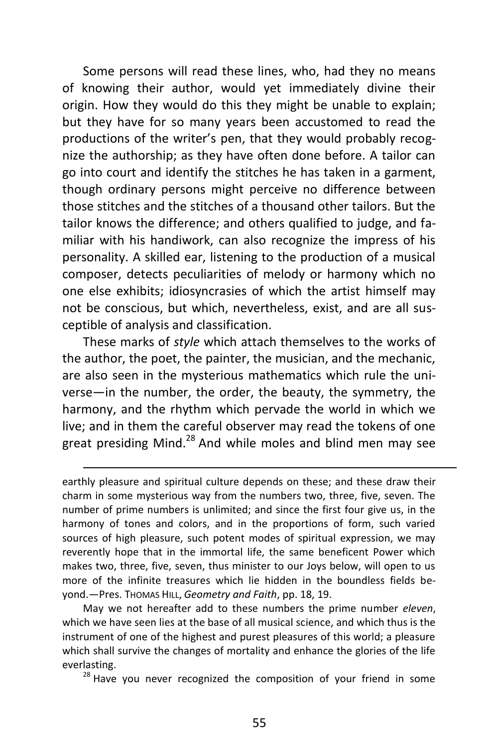Some persons will read these lines, who, had they no means of knowing their author, would yet immediately divine their origin. How they would do this they might be unable to explain; but they have for so many years been accustomed to read the productions of the writer's pen, that they would probably recognize the authorship; as they have often done before. A tailor can go into court and identify the stitches he has taken in a garment, though ordinary persons might perceive no difference between those stitches and the stitches of a thousand other tailors. But the tailor knows the difference; and others qualified to judge, and familiar with his handiwork, can also recognize the impress of his personality. A skilled ear, listening to the production of a musical composer, detects peculiarities of melody or harmony which no one else exhibits; idiosyncrasies of which the artist himself may not be conscious, but which, nevertheless, exist, and are all susceptible of analysis and classification.

These marks of *style* which attach themselves to the works of the author, the poet, the painter, the musician, and the mechanic, are also seen in the mysterious mathematics which rule the universe—in the number, the order, the beauty, the symmetry, the harmony, and the rhythm which pervade the world in which we live; and in them the careful observer may read the tokens of one great presiding Mind.[28] And while moles and blind men may see

---

earthly pleasure and spiritual culture depends on these; and these draw their charm in some mysterious way from the numbers two, three, five, seven. The number of prime numbers is unlimited; and since the first four give us, in the harmony of tones and colors, and in the proportions of form, such varied sources of high pleasure, such potent modes of spiritual expression, we may reverently hope that in the immortal life, the same beneficent Power which makes two, three, five, seven, thus minister to our Joys below, will open to us more of the infinite treasures which lie hidden in the boundless fields beyond.—Pres. THOMAS HILL, *Geometry and Faith*, pp. 18, 19.

May we not hereafter add to these numbers the prime number *eleven*, which we have seen lies at the base of all musical science, and which thus is the instrument of one of the highest and purest pleasures of this world; a pleasure which shall survive the changes of mortality and enhance the glories of the life everlasting.

[28] Have you never recognized the composition of your friend in some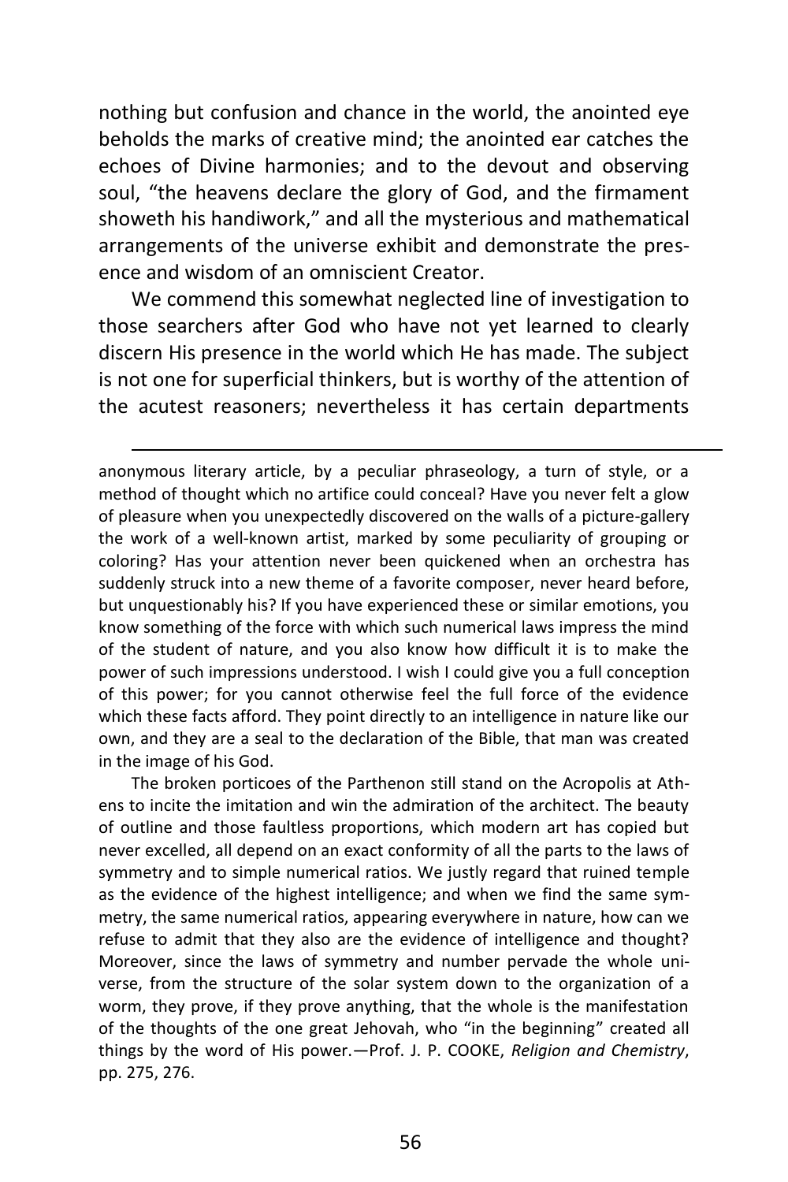nothing but confusion and chance in the world, the anointed eye beholds the marks of creative mind; the anointed ear catches the echoes of Divine harmonies; and to the devout and observing soul, "the heavens declare the glory of God, and the firmament showeth his handiwork," and all the mysterious and mathematical arrangements of the universe exhibit and demonstrate the presence and wisdom of an omniscient Creator.

We commend this somewhat neglected line of investigation to those searchers after God who have not yet learned to clearly discern His presence in the world which He has made. The subject is not one for superficial thinkers, but is worthy of the attention of the acutest reasoners; nevertheless it has certain departments

---

anonymous literary article, by a peculiar phraseology, a turn of style, or a method of thought which no artifice could conceal? Have you never felt a glow of pleasure when you unexpectedly discovered on the walls of a picture-gallery the work of a well-known artist, marked by some peculiarity of grouping or coloring? Has your attention never been quickened when an orchestra has suddenly struck into a new theme of a favorite composer, never heard before, but unquestionably his? If you have experienced these or similar emotions, you know something of the force with which such numerical laws impress the mind of the student of nature, and you also know how difficult it is to make the power of such impressions understood. I wish I could give you a full conception of this power; for you cannot otherwise feel the full force of the evidence which these facts afford. They point directly to an intelligence in nature like our own, and they are a seal to the declaration of the Bible, that man was created in the image of his God.

The broken porticoes of the Parthenon still stand on the Acropolis at Athens to incite the imitation and win the admiration of the architect. The beauty of outline and those faultless proportions, which modern art has copied but never excelled, all depend on an exact conformity of all the parts to the laws of symmetry and to simple numerical ratios. We justly regard that ruined temple as the evidence of the highest intelligence; and when we find the same symmetry, the same numerical ratios, appearing everywhere in nature, how can we refuse to admit that they also are the evidence of intelligence and thought? Moreover, since the laws of symmetry and number pervade the whole universe, from the structure of the solar system down to the organization of a worm, they prove, if they prove anything, that the whole is the manifestation of the thoughts of the one great Jehovah, who "in the beginning" created all things by the word of His power.—Prof. J. P. COOKE, *Religion and Chemistry*, pp. 275, 276.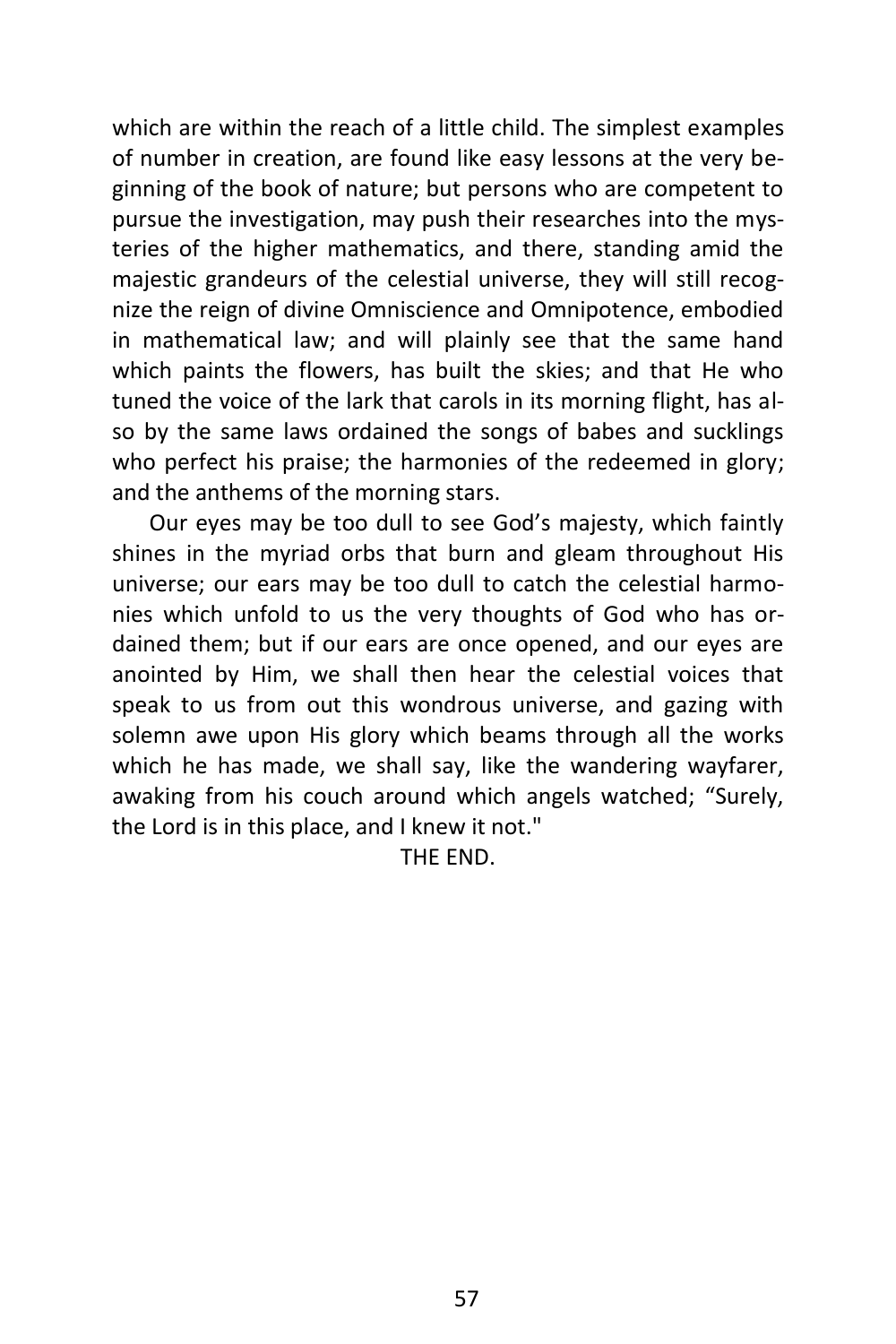which are within the reach of a little child. The simplest examples of number in creation, are found like easy lessons at the very beginning of the book of nature; but persons who are competent to pursue the investigation, may push their researches into the mysteries of the higher mathematics, and there, standing amid the majestic grandeurs of the celestial universe, they will still recognize the reign of divine Omniscience and Omnipotence, embodied in mathematical law; and will plainly see that the same hand which paints the flowers, has built the skies; and that He who tuned the voice of the lark that carols in its morning flight, has also by the same laws ordained the songs of babes and sucklings who perfect his praise; the harmonies of the redeemed in glory; and the anthems of the morning stars.

Our eyes may be too dull to see God's majesty, which faintly shines in the myriad orbs that burn and gleam throughout His universe; our ears may be too dull to catch the celestial harmonies which unfold to us the very thoughts of God who has ordained them; but if our ears are once opened, and our eyes are anointed by Him, we shall then hear the celestial voices that speak to us from out this wondrous universe, and gazing with solemn awe upon His glory which beams through all the works which he has made, we shall say, like the wandering wayfarer, awaking from his couch around which angels watched; "Surely, the Lord is in this place, and I knew it not."

THE END.